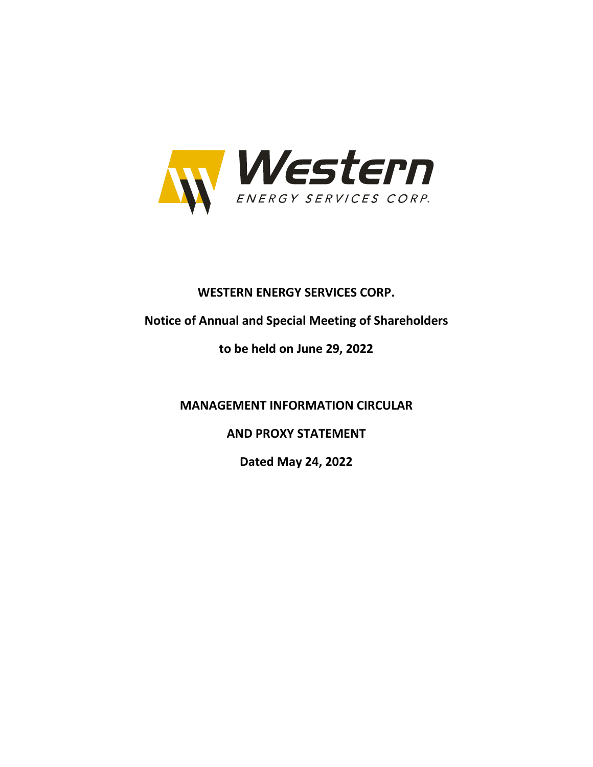# WESTERN ENERGY SERVICES CORP.

**Notice of Annual and Special Meeting of Shareholders**

**to be held on June 29, 2022**

**MANAGEMENT INFORMATION CIRCULAR**

**AND PROXY STATEMENT**

**Dated May 24, 2022**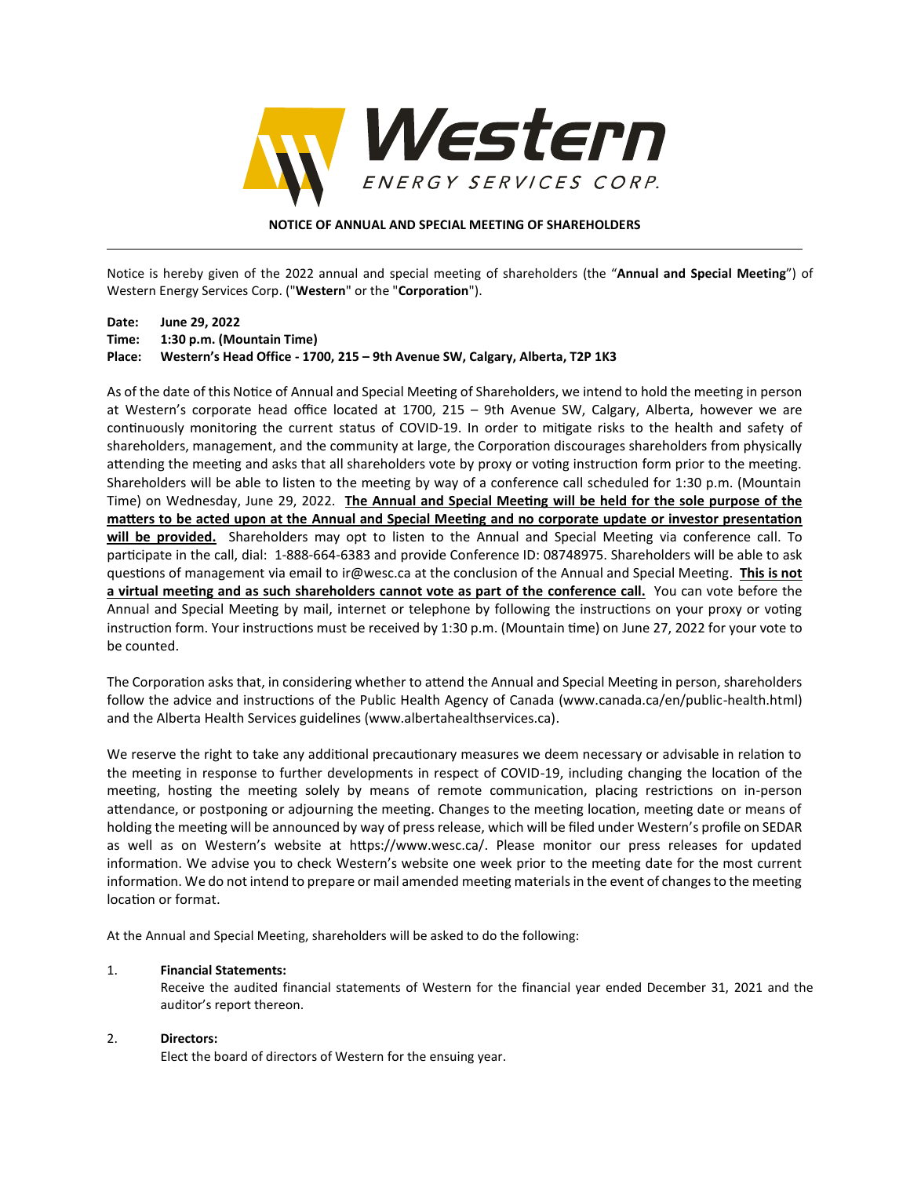Western ENERGY SERVICES CORP.

**NOTICE OF ANNUAL AND SPECIAL MEETING OF SHAREHOLDERS**

---

Notice is hereby given of the 2022 annual and special meeting of shareholders (the "**Annual and Special Meeting**") of Western Energy Services Corp. ("**Western**" or the "**Corporation**").

**Date: June 29, 2022**
**Time: 1:30 p.m. (Mountain Time)**
**Place: Western's Head Office - 1700, 215 – 9th Avenue SW, Calgary, Alberta, T2P 1K3**

As of the date of this Notice of Annual and Special Meeting of Shareholders, we intend to hold the meeting in person at Western's corporate head office located at 1700, 215 – 9th Avenue SW, Calgary, Alberta, however we are continuously monitoring the current status of COVID-19. In order to mitigate risks to the health and safety of shareholders, management, and the community at large, the Corporation discourages shareholders from physically attending the meeting and asks that all shareholders vote by proxy or voting instruction form prior to the meeting. Shareholders will be able to listen to the meeting by way of a conference call scheduled for 1:30 p.m. (Mountain Time) on Wednesday, June 29, 2022. **The Annual and Special Meeting will be held for the sole purpose of the matters to be acted upon at the Annual and Special Meeting and no corporate update or investor presentation will be provided.** Shareholders may opt to listen to the Annual and Special Meeting via conference call. To participate in the call, dial: 1-888-664-6383 and provide Conference ID: 08748975. Shareholders will be able to ask questions of management via email to ir@wesc.ca at the conclusion of the Annual and Special Meeting. **This is not a virtual meeting and as such shareholders cannot vote as part of the conference call.** You can vote before the Annual and Special Meeting by mail, internet or telephone by following the instructions on your proxy or voting instruction form. Your instructions must be received by 1:30 p.m. (Mountain time) on June 27, 2022 for your vote to be counted.

The Corporation asks that, in considering whether to attend the Annual and Special Meeting in person, shareholders follow the advice and instructions of the Public Health Agency of Canada (www.canada.ca/en/public-health.html) and the Alberta Health Services guidelines (www.albertahealthservices.ca).

We reserve the right to take any additional precautionary measures we deem necessary or advisable in relation to the meeting in response to further developments in respect of COVID-19, including changing the location of the meeting, hosting the meeting solely by means of remote communication, placing restrictions on in-person attendance, or postponing or adjourning the meeting. Changes to the meeting location, meeting date or means of holding the meeting will be announced by way of press release, which will be filed under Western's profile on SEDAR as well as on Western's website at https://www.wesc.ca/. Please monitor our press releases for updated information. We advise you to check Western's website one week prior to the meeting date for the most current information. We do not intend to prepare or mail amended meeting materials in the event of changes to the meeting location or format.

At the Annual and Special Meeting, shareholders will be asked to do the following:

1. **Financial Statements:**
   Receive the audited financial statements of Western for the financial year ended December 31, 2021 and the auditor's report thereon.

2. **Directors:**
   Elect the board of directors of Western for the ensuing year.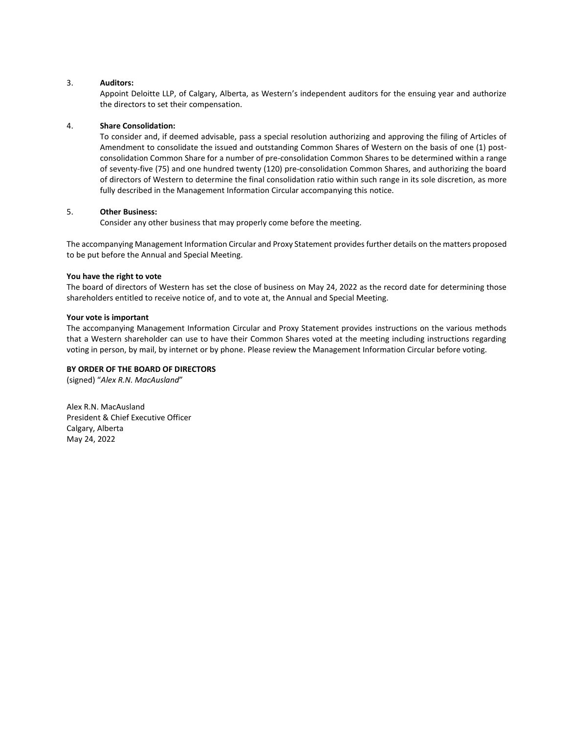3. **Auditors:**
   Appoint Deloitte LLP, of Calgary, Alberta, as Western's independent auditors for the ensuing year and authorize the directors to set their compensation.

4. **Share Consolidation:**
   To consider and, if deemed advisable, pass a special resolution authorizing and approving the filing of Articles of Amendment to consolidate the issued and outstanding Common Shares of Western on the basis of one (1) post-consolidation Common Share for a number of pre-consolidation Common Shares to be determined within a range of seventy-five (75) and one hundred twenty (120) pre-consolidation Common Shares, and authorizing the board of directors of Western to determine the final consolidation ratio within such range in its sole discretion, as more fully described in the Management Information Circular accompanying this notice.

5. **Other Business:**
   Consider any other business that may properly come before the meeting.

The accompanying Management Information Circular and Proxy Statement provides further details on the matters proposed to be put before the Annual and Special Meeting.

**You have the right to vote**
The board of directors of Western has set the close of business on May 24, 2022 as the record date for determining those shareholders entitled to receive notice of, and to vote at, the Annual and Special Meeting.

**Your vote is important**
The accompanying Management Information Circular and Proxy Statement provides instructions on the various methods that a Western shareholder can use to have their Common Shares voted at the meeting including instructions regarding voting in person, by mail, by internet or by phone. Please review the Management Information Circular before voting.

**BY ORDER OF THE BOARD OF DIRECTORS**
(signed) "*Alex R.N. MacAusland*"

Alex R.N. MacAusland
President & Chief Executive Officer
Calgary, Alberta
May 24, 2022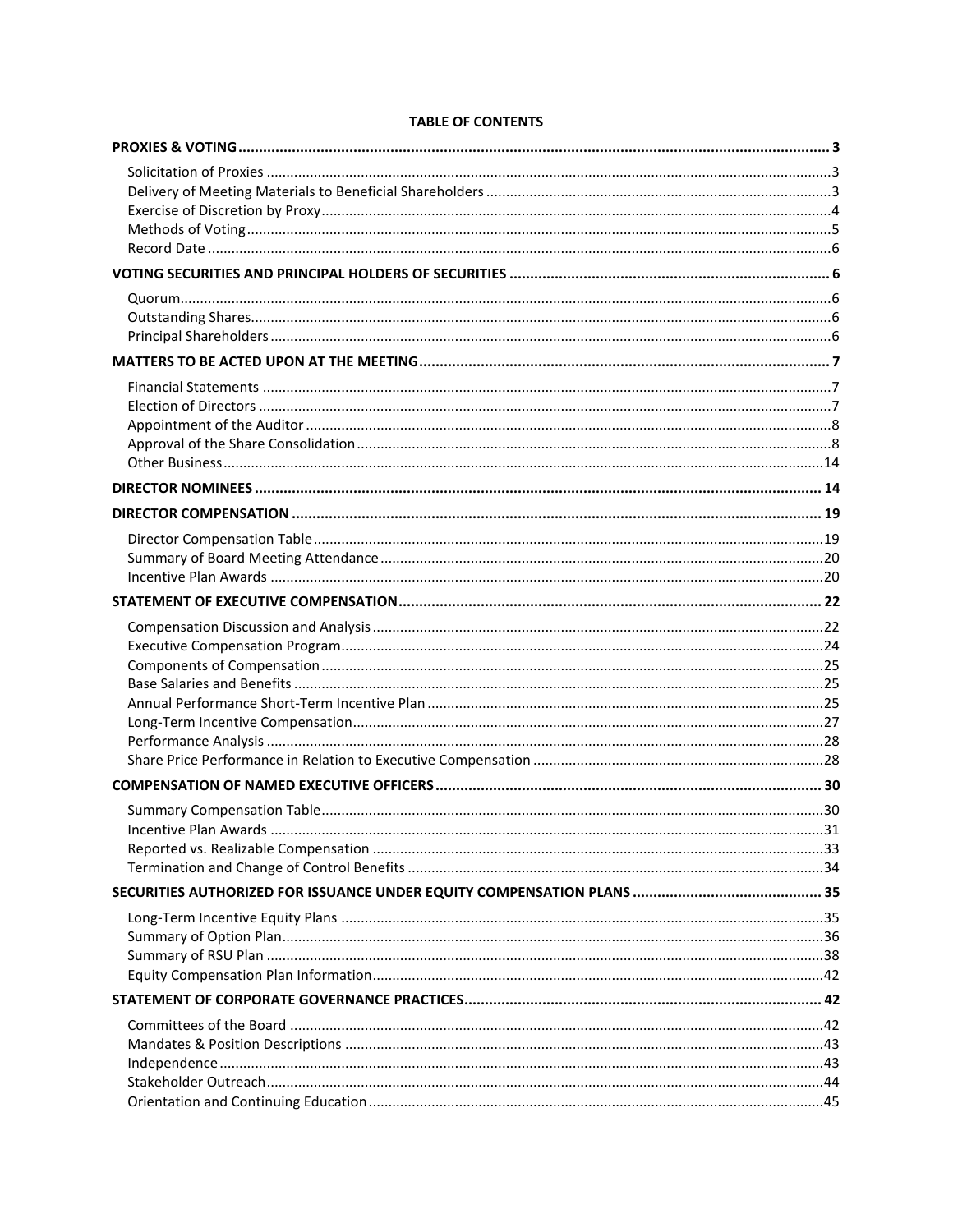**TABLE OF CONTENTS**

| | |
|---|---|
| **PROXIES & VOTING** | **3** |
| Solicitation of Proxies | 3 |
| Delivery of Meeting Materials to Beneficial Shareholders | 3 |
| Exercise of Discretion by Proxy | 4 |
| Methods of Voting | 5 |
| Record Date | 6 |
| **VOTING SECURITIES AND PRINCIPAL HOLDERS OF SECURITIES** | **6** |
| Quorum | 6 |
| Outstanding Shares | 6 |
| Principal Shareholders | 6 |
| **MATTERS TO BE ACTED UPON AT THE MEETING** | **7** |
| Financial Statements | 7 |
| Election of Directors | 7 |
| Appointment of the Auditor | 8 |
| Approval of the Share Consolidation | 8 |
| Other Business | 14 |
| **DIRECTOR NOMINEES** | **14** |
| **DIRECTOR COMPENSATION** | **19** |
| Director Compensation Table | 19 |
| Summary of Board Meeting Attendance | 20 |
| Incentive Plan Awards | 20 |
| **STATEMENT OF EXECUTIVE COMPENSATION** | **22** |
| Compensation Discussion and Analysis | 22 |
| Executive Compensation Program | 24 |
| Components of Compensation | 25 |
| Base Salaries and Benefits | 25 |
| Annual Performance Short-Term Incentive Plan | 25 |
| Long-Term Incentive Compensation | 27 |
| Performance Analysis | 28 |
| Share Price Performance in Relation to Executive Compensation | 28 |
| **COMPENSATION OF NAMED EXECUTIVE OFFICERS** | **30** |
| Summary Compensation Table | 30 |
| Incentive Plan Awards | 31 |
| Reported vs. Realizable Compensation | 33 |
| Termination and Change of Control Benefits | 34 |
| **SECURITIES AUTHORIZED FOR ISSUANCE UNDER EQUITY COMPENSATION PLANS** | **35** |
| Long-Term Incentive Equity Plans | 35 |
| Summary of Option Plan | 36 |
| Summary of RSU Plan | 38 |
| Equity Compensation Plan Information | 42 |
| **STATEMENT OF CORPORATE GOVERNANCE PRACTICES** | **42** |
| Committees of the Board | 42 |
| Mandates & Position Descriptions | 43 |
| Independence | 43 |
| Stakeholder Outreach | 44 |
| Orientation and Continuing Education | 45 |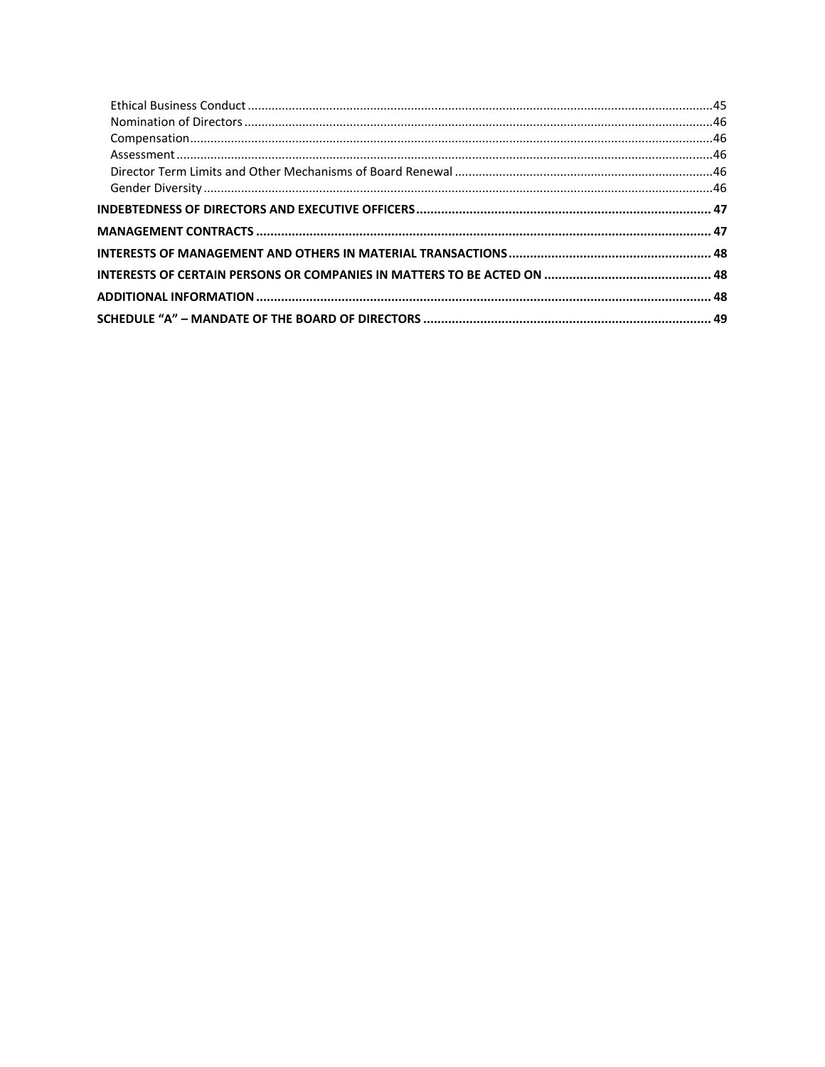Ethical Business Conduct ............................................................................................................................45
Nomination of Directors ............................................................................................................................46
Compensation............................................................................................................................................46
Assessment ................................................................................................................................................46
Director Term Limits and Other Mechanisms of Board Renewal ...............................................................46
Gender Diversity .........................................................................................................................................46

**INDEBTEDNESS OF DIRECTORS AND EXECUTIVE OFFICERS ................................................................................ 47**

**MANAGEMENT CONTRACTS ............................................................................................................................... 47**

**INTERESTS OF MANAGEMENT AND OTHERS IN MATERIAL TRANSACTIONS ......................................................... 48**

**INTERESTS OF CERTAIN PERSONS OR COMPANIES IN MATTERS TO BE ACTED ON ............................................... 48**

**ADDITIONAL INFORMATION ............................................................................................................................... 48**

**SCHEDULE "A" – MANDATE OF THE BOARD OF DIRECTORS ................................................................................ 49**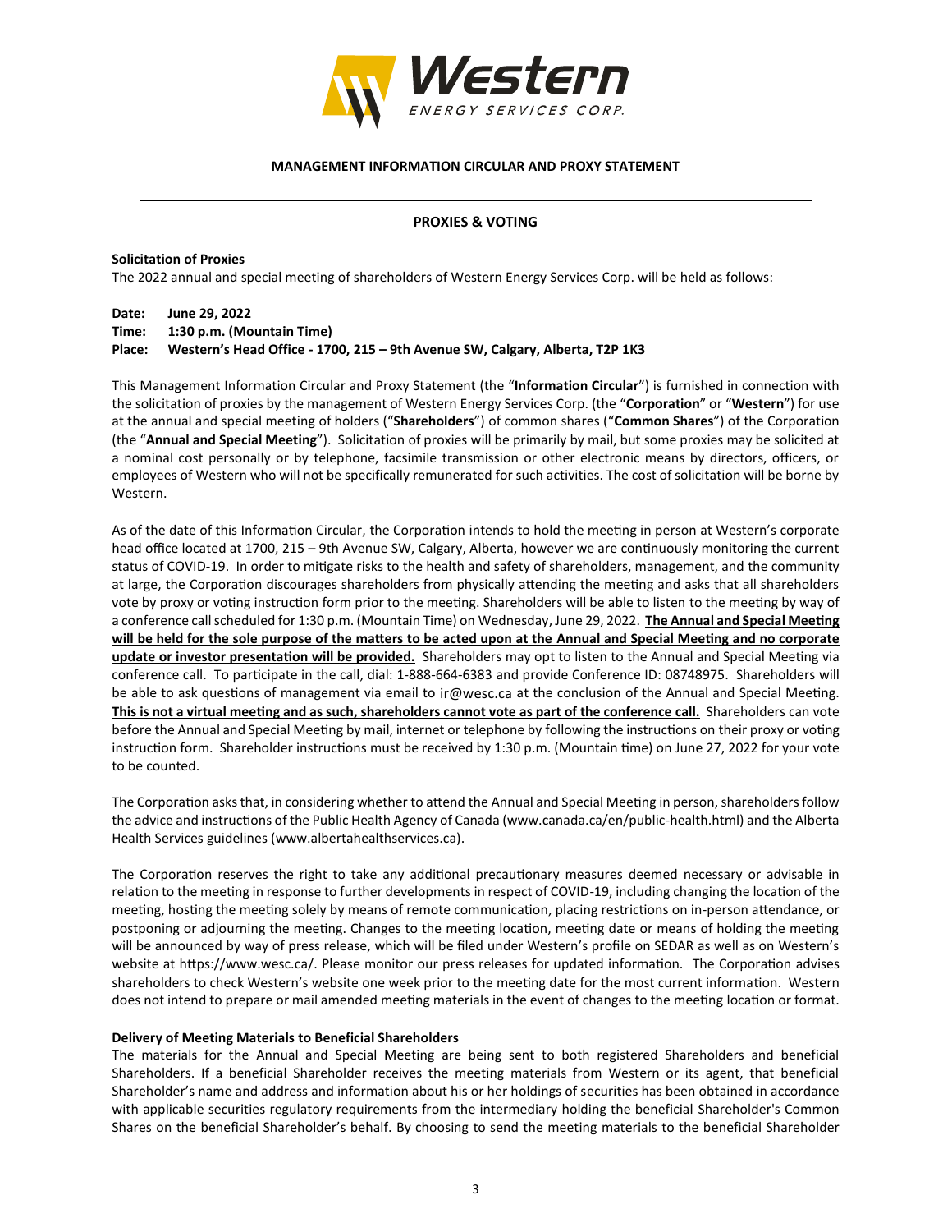**MANAGEMENT INFORMATION CIRCULAR AND PROXY STATEMENT**

---

## PROXIES & VOTING

**Solicitation of Proxies**

The 2022 annual and special meeting of shareholders of Western Energy Services Corp. will be held as follows:

**Date: June 29, 2022**
**Time: 1:30 p.m. (Mountain Time)**
**Place: Western's Head Office - 1700, 215 – 9th Avenue SW, Calgary, Alberta, T2P 1K3**

This Management Information Circular and Proxy Statement (the "**Information Circular**") is furnished in connection with the solicitation of proxies by the management of Western Energy Services Corp. (the "**Corporation**" or "**Western**") for use at the annual and special meeting of holders ("**Shareholders**") of common shares ("**Common Shares**") of the Corporation (the "**Annual and Special Meeting**"). Solicitation of proxies will be primarily by mail, but some proxies may be solicited at a nominal cost personally or by telephone, facsimile transmission or other electronic means by directors, officers, or employees of Western who will not be specifically remunerated for such activities. The cost of solicitation will be borne by Western.

As of the date of this Information Circular, the Corporation intends to hold the meeting in person at Western's corporate head office located at 1700, 215 – 9th Avenue SW, Calgary, Alberta, however we are continuously monitoring the current status of COVID-19. In order to mitigate risks to the health and safety of shareholders, management, and the community at large, the Corporation discourages shareholders from physically attending the meeting and asks that all shareholders vote by proxy or voting instruction form prior to the meeting. Shareholders will be able to listen to the meeting by way of a conference call scheduled for 1:30 p.m. (Mountain Time) on Wednesday, June 29, 2022. **The Annual and Special Meeting will be held for the sole purpose of the matters to be acted upon at the Annual and Special Meeting and no corporate update or investor presentation will be provided.** Shareholders may opt to listen to the Annual and Special Meeting via conference call. To participate in the call, dial: 1-888-664-6383 and provide Conference ID: 08748975. Shareholders will be able to ask questions of management via email to ir@wesc.ca at the conclusion of the Annual and Special Meeting. **This is not a virtual meeting and as such, shareholders cannot vote as part of the conference call.** Shareholders can vote before the Annual and Special Meeting by mail, internet or telephone by following the instructions on their proxy or voting instruction form. Shareholder instructions must be received by 1:30 p.m. (Mountain time) on June 27, 2022 for your vote to be counted.

The Corporation asks that, in considering whether to attend the Annual and Special Meeting in person, shareholders follow the advice and instructions of the Public Health Agency of Canada (www.canada.ca/en/public-health.html) and the Alberta Health Services guidelines (www.albertahealthservices.ca).

The Corporation reserves the right to take any additional precautionary measures deemed necessary or advisable in relation to the meeting in response to further developments in respect of COVID-19, including changing the location of the meeting, hosting the meeting solely by means of remote communication, placing restrictions on in-person attendance, or postponing or adjourning the meeting. Changes to the meeting location, meeting date or means of holding the meeting will be announced by way of press release, which will be filed under Western's profile on SEDAR as well as on Western's website at https://www.wesc.ca/. Please monitor our press releases for updated information. The Corporation advises shareholders to check Western's website one week prior to the meeting date for the most current information. Western does not intend to prepare or mail amended meeting materials in the event of changes to the meeting location or format.

**Delivery of Meeting Materials to Beneficial Shareholders**

The materials for the Annual and Special Meeting are being sent to both registered Shareholders and beneficial Shareholders. If a beneficial Shareholder receives the meeting materials from Western or its agent, that beneficial Shareholder's name and address and information about his or her holdings of securities has been obtained in accordance with applicable securities regulatory requirements from the intermediary holding the beneficial Shareholder's Common Shares on the beneficial Shareholder's behalf. By choosing to send the meeting materials to the beneficial Shareholder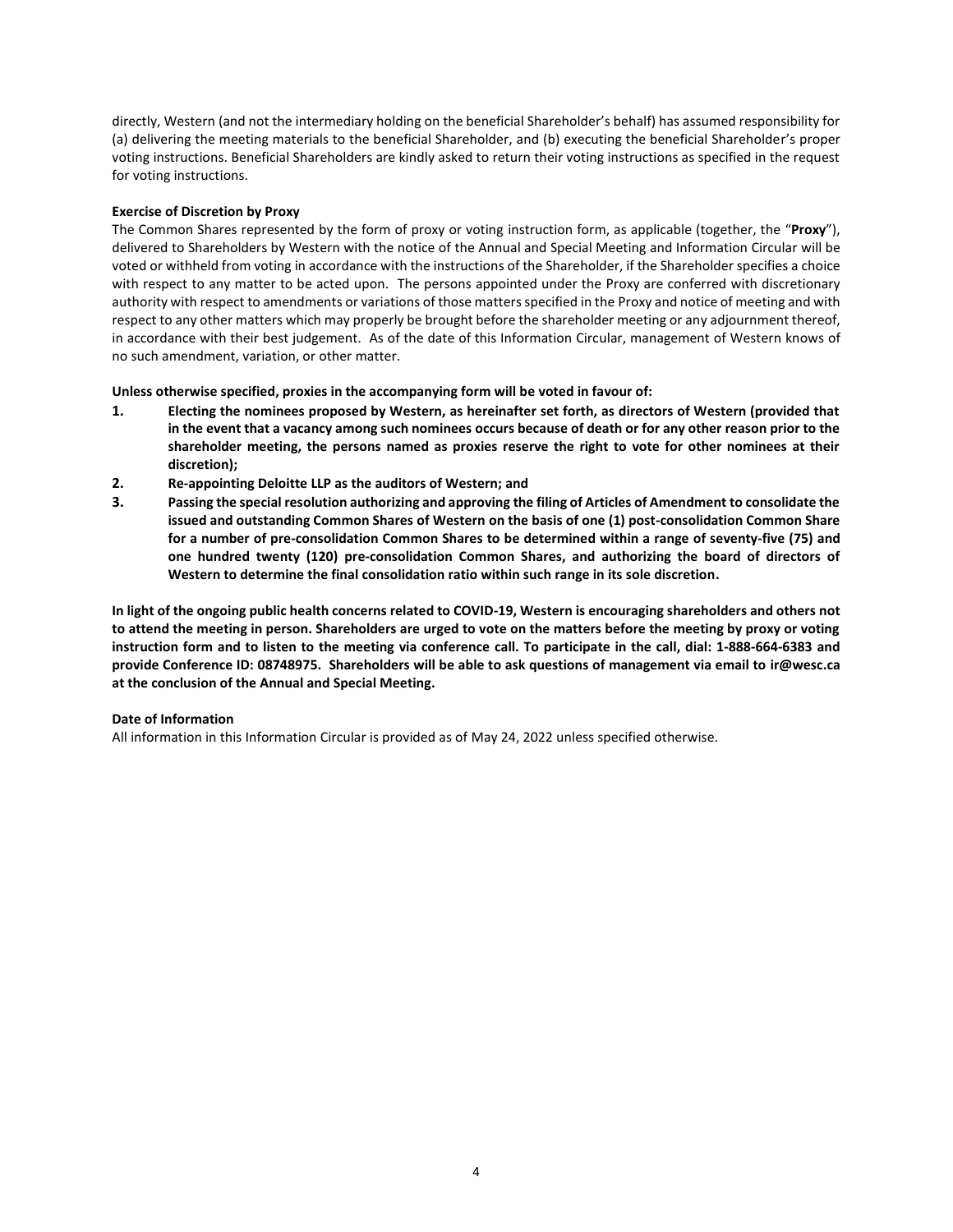directly, Western (and not the intermediary holding on the beneficial Shareholder's behalf) has assumed responsibility for (a) delivering the meeting materials to the beneficial Shareholder, and (b) executing the beneficial Shareholder's proper voting instructions. Beneficial Shareholders are kindly asked to return their voting instructions as specified in the request for voting instructions.

**Exercise of Discretion by Proxy**

The Common Shares represented by the form of proxy or voting instruction form, as applicable (together, the "**Proxy**"), delivered to Shareholders by Western with the notice of the Annual and Special Meeting and Information Circular will be voted or withheld from voting in accordance with the instructions of the Shareholder, if the Shareholder specifies a choice with respect to any matter to be acted upon. The persons appointed under the Proxy are conferred with discretionary authority with respect to amendments or variations of those matters specified in the Proxy and notice of meeting and with respect to any other matters which may properly be brought before the shareholder meeting or any adjournment thereof, in accordance with their best judgement. As of the date of this Information Circular, management of Western knows of no such amendment, variation, or other matter.

**Unless otherwise specified, proxies in the accompanying form will be voted in favour of:**

1. **Electing the nominees proposed by Western, as hereinafter set forth, as directors of Western (provided that in the event that a vacancy among such nominees occurs because of death or for any other reason prior to the shareholder meeting, the persons named as proxies reserve the right to vote for other nominees at their discretion);**
2. **Re-appointing Deloitte LLP as the auditors of Western; and**
3. **Passing the special resolution authorizing and approving the filing of Articles of Amendment to consolidate the issued and outstanding Common Shares of Western on the basis of one (1) post-consolidation Common Share for a number of pre-consolidation Common Shares to be determined within a range of seventy-five (75) and one hundred twenty (120) pre-consolidation Common Shares, and authorizing the board of directors of Western to determine the final consolidation ratio within such range in its sole discretion.**

**In light of the ongoing public health concerns related to COVID-19, Western is encouraging shareholders and others not to attend the meeting in person. Shareholders are urged to vote on the matters before the meeting by proxy or voting instruction form and to listen to the meeting via conference call. To participate in the call, dial: 1-888-664-6383 and provide Conference ID: 08748975. Shareholders will be able to ask questions of management via email to ir@wesc.ca at the conclusion of the Annual and Special Meeting.**

**Date of Information**

All information in this Information Circular is provided as of May 24, 2022 unless specified otherwise.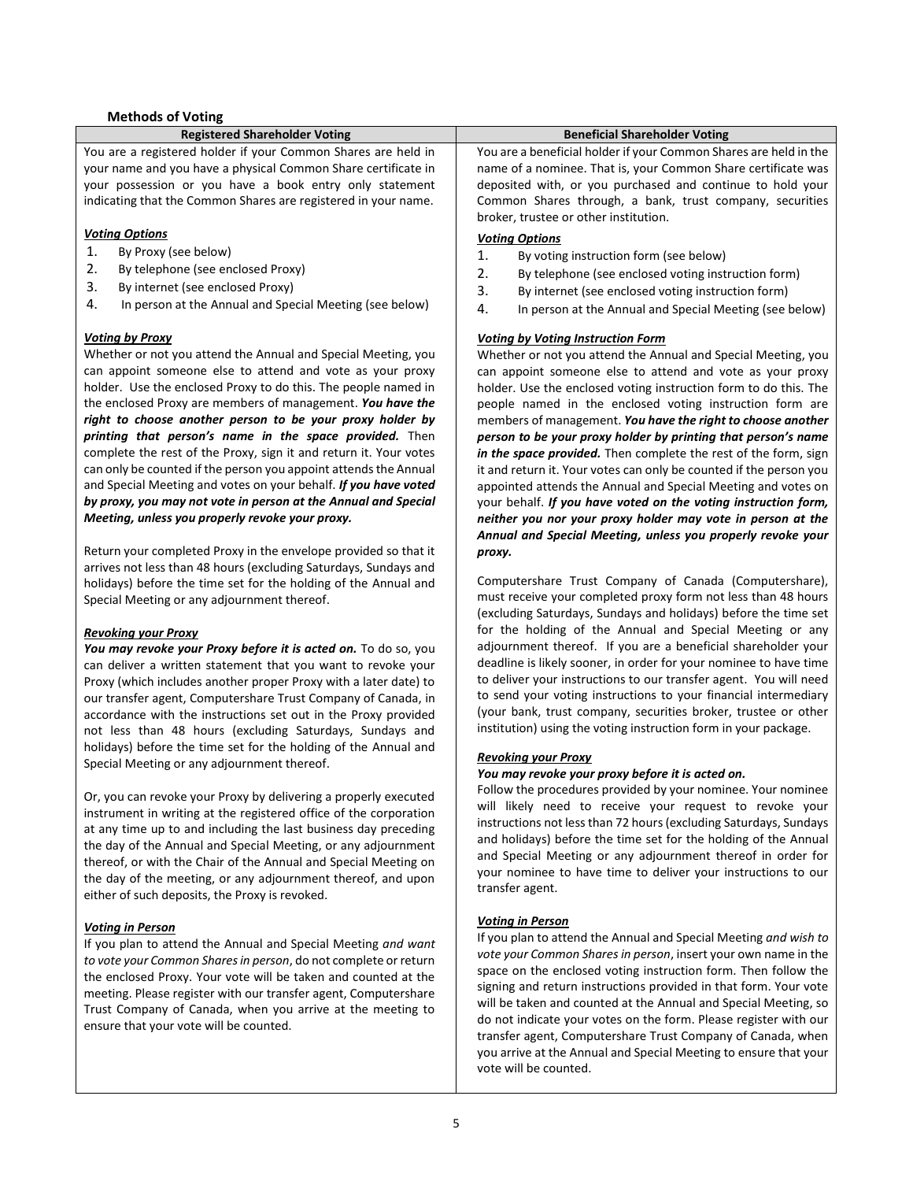**Methods of Voting**

| Registered Shareholder Voting | Beneficial Shareholder Voting |
| --- | --- |
| You are a registered holder if your Common Shares are held in your name and you have a physical Common Share certificate in your possession or you have a book entry only statement indicating that the Common Shares are registered in your name. | You are a beneficial holder if your Common Shares are held in the name of a nominee. That is, your Common Share certificate was deposited with, or you purchased and continue to hold your Common Shares through, a bank, trust company, securities broker, trustee or other institution. |

### Registered Shareholder Voting

***Voting Options***

1. By Proxy (see below)
2. By telephone (see enclosed Proxy)
3. By internet (see enclosed Proxy)
4. In person at the Annual and Special Meeting (see below)

***Voting by Proxy***

Whether or not you attend the Annual and Special Meeting, you can appoint someone else to attend and vote as your proxy holder. Use the enclosed Proxy to do this. The people named in the enclosed Proxy are members of management. ***You have the right to choose another person to be your proxy holder by printing that person's name in the space provided.*** Then complete the rest of the Proxy, sign it and return it. Your votes can only be counted if the person you appoint attends the Annual and Special Meeting and votes on your behalf. ***If you have voted by proxy, you may not vote in person at the Annual and Special Meeting, unless you properly revoke your proxy.***

Return your completed Proxy in the envelope provided so that it arrives not less than 48 hours (excluding Saturdays, Sundays and holidays) before the time set for the holding of the Annual and Special Meeting or any adjournment thereof.

***Revoking your Proxy***

***You may revoke your Proxy before it is acted on.*** To do so, you can deliver a written statement that you want to revoke your Proxy (which includes another proper Proxy with a later date) to our transfer agent, Computershare Trust Company of Canada, in accordance with the instructions set out in the Proxy provided not less than 48 hours (excluding Saturdays, Sundays and holidays) before the time set for the holding of the Annual and Special Meeting or any adjournment thereof.

Or, you can revoke your Proxy by delivering a properly executed instrument in writing at the registered office of the corporation at any time up to and including the last business day preceding the day of the Annual and Special Meeting, or any adjournment thereof, or with the Chair of the Annual and Special Meeting on the day of the meeting, or any adjournment thereof, and upon either of such deposits, the Proxy is revoked.

***Voting in Person***

If you plan to attend the Annual and Special Meeting *and want to vote your Common Shares in person*, do not complete or return the enclosed Proxy. Your vote will be taken and counted at the meeting. Please register with our transfer agent, Computershare Trust Company of Canada, when you arrive at the meeting to ensure that your vote will be counted.

### Beneficial Shareholder Voting

***Voting Options***

1. By voting instruction form (see below)
2. By telephone (see enclosed voting instruction form)
3. By internet (see enclosed voting instruction form)
4. In person at the Annual and Special Meeting (see below)

***Voting by Voting Instruction Form***

Whether or not you attend the Annual and Special Meeting, you can appoint someone else to attend and vote as your proxy holder. Use the enclosed voting instruction form to do this. The people named in the enclosed voting instruction form are members of management. ***You have the right to choose another person to be your proxy holder by printing that person's name in the space provided.*** Then complete the rest of the form, sign it and return it. Your votes can only be counted if the person you appointed attends the Annual and Special Meeting and votes on your behalf. ***If you have voted on the voting instruction form, neither you nor your proxy holder may vote in person at the Annual and Special Meeting, unless you properly revoke your proxy.***

Computershare Trust Company of Canada (Computershare), must receive your completed proxy form not less than 48 hours (excluding Saturdays, Sundays and holidays) before the time set for the holding of the Annual and Special Meeting or any adjournment thereof. If you are a beneficial shareholder your deadline is likely sooner, in order for your nominee to have time to deliver your instructions to our transfer agent. You will need to send your voting instructions to your financial intermediary (your bank, trust company, securities broker, trustee or other institution) using the voting instruction form in your package.

***Revoking your Proxy***

***You may revoke your proxy before it is acted on.***

Follow the procedures provided by your nominee. Your nominee will likely need to receive your request to revoke your instructions not less than 72 hours (excluding Saturdays, Sundays and holidays) before the time set for the holding of the Annual and Special Meeting or any adjournment thereof in order for your nominee to have time to deliver your instructions to our transfer agent.

***Voting in Person***

If you plan to attend the Annual and Special Meeting *and wish to vote your Common Shares in person*, insert your own name in the space on the enclosed voting instruction form. Then follow the signing and return instructions provided in that form. Your vote will be taken and counted at the Annual and Special Meeting, so do not indicate your votes on the form. Please register with our transfer agent, Computershare Trust Company of Canada, when you arrive at the Annual and Special Meeting to ensure that your vote will be counted.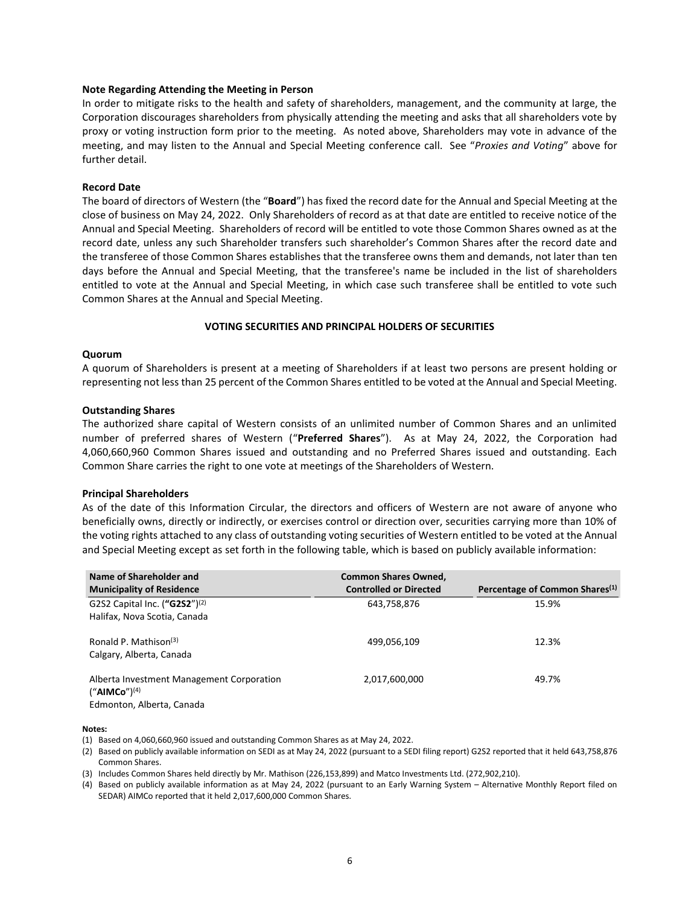**Note Regarding Attending the Meeting in Person**

In order to mitigate risks to the health and safety of shareholders, management, and the community at large, the Corporation discourages shareholders from physically attending the meeting and asks that all shareholders vote by proxy or voting instruction form prior to the meeting. As noted above, Shareholders may vote in advance of the meeting, and may listen to the Annual and Special Meeting conference call. See "*Proxies and Voting*" above for further detail.

**Record Date**

The board of directors of Western (the "**Board**") has fixed the record date for the Annual and Special Meeting at the close of business on May 24, 2022. Only Shareholders of record as at that date are entitled to receive notice of the Annual and Special Meeting. Shareholders of record will be entitled to vote those Common Shares owned as at the record date, unless any such Shareholder transfers such shareholder's Common Shares after the record date and the transferee of those Common Shares establishes that the transferee owns them and demands, not later than ten days before the Annual and Special Meeting, that the transferee's name be included in the list of shareholders entitled to vote at the Annual and Special Meeting, in which case such transferee shall be entitled to vote such Common Shares at the Annual and Special Meeting.

## VOTING SECURITIES AND PRINCIPAL HOLDERS OF SECURITIES

**Quorum**

A quorum of Shareholders is present at a meeting of Shareholders if at least two persons are present holding or representing not less than 25 percent of the Common Shares entitled to be voted at the Annual and Special Meeting.

**Outstanding Shares**

The authorized share capital of Western consists of an unlimited number of Common Shares and an unlimited number of preferred shares of Western ("**Preferred Shares**"). As at May 24, 2022, the Corporation had 4,060,660,960 Common Shares issued and outstanding and no Preferred Shares issued and outstanding. Each Common Share carries the right to one vote at meetings of the Shareholders of Western.

**Principal Shareholders**

As of the date of this Information Circular, the directors and officers of Western are not aware of anyone who beneficially owns, directly or indirectly, or exercises control or direction over, securities carrying more than 10% of the voting rights attached to any class of outstanding voting securities of Western entitled to be voted at the Annual and Special Meeting except as set forth in the following table, which is based on publicly available information:

| Name of Shareholder and Municipality of Residence | Common Shares Owned, Controlled or Directed | Percentage of Common Shares[1] |
|---|---|---|
| G2S2 Capital Inc. (**"G2S2"**)[2]<br>Halifax, Nova Scotia, Canada | 643,758,876 | 15.9% |
| Ronald P. Mathison[3]<br>Calgary, Alberta, Canada | 499,056,109 | 12.3% |
| Alberta Investment Management Corporation ("**AIMCo**")[4]<br>Edmonton, Alberta, Canada | 2,017,600,000 | 49.7% |

**Notes:**

(1) Based on 4,060,660,960 issued and outstanding Common Shares as at May 24, 2022.

(2) Based on publicly available information on SEDI as at May 24, 2022 (pursuant to a SEDI filing report) G2S2 reported that it held 643,758,876 Common Shares.

(3) Includes Common Shares held directly by Mr. Mathison (226,153,899) and Matco Investments Ltd. (272,902,210).

(4) Based on publicly available information as at May 24, 2022 (pursuant to an Early Warning System – Alternative Monthly Report filed on SEDAR) AIMCo reported that it held 2,017,600,000 Common Shares.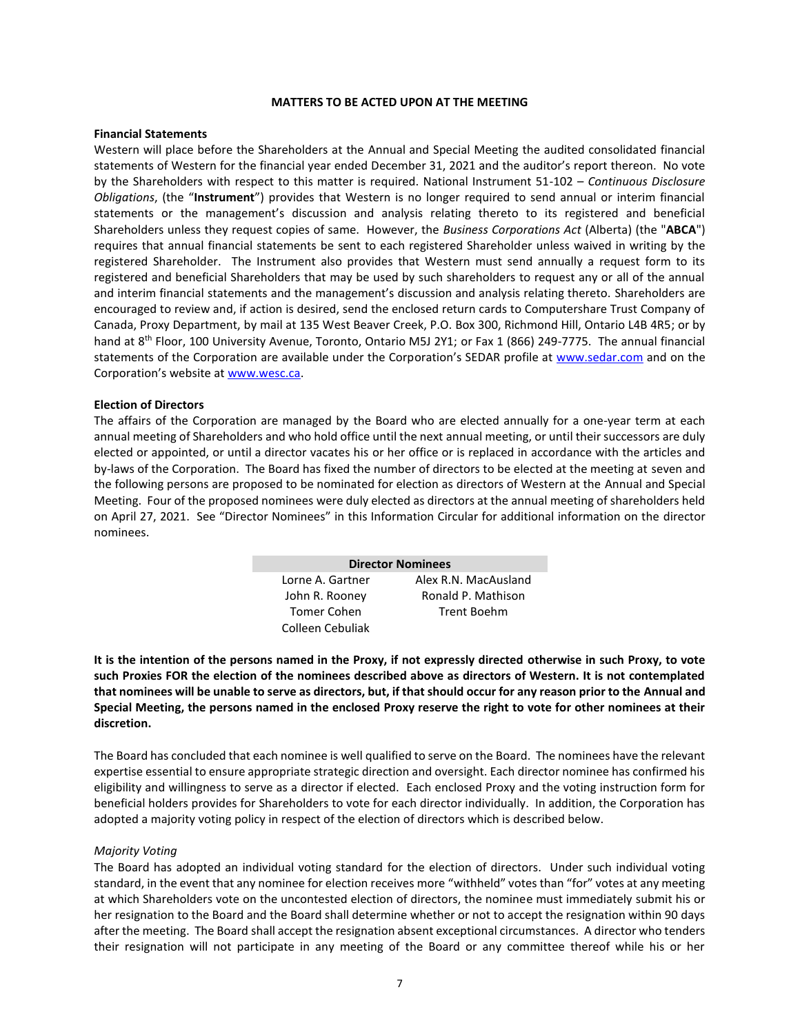## MATTERS TO BE ACTED UPON AT THE MEETING

**Financial Statements**

Western will place before the Shareholders at the Annual and Special Meeting the audited consolidated financial statements of Western for the financial year ended December 31, 2021 and the auditor's report thereon. No vote by the Shareholders with respect to this matter is required. National Instrument 51-102 – *Continuous Disclosure Obligations*, (the "**Instrument**") provides that Western is no longer required to send annual or interim financial statements or the management's discussion and analysis relating thereto to its registered and beneficial Shareholders unless they request copies of same. However, the *Business Corporations Act* (Alberta) (the "**ABCA**") requires that annual financial statements be sent to each registered Shareholder unless waived in writing by the registered Shareholder. The Instrument also provides that Western must send annually a request form to its registered and beneficial Shareholders that may be used by such shareholders to request any or all of the annual and interim financial statements and the management's discussion and analysis relating thereto. Shareholders are encouraged to review and, if action is desired, send the enclosed return cards to Computershare Trust Company of Canada, Proxy Department, by mail at 135 West Beaver Creek, P.O. Box 300, Richmond Hill, Ontario L4B 4R5; or by hand at 8th Floor, 100 University Avenue, Toronto, Ontario M5J 2Y1; or Fax 1 (866) 249-7775. The annual financial statements of the Corporation are available under the Corporation's SEDAR profile at www.sedar.com and on the Corporation's website at www.wesc.ca.

**Election of Directors**

The affairs of the Corporation are managed by the Board who are elected annually for a one-year term at each annual meeting of Shareholders and who hold office until the next annual meeting, or until their successors are duly elected or appointed, or until a director vacates his or her office or is replaced in accordance with the articles and by-laws of the Corporation. The Board has fixed the number of directors to be elected at the meeting at seven and the following persons are proposed to be nominated for election as directors of Western at the Annual and Special Meeting. Four of the proposed nominees were duly elected as directors at the annual meeting of shareholders held on April 27, 2021. See "Director Nominees" in this Information Circular for additional information on the director nominees.

| Director Nominees | |
|---|---|
| Lorne A. Gartner | Alex R.N. MacAusland |
| John R. Rooney | Ronald P. Mathison |
| Tomer Cohen | Trent Boehm |
| Colleen Cebuliak | |

**It is the intention of the persons named in the Proxy, if not expressly directed otherwise in such Proxy, to vote such Proxies FOR the election of the nominees described above as directors of Western. It is not contemplated that nominees will be unable to serve as directors, but, if that should occur for any reason prior to the Annual and Special Meeting, the persons named in the enclosed Proxy reserve the right to vote for other nominees at their discretion.**

The Board has concluded that each nominee is well qualified to serve on the Board. The nominees have the relevant expertise essential to ensure appropriate strategic direction and oversight. Each director nominee has confirmed his eligibility and willingness to serve as a director if elected. Each enclosed Proxy and the voting instruction form for beneficial holders provides for Shareholders to vote for each director individually. In addition, the Corporation has adopted a majority voting policy in respect of the election of directors which is described below.

*Majority Voting*

The Board has adopted an individual voting standard for the election of directors. Under such individual voting standard, in the event that any nominee for election receives more "withheld" votes than "for" votes at any meeting at which Shareholders vote on the uncontested election of directors, the nominee must immediately submit his or her resignation to the Board and the Board shall determine whether or not to accept the resignation within 90 days after the meeting. The Board shall accept the resignation absent exceptional circumstances. A director who tenders their resignation will not participate in any meeting of the Board or any committee thereof while his or her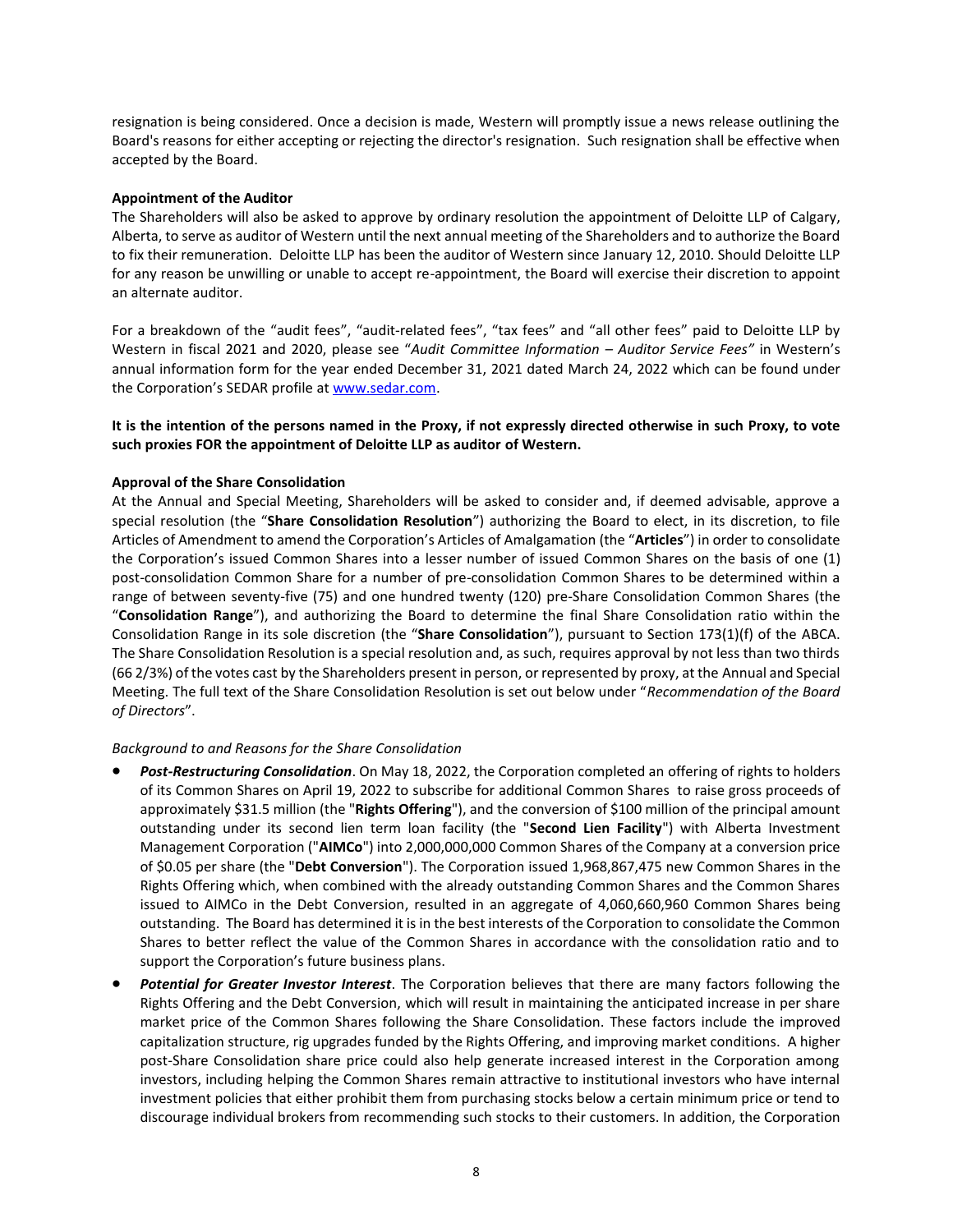resignation is being considered. Once a decision is made, Western will promptly issue a news release outlining the Board's reasons for either accepting or rejecting the director's resignation. Such resignation shall be effective when accepted by the Board.

**Appointment of the Auditor**

The Shareholders will also be asked to approve by ordinary resolution the appointment of Deloitte LLP of Calgary, Alberta, to serve as auditor of Western until the next annual meeting of the Shareholders and to authorize the Board to fix their remuneration. Deloitte LLP has been the auditor of Western since January 12, 2010. Should Deloitte LLP for any reason be unwilling or unable to accept re-appointment, the Board will exercise their discretion to appoint an alternate auditor.

For a breakdown of the "audit fees", "audit-related fees", "tax fees" and "all other fees" paid to Deloitte LLP by Western in fiscal 2021 and 2020, please see "*Audit Committee Information – Auditor Service Fees"* in Western's annual information form for the year ended December 31, 2021 dated March 24, 2022 which can be found under the Corporation's SEDAR profile at www.sedar.com.

**It is the intention of the persons named in the Proxy, if not expressly directed otherwise in such Proxy, to vote such proxies FOR the appointment of Deloitte LLP as auditor of Western.**

**Approval of the Share Consolidation**

At the Annual and Special Meeting, Shareholders will be asked to consider and, if deemed advisable, approve a special resolution (the "**Share Consolidation Resolution**") authorizing the Board to elect, in its discretion, to file Articles of Amendment to amend the Corporation's Articles of Amalgamation (the "**Articles**") in order to consolidate the Corporation's issued Common Shares into a lesser number of issued Common Shares on the basis of one (1) post-consolidation Common Share for a number of pre-consolidation Common Shares to be determined within a range of between seventy-five (75) and one hundred twenty (120) pre-Share Consolidation Common Shares (the "**Consolidation Range**"), and authorizing the Board to determine the final Share Consolidation ratio within the Consolidation Range in its sole discretion (the "**Share Consolidation**"), pursuant to Section 173(1)(f) of the ABCA. The Share Consolidation Resolution is a special resolution and, as such, requires approval by not less than two thirds (66 2/3%) of the votes cast by the Shareholders present in person, or represented by proxy, at the Annual and Special Meeting. The full text of the Share Consolidation Resolution is set out below under "*Recommendation of the Board of Directors*".

*Background to and Reasons for the Share Consolidation*

- ***Post-Restructuring Consolidation***. On May 18, 2022, the Corporation completed an offering of rights to holders of its Common Shares on April 19, 2022 to subscribe for additional Common Shares to raise gross proceeds of approximately $31.5 million (the "**Rights Offering**"), and the conversion of $100 million of the principal amount outstanding under its second lien term loan facility (the "**Second Lien Facility**") with Alberta Investment Management Corporation ("**AIMCo**") into 2,000,000,000 Common Shares of the Company at a conversion price of $0.05 per share (the "**Debt Conversion**"). The Corporation issued 1,968,867,475 new Common Shares in the Rights Offering which, when combined with the already outstanding Common Shares and the Common Shares issued to AIMCo in the Debt Conversion, resulted in an aggregate of 4,060,660,960 Common Shares being outstanding. The Board has determined it is in the best interests of the Corporation to consolidate the Common Shares to better reflect the value of the Common Shares in accordance with the consolidation ratio and to support the Corporation's future business plans.
- ***Potential for Greater Investor Interest***. The Corporation believes that there are many factors following the Rights Offering and the Debt Conversion, which will result in maintaining the anticipated increase in per share market price of the Common Shares following the Share Consolidation. These factors include the improved capitalization structure, rig upgrades funded by the Rights Offering, and improving market conditions. A higher post-Share Consolidation share price could also help generate increased interest in the Corporation among investors, including helping the Common Shares remain attractive to institutional investors who have internal investment policies that either prohibit them from purchasing stocks below a certain minimum price or tend to discourage individual brokers from recommending such stocks to their customers. In addition, the Corporation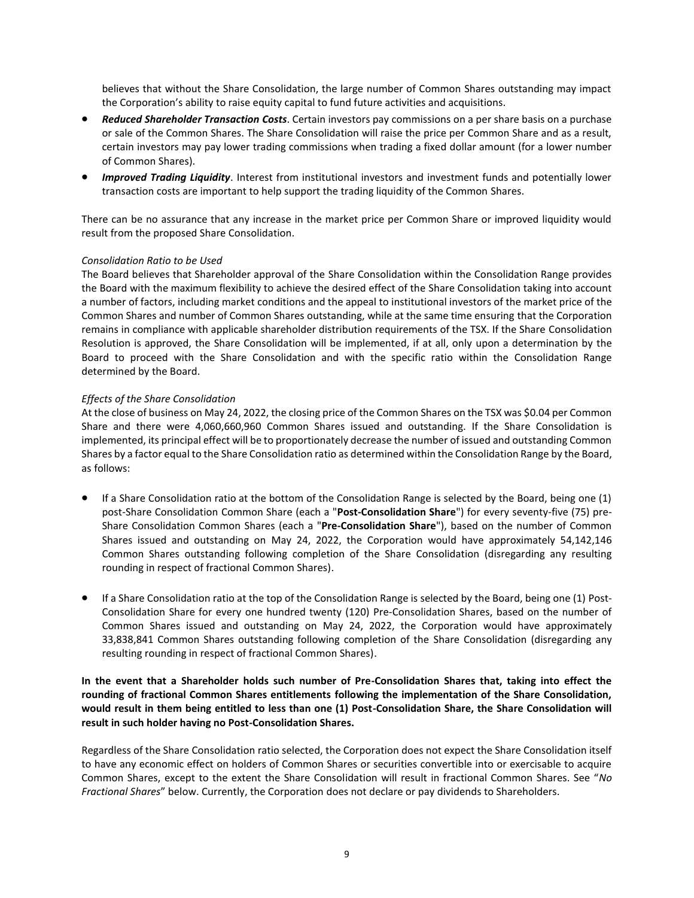believes that without the Share Consolidation, the large number of Common Shares outstanding may impact the Corporation's ability to raise equity capital to fund future activities and acquisitions.

- ***Reduced Shareholder Transaction Costs***. Certain investors pay commissions on a per share basis on a purchase or sale of the Common Shares. The Share Consolidation will raise the price per Common Share and as a result, certain investors may pay lower trading commissions when trading a fixed dollar amount (for a lower number of Common Shares).
- ***Improved Trading Liquidity***. Interest from institutional investors and investment funds and potentially lower transaction costs are important to help support the trading liquidity of the Common Shares.

There can be no assurance that any increase in the market price per Common Share or improved liquidity would result from the proposed Share Consolidation.

*Consolidation Ratio to be Used*

The Board believes that Shareholder approval of the Share Consolidation within the Consolidation Range provides the Board with the maximum flexibility to achieve the desired effect of the Share Consolidation taking into account a number of factors, including market conditions and the appeal to institutional investors of the market price of the Common Shares and number of Common Shares outstanding, while at the same time ensuring that the Corporation remains in compliance with applicable shareholder distribution requirements of the TSX. If the Share Consolidation Resolution is approved, the Share Consolidation will be implemented, if at all, only upon a determination by the Board to proceed with the Share Consolidation and with the specific ratio within the Consolidation Range determined by the Board.

*Effects of the Share Consolidation*

At the close of business on May 24, 2022, the closing price of the Common Shares on the TSX was $0.04 per Common Share and there were 4,060,660,960 Common Shares issued and outstanding. If the Share Consolidation is implemented, its principal effect will be to proportionately decrease the number of issued and outstanding Common Shares by a factor equal to the Share Consolidation ratio as determined within the Consolidation Range by the Board, as follows:

- If a Share Consolidation ratio at the bottom of the Consolidation Range is selected by the Board, being one (1) post-Share Consolidation Common Share (each a "**Post-Consolidation Share**") for every seventy-five (75) pre-Share Consolidation Common Shares (each a "**Pre-Consolidation Share**"), based on the number of Common Shares issued and outstanding on May 24, 2022, the Corporation would have approximately 54,142,146 Common Shares outstanding following completion of the Share Consolidation (disregarding any resulting rounding in respect of fractional Common Shares).

- If a Share Consolidation ratio at the top of the Consolidation Range is selected by the Board, being one (1) Post-Consolidation Share for every one hundred twenty (120) Pre-Consolidation Shares, based on the number of Common Shares issued and outstanding on May 24, 2022, the Corporation would have approximately 33,838,841 Common Shares outstanding following completion of the Share Consolidation (disregarding any resulting rounding in respect of fractional Common Shares).

**In the event that a Shareholder holds such number of Pre-Consolidation Shares that, taking into effect the rounding of fractional Common Shares entitlements following the implementation of the Share Consolidation, would result in them being entitled to less than one (1) Post-Consolidation Share, the Share Consolidation will result in such holder having no Post-Consolidation Shares.**

Regardless of the Share Consolidation ratio selected, the Corporation does not expect the Share Consolidation itself to have any economic effect on holders of Common Shares or securities convertible into or exercisable to acquire Common Shares, except to the extent the Share Consolidation will result in fractional Common Shares. See "*No Fractional Shares*" below. Currently, the Corporation does not declare or pay dividends to Shareholders.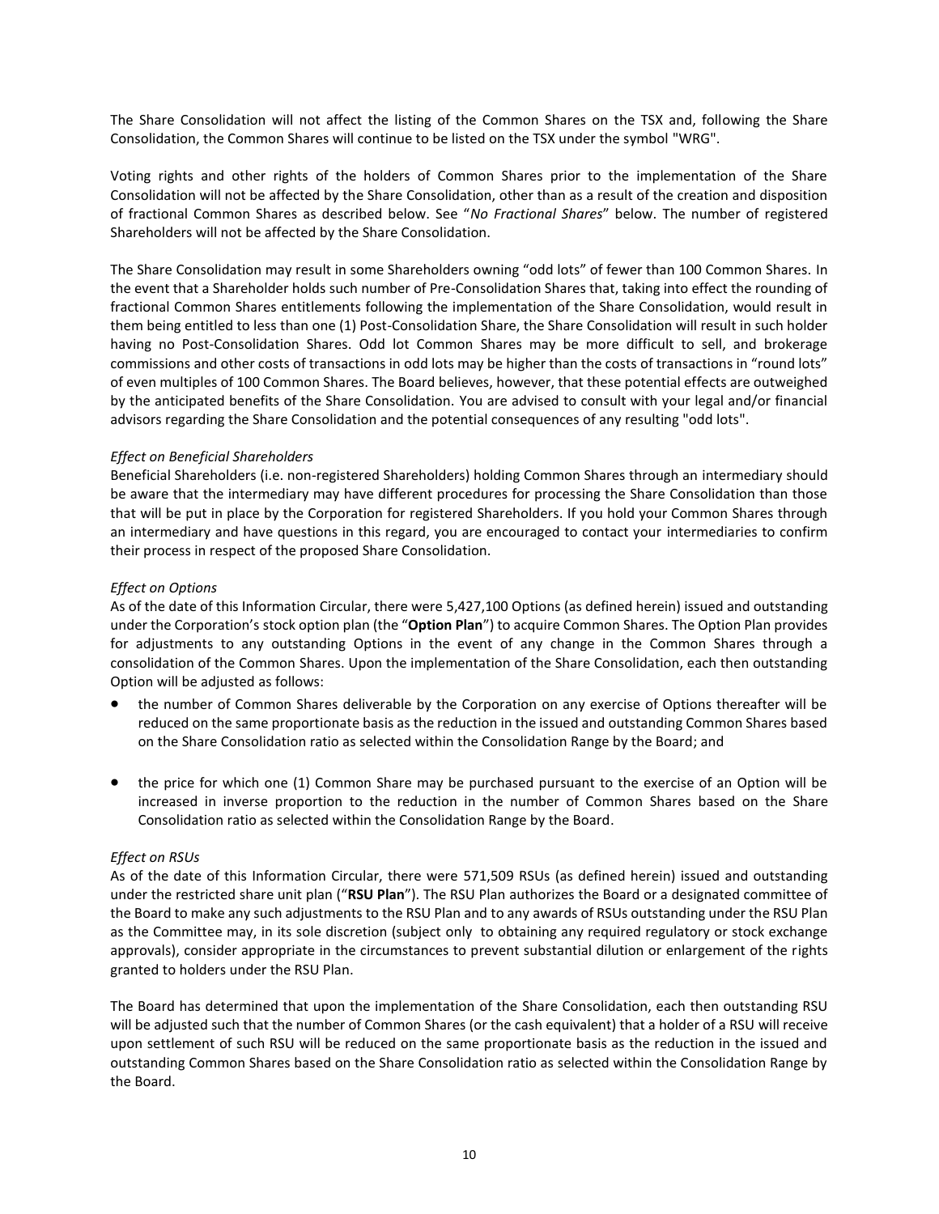The Share Consolidation will not affect the listing of the Common Shares on the TSX and, following the Share Consolidation, the Common Shares will continue to be listed on the TSX under the symbol "WRG".

Voting rights and other rights of the holders of Common Shares prior to the implementation of the Share Consolidation will not be affected by the Share Consolidation, other than as a result of the creation and disposition of fractional Common Shares as described below. See "*No Fractional Shares*" below. The number of registered Shareholders will not be affected by the Share Consolidation.

The Share Consolidation may result in some Shareholders owning "odd lots" of fewer than 100 Common Shares. In the event that a Shareholder holds such number of Pre-Consolidation Shares that, taking into effect the rounding of fractional Common Shares entitlements following the implementation of the Share Consolidation, would result in them being entitled to less than one (1) Post-Consolidation Share, the Share Consolidation will result in such holder having no Post-Consolidation Shares. Odd lot Common Shares may be more difficult to sell, and brokerage commissions and other costs of transactions in odd lots may be higher than the costs of transactions in "round lots" of even multiples of 100 Common Shares. The Board believes, however, that these potential effects are outweighed by the anticipated benefits of the Share Consolidation. You are advised to consult with your legal and/or financial advisors regarding the Share Consolidation and the potential consequences of any resulting "odd lots".

*Effect on Beneficial Shareholders*

Beneficial Shareholders (i.e. non-registered Shareholders) holding Common Shares through an intermediary should be aware that the intermediary may have different procedures for processing the Share Consolidation than those that will be put in place by the Corporation for registered Shareholders. If you hold your Common Shares through an intermediary and have questions in this regard, you are encouraged to contact your intermediaries to confirm their process in respect of the proposed Share Consolidation.

*Effect on Options*

As of the date of this Information Circular, there were 5,427,100 Options (as defined herein) issued and outstanding under the Corporation's stock option plan (the "**Option Plan**") to acquire Common Shares. The Option Plan provides for adjustments to any outstanding Options in the event of any change in the Common Shares through a consolidation of the Common Shares. Upon the implementation of the Share Consolidation, each then outstanding Option will be adjusted as follows:

- the number of Common Shares deliverable by the Corporation on any exercise of Options thereafter will be reduced on the same proportionate basis as the reduction in the issued and outstanding Common Shares based on the Share Consolidation ratio as selected within the Consolidation Range by the Board; and
- the price for which one (1) Common Share may be purchased pursuant to the exercise of an Option will be increased in inverse proportion to the reduction in the number of Common Shares based on the Share Consolidation ratio as selected within the Consolidation Range by the Board.

*Effect on RSUs*

As of the date of this Information Circular, there were 571,509 RSUs (as defined herein) issued and outstanding under the restricted share unit plan ("**RSU Plan**"). The RSU Plan authorizes the Board or a designated committee of the Board to make any such adjustments to the RSU Plan and to any awards of RSUs outstanding under the RSU Plan as the Committee may, in its sole discretion (subject only to obtaining any required regulatory or stock exchange approvals), consider appropriate in the circumstances to prevent substantial dilution or enlargement of the rights granted to holders under the RSU Plan.

The Board has determined that upon the implementation of the Share Consolidation, each then outstanding RSU will be adjusted such that the number of Common Shares (or the cash equivalent) that a holder of a RSU will receive upon settlement of such RSU will be reduced on the same proportionate basis as the reduction in the issued and outstanding Common Shares based on the Share Consolidation ratio as selected within the Consolidation Range by the Board.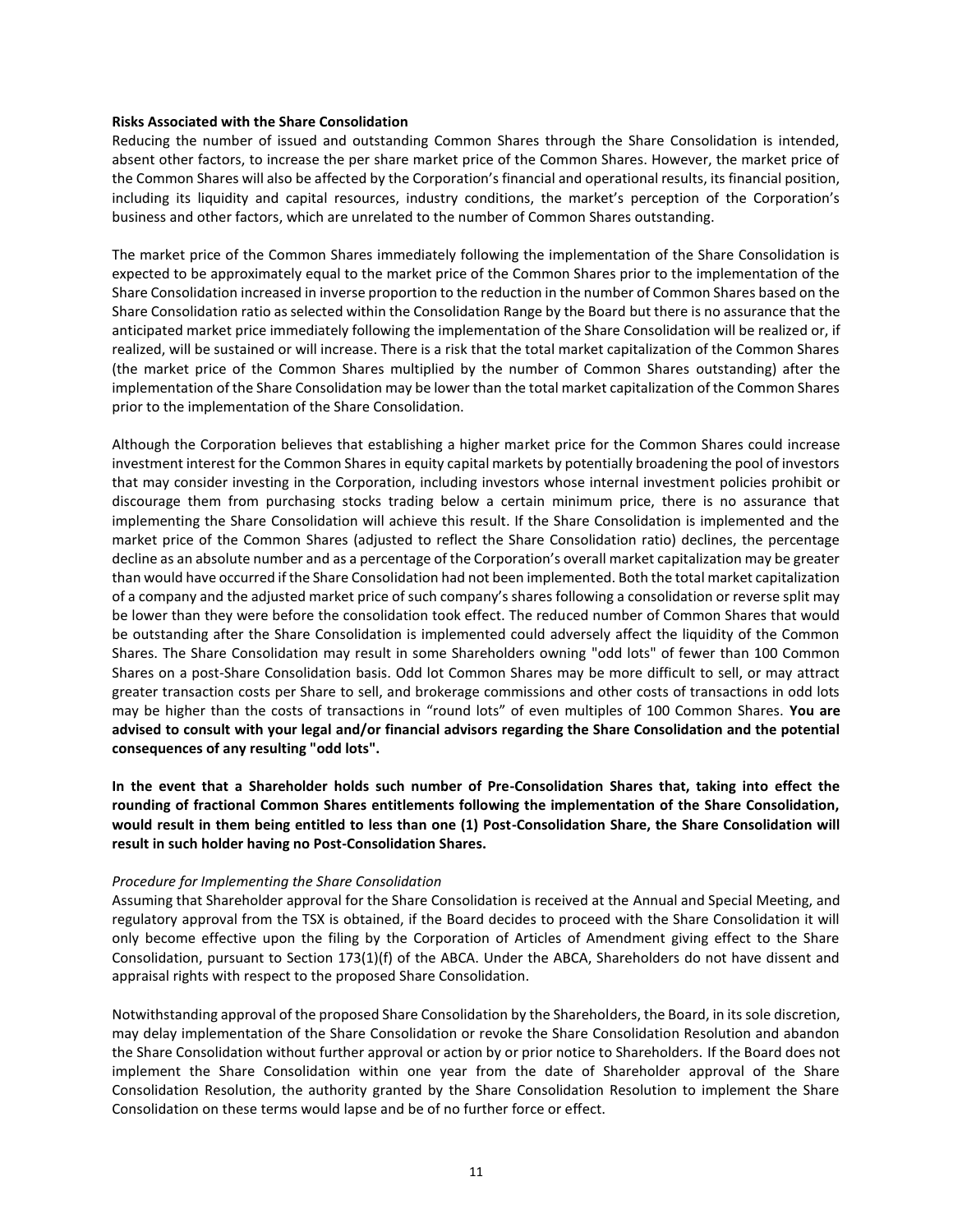**Risks Associated with the Share Consolidation**

Reducing the number of issued and outstanding Common Shares through the Share Consolidation is intended, absent other factors, to increase the per share market price of the Common Shares. However, the market price of the Common Shares will also be affected by the Corporation's financial and operational results, its financial position, including its liquidity and capital resources, industry conditions, the market's perception of the Corporation's business and other factors, which are unrelated to the number of Common Shares outstanding.

The market price of the Common Shares immediately following the implementation of the Share Consolidation is expected to be approximately equal to the market price of the Common Shares prior to the implementation of the Share Consolidation increased in inverse proportion to the reduction in the number of Common Shares based on the Share Consolidation ratio as selected within the Consolidation Range by the Board but there is no assurance that the anticipated market price immediately following the implementation of the Share Consolidation will be realized or, if realized, will be sustained or will increase. There is a risk that the total market capitalization of the Common Shares (the market price of the Common Shares multiplied by the number of Common Shares outstanding) after the implementation of the Share Consolidation may be lower than the total market capitalization of the Common Shares prior to the implementation of the Share Consolidation.

Although the Corporation believes that establishing a higher market price for the Common Shares could increase investment interest for the Common Shares in equity capital markets by potentially broadening the pool of investors that may consider investing in the Corporation, including investors whose internal investment policies prohibit or discourage them from purchasing stocks trading below a certain minimum price, there is no assurance that implementing the Share Consolidation will achieve this result. If the Share Consolidation is implemented and the market price of the Common Shares (adjusted to reflect the Share Consolidation ratio) declines, the percentage decline as an absolute number and as a percentage of the Corporation's overall market capitalization may be greater than would have occurred if the Share Consolidation had not been implemented. Both the total market capitalization of a company and the adjusted market price of such company's shares following a consolidation or reverse split may be lower than they were before the consolidation took effect. The reduced number of Common Shares that would be outstanding after the Share Consolidation is implemented could adversely affect the liquidity of the Common Shares. The Share Consolidation may result in some Shareholders owning "odd lots" of fewer than 100 Common Shares on a post-Share Consolidation basis. Odd lot Common Shares may be more difficult to sell, or may attract greater transaction costs per Share to sell, and brokerage commissions and other costs of transactions in odd lots may be higher than the costs of transactions in "round lots" of even multiples of 100 Common Shares. **You are advised to consult with your legal and/or financial advisors regarding the Share Consolidation and the potential consequences of any resulting "odd lots".**

**In the event that a Shareholder holds such number of Pre-Consolidation Shares that, taking into effect the rounding of fractional Common Shares entitlements following the implementation of the Share Consolidation, would result in them being entitled to less than one (1) Post-Consolidation Share, the Share Consolidation will result in such holder having no Post-Consolidation Shares.**

*Procedure for Implementing the Share Consolidation*

Assuming that Shareholder approval for the Share Consolidation is received at the Annual and Special Meeting, and regulatory approval from the TSX is obtained, if the Board decides to proceed with the Share Consolidation it will only become effective upon the filing by the Corporation of Articles of Amendment giving effect to the Share Consolidation, pursuant to Section 173(1)(f) of the ABCA. Under the ABCA, Shareholders do not have dissent and appraisal rights with respect to the proposed Share Consolidation.

Notwithstanding approval of the proposed Share Consolidation by the Shareholders, the Board, in its sole discretion, may delay implementation of the Share Consolidation or revoke the Share Consolidation Resolution and abandon the Share Consolidation without further approval or action by or prior notice to Shareholders. If the Board does not implement the Share Consolidation within one year from the date of Shareholder approval of the Share Consolidation Resolution, the authority granted by the Share Consolidation Resolution to implement the Share Consolidation on these terms would lapse and be of no further force or effect.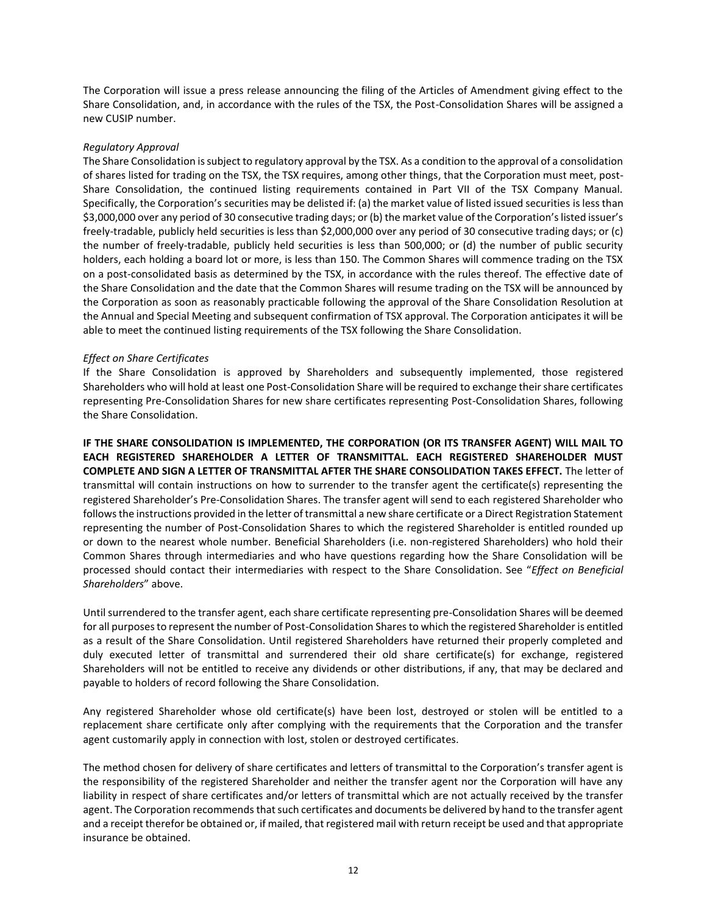The Corporation will issue a press release announcing the filing of the Articles of Amendment giving effect to the Share Consolidation, and, in accordance with the rules of the TSX, the Post-Consolidation Shares will be assigned a new CUSIP number.

*Regulatory Approval*

The Share Consolidation is subject to regulatory approval by the TSX. As a condition to the approval of a consolidation of shares listed for trading on the TSX, the TSX requires, among other things, that the Corporation must meet, post-Share Consolidation, the continued listing requirements contained in Part VII of the TSX Company Manual. Specifically, the Corporation's securities may be delisted if: (a) the market value of listed issued securities is less than $3,000,000 over any period of 30 consecutive trading days; or (b) the market value of the Corporation's listed issuer's freely-tradable, publicly held securities is less than $2,000,000 over any period of 30 consecutive trading days; or (c) the number of freely-tradable, publicly held securities is less than 500,000; or (d) the number of public security holders, each holding a board lot or more, is less than 150. The Common Shares will commence trading on the TSX on a post-consolidated basis as determined by the TSX, in accordance with the rules thereof. The effective date of the Share Consolidation and the date that the Common Shares will resume trading on the TSX will be announced by the Corporation as soon as reasonably practicable following the approval of the Share Consolidation Resolution at the Annual and Special Meeting and subsequent confirmation of TSX approval. The Corporation anticipates it will be able to meet the continued listing requirements of the TSX following the Share Consolidation.

*Effect on Share Certificates*

If the Share Consolidation is approved by Shareholders and subsequently implemented, those registered Shareholders who will hold at least one Post-Consolidation Share will be required to exchange their share certificates representing Pre-Consolidation Shares for new share certificates representing Post-Consolidation Shares, following the Share Consolidation.

**IF THE SHARE CONSOLIDATION IS IMPLEMENTED, THE CORPORATION (OR ITS TRANSFER AGENT) WILL MAIL TO EACH REGISTERED SHAREHOLDER A LETTER OF TRANSMITTAL. EACH REGISTERED SHAREHOLDER MUST COMPLETE AND SIGN A LETTER OF TRANSMITTAL AFTER THE SHARE CONSOLIDATION TAKES EFFECT.** The letter of transmittal will contain instructions on how to surrender to the transfer agent the certificate(s) representing the registered Shareholder's Pre-Consolidation Shares. The transfer agent will send to each registered Shareholder who follows the instructions provided in the letter of transmittal a new share certificate or a Direct Registration Statement representing the number of Post-Consolidation Shares to which the registered Shareholder is entitled rounded up or down to the nearest whole number. Beneficial Shareholders (i.e. non-registered Shareholders) who hold their Common Shares through intermediaries and who have questions regarding how the Share Consolidation will be processed should contact their intermediaries with respect to the Share Consolidation. See "*Effect on Beneficial Shareholders*" above.

Until surrendered to the transfer agent, each share certificate representing pre-Consolidation Shares will be deemed for all purposes to represent the number of Post-Consolidation Shares to which the registered Shareholder is entitled as a result of the Share Consolidation. Until registered Shareholders have returned their properly completed and duly executed letter of transmittal and surrendered their old share certificate(s) for exchange, registered Shareholders will not be entitled to receive any dividends or other distributions, if any, that may be declared and payable to holders of record following the Share Consolidation.

Any registered Shareholder whose old certificate(s) have been lost, destroyed or stolen will be entitled to a replacement share certificate only after complying with the requirements that the Corporation and the transfer agent customarily apply in connection with lost, stolen or destroyed certificates.

The method chosen for delivery of share certificates and letters of transmittal to the Corporation's transfer agent is the responsibility of the registered Shareholder and neither the transfer agent nor the Corporation will have any liability in respect of share certificates and/or letters of transmittal which are not actually received by the transfer agent. The Corporation recommends that such certificates and documents be delivered by hand to the transfer agent and a receipt therefor be obtained or, if mailed, that registered mail with return receipt be used and that appropriate insurance be obtained.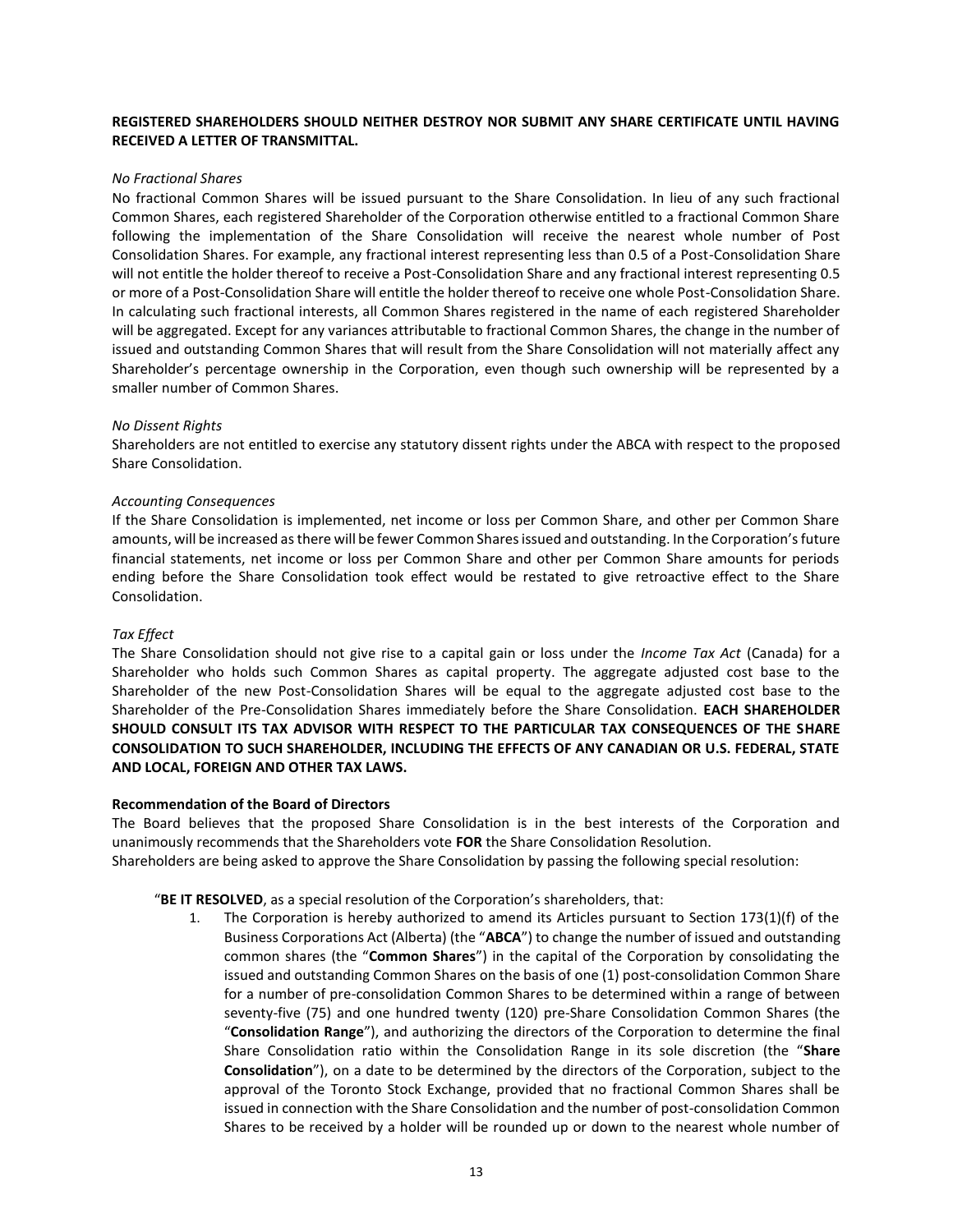**REGISTERED SHAREHOLDERS SHOULD NEITHER DESTROY NOR SUBMIT ANY SHARE CERTIFICATE UNTIL HAVING RECEIVED A LETTER OF TRANSMITTAL.**

*No Fractional Shares*

No fractional Common Shares will be issued pursuant to the Share Consolidation. In lieu of any such fractional Common Shares, each registered Shareholder of the Corporation otherwise entitled to a fractional Common Share following the implementation of the Share Consolidation will receive the nearest whole number of Post Consolidation Shares. For example, any fractional interest representing less than 0.5 of a Post-Consolidation Share will not entitle the holder thereof to receive a Post-Consolidation Share and any fractional interest representing 0.5 or more of a Post-Consolidation Share will entitle the holder thereof to receive one whole Post-Consolidation Share. In calculating such fractional interests, all Common Shares registered in the name of each registered Shareholder will be aggregated. Except for any variances attributable to fractional Common Shares, the change in the number of issued and outstanding Common Shares that will result from the Share Consolidation will not materially affect any Shareholder's percentage ownership in the Corporation, even though such ownership will be represented by a smaller number of Common Shares.

*No Dissent Rights*

Shareholders are not entitled to exercise any statutory dissent rights under the ABCA with respect to the proposed Share Consolidation.

*Accounting Consequences*

If the Share Consolidation is implemented, net income or loss per Common Share, and other per Common Share amounts, will be increased as there will be fewer Common Shares issued and outstanding. In the Corporation's future financial statements, net income or loss per Common Share and other per Common Share amounts for periods ending before the Share Consolidation took effect would be restated to give retroactive effect to the Share Consolidation.

*Tax Effect*

The Share Consolidation should not give rise to a capital gain or loss under the *Income Tax Act* (Canada) for a Shareholder who holds such Common Shares as capital property. The aggregate adjusted cost base to the Shareholder of the new Post-Consolidation Shares will be equal to the aggregate adjusted cost base to the Shareholder of the Pre-Consolidation Shares immediately before the Share Consolidation. **EACH SHAREHOLDER SHOULD CONSULT ITS TAX ADVISOR WITH RESPECT TO THE PARTICULAR TAX CONSEQUENCES OF THE SHARE CONSOLIDATION TO SUCH SHAREHOLDER, INCLUDING THE EFFECTS OF ANY CANADIAN OR U.S. FEDERAL, STATE AND LOCAL, FOREIGN AND OTHER TAX LAWS.**

**Recommendation of the Board of Directors**

The Board believes that the proposed Share Consolidation is in the best interests of the Corporation and unanimously recommends that the Shareholders vote **FOR** the Share Consolidation Resolution.

Shareholders are being asked to approve the Share Consolidation by passing the following special resolution:

"**BE IT RESOLVED**, as a special resolution of the Corporation's shareholders, that:

1. The Corporation is hereby authorized to amend its Articles pursuant to Section 173(1)(f) of the Business Corporations Act (Alberta) (the "**ABCA**") to change the number of issued and outstanding common shares (the "**Common Shares**") in the capital of the Corporation by consolidating the issued and outstanding Common Shares on the basis of one (1) post-consolidation Common Share for a number of pre-consolidation Common Shares to be determined within a range of between seventy-five (75) and one hundred twenty (120) pre-Share Consolidation Common Shares (the "**Consolidation Range**"), and authorizing the directors of the Corporation to determine the final Share Consolidation ratio within the Consolidation Range in its sole discretion (the "**Share Consolidation**"), on a date to be determined by the directors of the Corporation, subject to the approval of the Toronto Stock Exchange, provided that no fractional Common Shares shall be issued in connection with the Share Consolidation and the number of post-consolidation Common Shares to be received by a holder will be rounded up or down to the nearest whole number of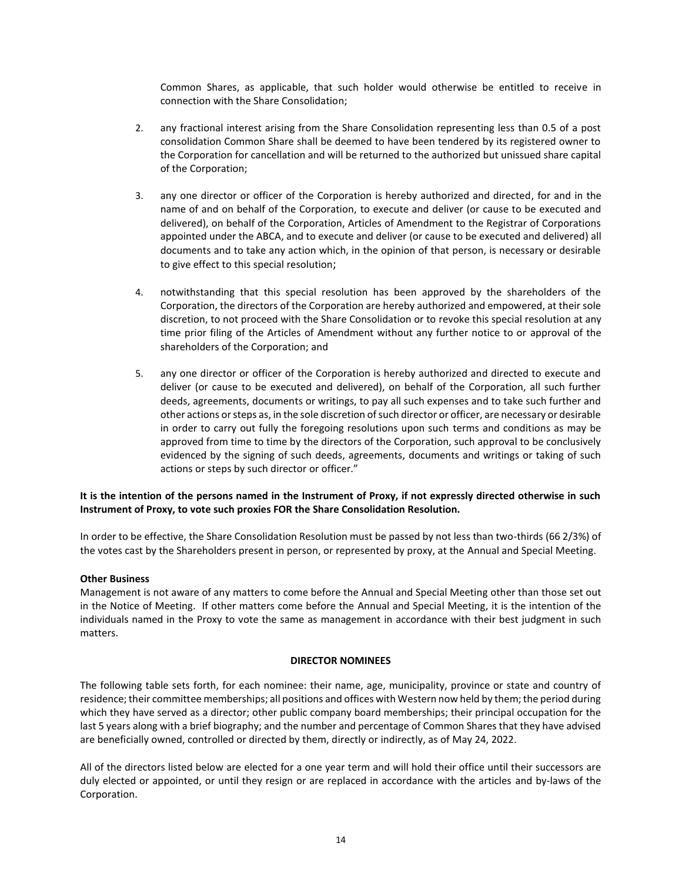Common Shares, as applicable, that such holder would otherwise be entitled to receive in connection with the Share Consolidation;

2. any fractional interest arising from the Share Consolidation representing less than 0.5 of a post consolidation Common Share shall be deemed to have been tendered by its registered owner to the Corporation for cancellation and will be returned to the authorized but unissued share capital of the Corporation;

3. any one director or officer of the Corporation is hereby authorized and directed, for and in the name of and on behalf of the Corporation, to execute and deliver (or cause to be executed and delivered), on behalf of the Corporation, Articles of Amendment to the Registrar of Corporations appointed under the ABCA, and to execute and deliver (or cause to be executed and delivered) all documents and to take any action which, in the opinion of that person, is necessary or desirable to give effect to this special resolution;

4. notwithstanding that this special resolution has been approved by the shareholders of the Corporation, the directors of the Corporation are hereby authorized and empowered, at their sole discretion, to not proceed with the Share Consolidation or to revoke this special resolution at any time prior filing of the Articles of Amendment without any further notice to or approval of the shareholders of the Corporation; and

5. any one director or officer of the Corporation is hereby authorized and directed to execute and deliver (or cause to be executed and delivered), on behalf of the Corporation, all such further deeds, agreements, documents or writings, to pay all such expenses and to take such further and other actions or steps as, in the sole discretion of such director or officer, are necessary or desirable in order to carry out fully the foregoing resolutions upon such terms and conditions as may be approved from time to time by the directors of the Corporation, such approval to be conclusively evidenced by the signing of such deeds, agreements, documents and writings or taking of such actions or steps by such director or officer."

**It is the intention of the persons named in the Instrument of Proxy, if not expressly directed otherwise in such Instrument of Proxy, to vote such proxies FOR the Share Consolidation Resolution.**

In order to be effective, the Share Consolidation Resolution must be passed by not less than two-thirds (66 2/3%) of the votes cast by the Shareholders present in person, or represented by proxy, at the Annual and Special Meeting.

**Other Business**

Management is not aware of any matters to come before the Annual and Special Meeting other than those set out in the Notice of Meeting. If other matters come before the Annual and Special Meeting, it is the intention of the individuals named in the Proxy to vote the same as management in accordance with their best judgment in such matters.

## DIRECTOR NOMINEES

The following table sets forth, for each nominee: their name, age, municipality, province or state and country of residence; their committee memberships; all positions and offices with Western now held by them; the period during which they have served as a director; other public company board memberships; their principal occupation for the last 5 years along with a brief biography; and the number and percentage of Common Shares that they have advised are beneficially owned, controlled or directed by them, directly or indirectly, as of May 24, 2022.

All of the directors listed below are elected for a one year term and will hold their office until their successors are duly elected or appointed, or until they resign or are replaced in accordance with the articles and by-laws of the Corporation.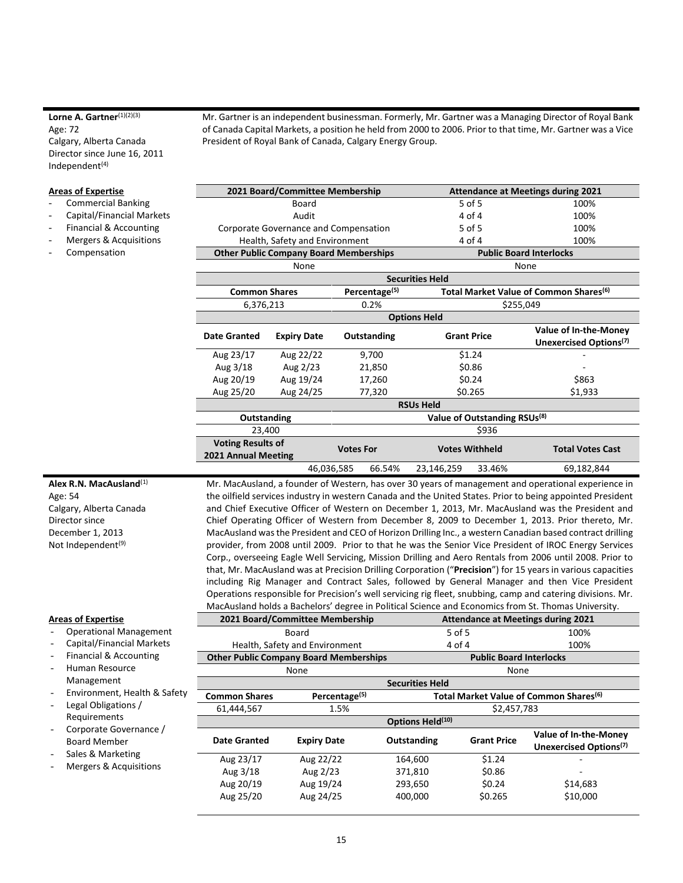**Lorne A. Gartner**[1][2][3]
Age: 72
Calgary, Alberta Canada
Director since June 16, 2011
Independent[4]

Mr. Gartner is an independent businessman. Formerly, Mr. Gartner was a Managing Director of Royal Bank of Canada Capital Markets, a position he held from 2000 to 2006. Prior to that time, Mr. Gartner was a Vice President of Royal Bank of Canada, Calgary Energy Group.

**Areas of Expertise**

- Commercial Banking
- Capital/Financial Markets
- Financial & Accounting
- Mergers & Acquisitions
- Compensation

| 2021 Board/Committee Membership | Attendance at Meetings during 2021 | |
|---|---|---|
| Board | 5 of 5 | 100% |
| Audit | 4 of 4 | 100% |
| Corporate Governance and Compensation | 5 of 5 | 100% |
| Health, Safety and Environment | 4 of 4 | 100% |

| Other Public Company Board Memberships | Public Board Interlocks |
|---|---|
| None | None |

**Securities Held**

| Common Shares | Percentage[5] | Total Market Value of Common Shares[6] |
|---|---|---|
| 6,376,213 | 0.2% | $255,049 |

**Options Held**

| Date Granted | Expiry Date | Outstanding | Grant Price | Value of In-the-Money Unexercised Options[7] |
|---|---|---|---|---|
| Aug 23/17 | Aug 22/22 | 9,700 | $1.24 | - |
| Aug 3/18 | Aug 2/23 | 21,850 | $0.86 | - |
| Aug 20/19 | Aug 19/24 | 17,260 | $0.24 | $863 |
| Aug 25/20 | Aug 24/25 | 77,320 | $0.265 | $1,933 |

**RSUs Held**

| Outstanding | Value of Outstanding RSUs[8] |
|---|---|
| 23,400 | $936 |

| Voting Results of 2021 Annual Meeting | Votes For | | Votes Withheld | | Total Votes Cast |
|---|---|---|---|---|---|
| | 46,036,585 | 66.54% | 23,146,259 | 33.46% | 69,182,844 |

**Alex R.N. MacAusland**[1]
Age: 54
Calgary, Alberta Canada
Director since
December 1, 2013
Not Independent[9]

Mr. MacAusland, a founder of Western, has over 30 years of management and operational experience in the oilfield services industry in western Canada and the United States. Prior to being appointed President and Chief Executive Officer of Western on December 1, 2013, Mr. MacAusland was the President and Chief Operating Officer of Western from December 8, 2009 to December 1, 2013. Prior thereto, Mr. MacAusland was the President and CEO of Horizon Drilling Inc., a western Canadian based contract drilling provider, from 2008 until 2009. Prior to that he was the Senior Vice President of IROC Energy Services Corp., overseeing Eagle Well Servicing, Mission Drilling and Aero Rentals from 2006 until 2008. Prior to that, Mr. MacAusland was at Precision Drilling Corporation ("**Precision**") for 15 years in various capacities including Rig Manager and Contract Sales, followed by General Manager and then Vice President Operations responsible for Precision's well servicing rig fleet, snubbing, camp and catering divisions. Mr. MacAusland holds a Bachelors' degree in Political Science and Economics from St. Thomas University.

**Areas of Expertise**

- Operational Management
- Capital/Financial Markets
- Financial & Accounting
- Human Resource Management
- Environment, Health & Safety
- Legal Obligations / Requirements
- Corporate Governance / Board Member
- Sales & Marketing
- Mergers & Acquisitions

| 2021 Board/Committee Membership | Attendance at Meetings during 2021 | |
|---|---|---|
| Board | 5 of 5 | 100% |
| Health, Safety and Environment | 4 of 4 | 100% |

| Other Public Company Board Memberships | Public Board Interlocks |
|---|---|
| None | None |

**Securities Held**

| Common Shares | Percentage[5] | Total Market Value of Common Shares[6] |
|---|---|---|
| 61,444,567 | 1.5% | $2,457,783 |

**Options Held[10]**

| Date Granted | Expiry Date | Outstanding | Grant Price | Value of In-the-Money Unexercised Options[7] |
|---|---|---|---|---|
| Aug 23/17 | Aug 22/22 | 164,600 | $1.24 | - |
| Aug 3/18 | Aug 2/23 | 371,810 | $0.86 | - |
| Aug 20/19 | Aug 19/24 | 293,650 | $0.24 | $14,683 |
| Aug 25/20 | Aug 24/25 | 400,000 | $0.265 | $10,000 |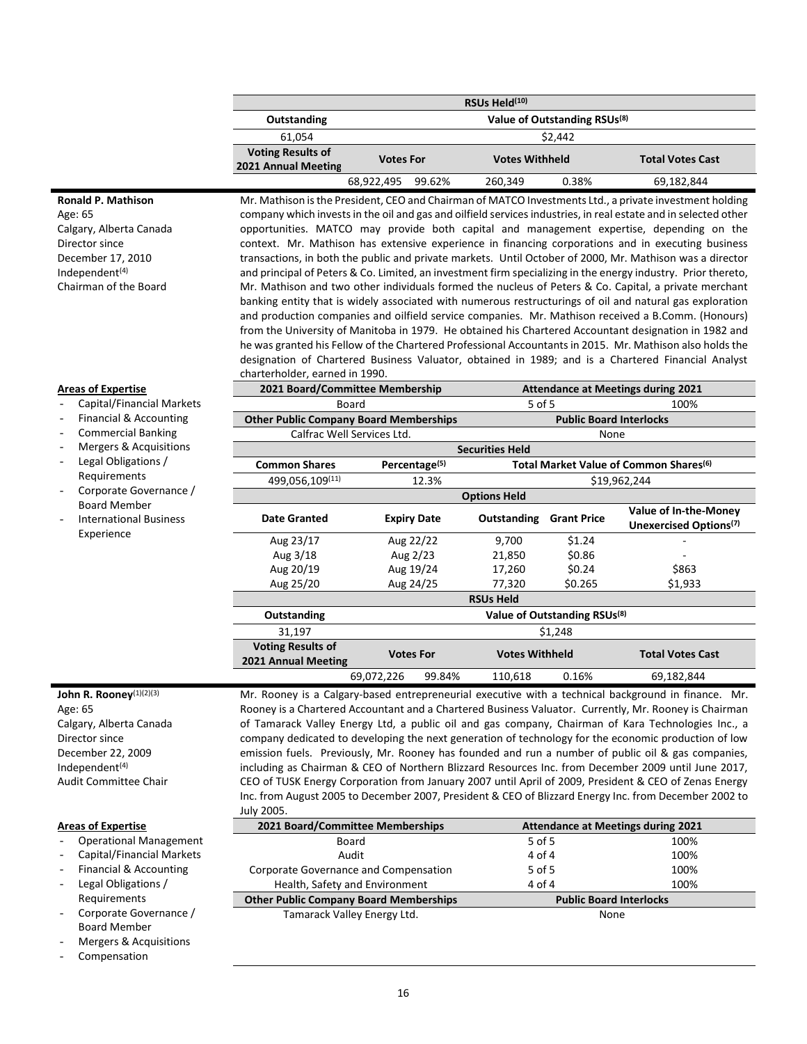| RSUs Held[10] | | | | |
|---|---|---|---|---|
| **Outstanding** | **Value of Outstanding RSUs[8]** | | | |
| 61,054 | $2,442 | | | |
| **Voting Results of 2021 Annual Meeting** | **Votes For** | | **Votes Withheld** | | **Total Votes Cast** |
| | 68,922,495 | 99.62% | 260,349 | 0.38% | 69,182,844 |

**Ronald P. Mathison**
Age: 65
Calgary, Alberta Canada
Director since
December 17, 2010
Independent[4]
Chairman of the Board

Mr. Mathison is the President, CEO and Chairman of MATCO Investments Ltd., a private investment holding company which invests in the oil and gas and oilfield services industries, in real estate and in selected other opportunities. MATCO may provide both capital and management expertise, depending on the context. Mr. Mathison has extensive experience in financing corporations and in executing business transactions, in both the public and private markets. Until October of 2000, Mr. Mathison was a director and principal of Peters & Co. Limited, an investment firm specializing in the energy industry. Prior thereto, Mr. Mathison and two other individuals formed the nucleus of Peters & Co. Capital, a private merchant banking entity that is widely associated with numerous restructurings of oil and natural gas exploration and production companies and oilfield service companies. Mr. Mathison received a B.Comm. (Honours) from the University of Manitoba in 1979. He obtained his Chartered Accountant designation in 1982 and he was granted his Fellow of the Chartered Professional Accountants in 2015. Mr. Mathison also holds the designation of Chartered Business Valuator, obtained in 1989; and is a Chartered Financial Analyst charterholder, earned in 1990.

**Areas of Expertise**

- Capital/Financial Markets
- Financial & Accounting
- Commercial Banking
- Mergers & Acquisitions
- Legal Obligations / Requirements
- Corporate Governance / Board Member
- International Business Experience

| **2021 Board/Committee Membership** | | **Attendance at Meetings during 2021** | | |
|---|---|---|---|---|
| Board | | 5 of 5 | | 100% |
| **Other Public Company Board Memberships** | | **Public Board Interlocks** | | |
| Calfrac Well Services Ltd. | | None | | |
| **Securities Held** | | | | |
| **Common Shares** | **Percentage[5]** | **Total Market Value of Common Shares[6]** | | |
| 499,056,109[11] | 12.3% | $19,962,244 | | |
| **Options Held** | | | | |
| **Date Granted** | **Expiry Date** | **Outstanding** | **Grant Price** | **Value of In-the-Money Unexercised Options[7]** |
| Aug 23/17 | Aug 22/22 | 9,700 | $1.24 | - |
| Aug 3/18 | Aug 2/23 | 21,850 | $0.86 | - |
| Aug 20/19 | Aug 19/24 | 17,260 | $0.24 | $863 |
| Aug 25/20 | Aug 24/25 | 77,320 | $0.265 | $1,933 |
| **RSUs Held** | | | | |
| **Outstanding** | **Value of Outstanding RSUs[8]** | | | |
| 31,197 | $1,248 | | | |

| **Voting Results of 2021 Annual Meeting** | **Votes For** | | **Votes Withheld** | | **Total Votes Cast** |
|---|---|---|---|---|---|
| | 69,072,226 | 99.84% | 110,618 | 0.16% | 69,182,844 |

**John R. Rooney**[1][2][3]
Age: 65
Calgary, Alberta Canada
Director since
December 22, 2009
Independent[4]
Audit Committee Chair

Mr. Rooney is a Calgary-based entrepreneurial executive with a technical background in finance. Mr. Rooney is a Chartered Accountant and a Chartered Business Valuator. Currently, Mr. Rooney is Chairman of Tamarack Valley Energy Ltd, a public oil and gas company, Chairman of Kara Technologies Inc., a company dedicated to developing the next generation of technology for the economic production of low emission fuels. Previously, Mr. Rooney has founded and run a number of public oil & gas companies, including as Chairman & CEO of Northern Blizzard Resources Inc. from December 2009 until June 2017, CEO of TUSK Energy Corporation from January 2007 until April of 2009, President & CEO of Zenas Energy Inc. from August 2005 to December 2007, President & CEO of Blizzard Energy Inc. from December 2002 to July 2005.

**Areas of Expertise**

- Operational Management
- Capital/Financial Markets
- Financial & Accounting
- Legal Obligations / Requirements
- Corporate Governance / Board Member
- Mergers & Acquisitions
- Compensation

| **2021 Board/Committee Memberships** | **Attendance at Meetings during 2021** | |
|---|---|---|
| Board | 5 of 5 | 100% |
| Audit | 4 of 4 | 100% |
| Corporate Governance and Compensation | 5 of 5 | 100% |
| Health, Safety and Environment | 4 of 4 | 100% |
| **Other Public Company Board Memberships** | **Public Board Interlocks** | |
| Tamarack Valley Energy Ltd. | None | |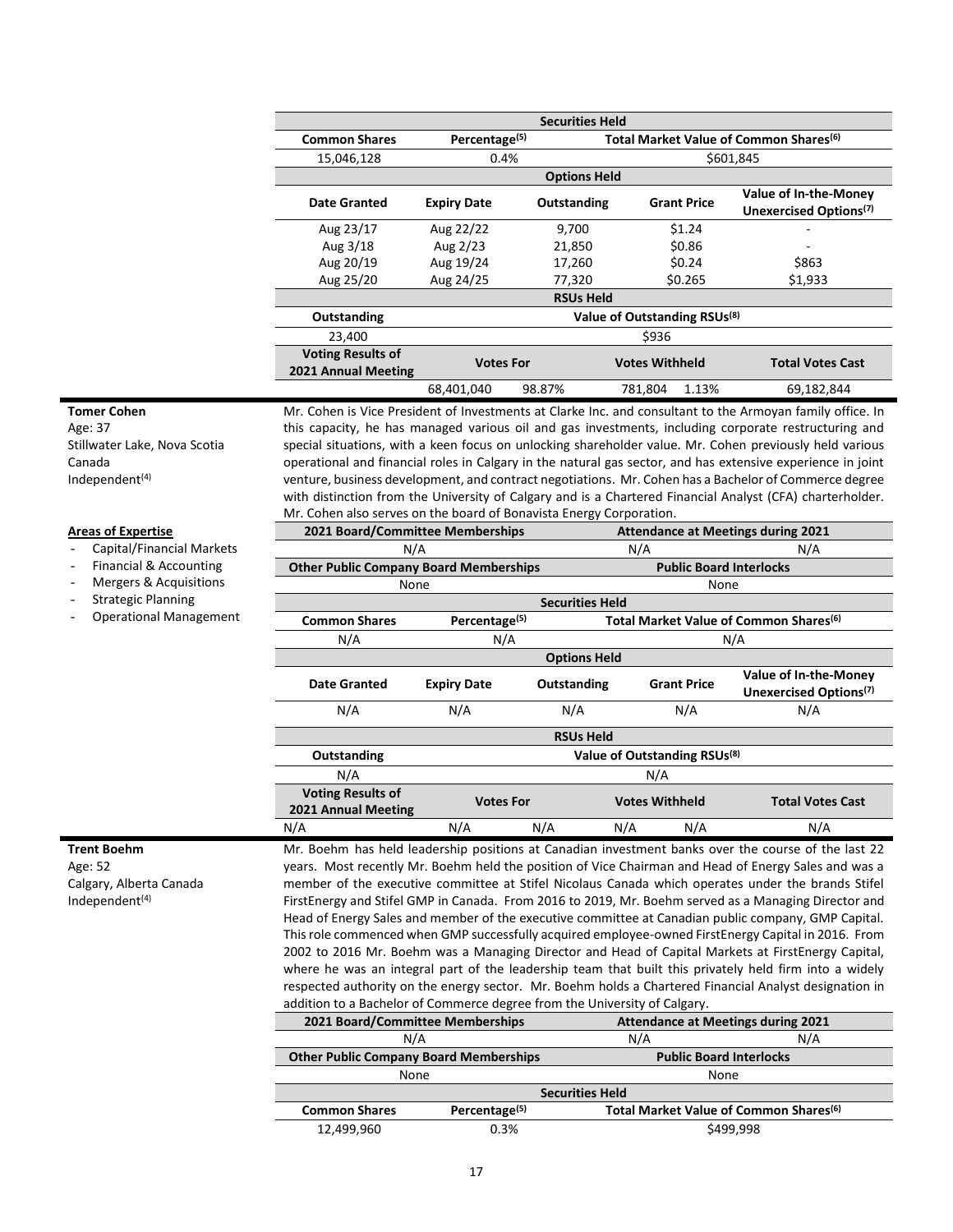| Securities Held | | | | |
|---|---|---|---|---|
| **Common Shares** | **Percentage[(5)]** | **Total Market Value of Common Shares[(6)]** | | |
| 15,046,128 | 0.4% | $601,845 | | |
| **Options Held** | | | | |
| **Date Granted** | **Expiry Date** | **Outstanding** | **Grant Price** | **Value of In-the-Money Unexercised Options[(7)]** |
| Aug 23/17 | Aug 22/22 | 9,700 | $1.24 | - |
| Aug 3/18 | Aug 2/23 | 21,850 | $0.86 | - |
| Aug 20/19 | Aug 19/24 | 17,260 | $0.24 | $863 |
| Aug 25/20 | Aug 24/25 | 77,320 | $0.265 | $1,933 |
| **RSUs Held** | | | | |
| **Outstanding** | **Value of Outstanding RSUs[(8)]** | | | |
| 23,400 | $936 | | | |
| **Voting Results of 2021 Annual Meeting** | **Votes For** | | **Votes Withheld** | **Total Votes Cast** |
| | 68,401,040 98.87% | | 781,804 1.13% | 69,182,844 |

**Tomer Cohen**
Age: 37
Stillwater Lake, Nova Scotia
Canada
Independent[(4)]

**Areas of Expertise**

- Capital/Financial Markets
- Financial & Accounting
- Mergers & Acquisitions
- Strategic Planning
- Operational Management

Mr. Cohen is Vice President of Investments at Clarke Inc. and consultant to the Armoyan family office. In this capacity, he has managed various oil and gas investments, including corporate restructuring and special situations, with a keen focus on unlocking shareholder value. Mr. Cohen previously held various operational and financial roles in Calgary in the natural gas sector, and has extensive experience in joint venture, business development, and contract negotiations. Mr. Cohen has a Bachelor of Commerce degree with distinction from the University of Calgary and is a Chartered Financial Analyst (CFA) charterholder. Mr. Cohen also serves on the board of Bonavista Energy Corporation.

| **2021 Board/Committee Memberships** | | **Attendance at Meetings during 2021** | | |
|---|---|---|---|---|
| N/A | | N/A | | N/A |
| **Other Public Company Board Memberships** | | **Public Board Interlocks** | | |
| None | | None | | |
| **Securities Held** | | | | |
| **Common Shares** | **Percentage[(5)]** | **Total Market Value of Common Shares[(6)]** | | |
| N/A | N/A | N/A | | |
| **Options Held** | | | | |
| **Date Granted** | **Expiry Date** | **Outstanding** | **Grant Price** | **Value of In-the-Money Unexercised Options[(7)]** |
| N/A | N/A | N/A | N/A | N/A |
| **RSUs Held** | | | | |
| **Outstanding** | **Value of Outstanding RSUs[(8)]** | | | |
| N/A | N/A | | | |
| **Voting Results of 2021 Annual Meeting** | **Votes For** | | **Votes Withheld** | **Total Votes Cast** |
| N/A | N/A N/A | | N/A N/A | N/A |

**Trent Boehm**
Age: 52
Calgary, Alberta Canada
Independent[(4)]

Mr. Boehm has held leadership positions at Canadian investment banks over the course of the last 22 years. Most recently Mr. Boehm held the position of Vice Chairman and Head of Energy Sales and was a member of the executive committee at Stifel Nicolaus Canada which operates under the brands Stifel FirstEnergy and Stifel GMP in Canada. From 2016 to 2019, Mr. Boehm served as a Managing Director and Head of Energy Sales and member of the executive committee at Canadian public company, GMP Capital. This role commenced when GMP successfully acquired employee-owned FirstEnergy Capital in 2016. From 2002 to 2016 Mr. Boehm was a Managing Director and Head of Capital Markets at FirstEnergy Capital, where he was an integral part of the leadership team that built this privately held firm into a widely respected authority on the energy sector. Mr. Boehm holds a Chartered Financial Analyst designation in addition to a Bachelor of Commerce degree from the University of Calgary.

| **2021 Board/Committee Memberships** | | **Attendance at Meetings during 2021** | |
|---|---|---|---|
| N/A | | N/A | N/A |
| **Other Public Company Board Memberships** | | **Public Board Interlocks** | |
| None | | None | |
| **Securities Held** | | | |
| **Common Shares** | **Percentage[(5)]** | **Total Market Value of Common Shares[(6)]** | |
| 12,499,960 | 0.3% | $499,998 | |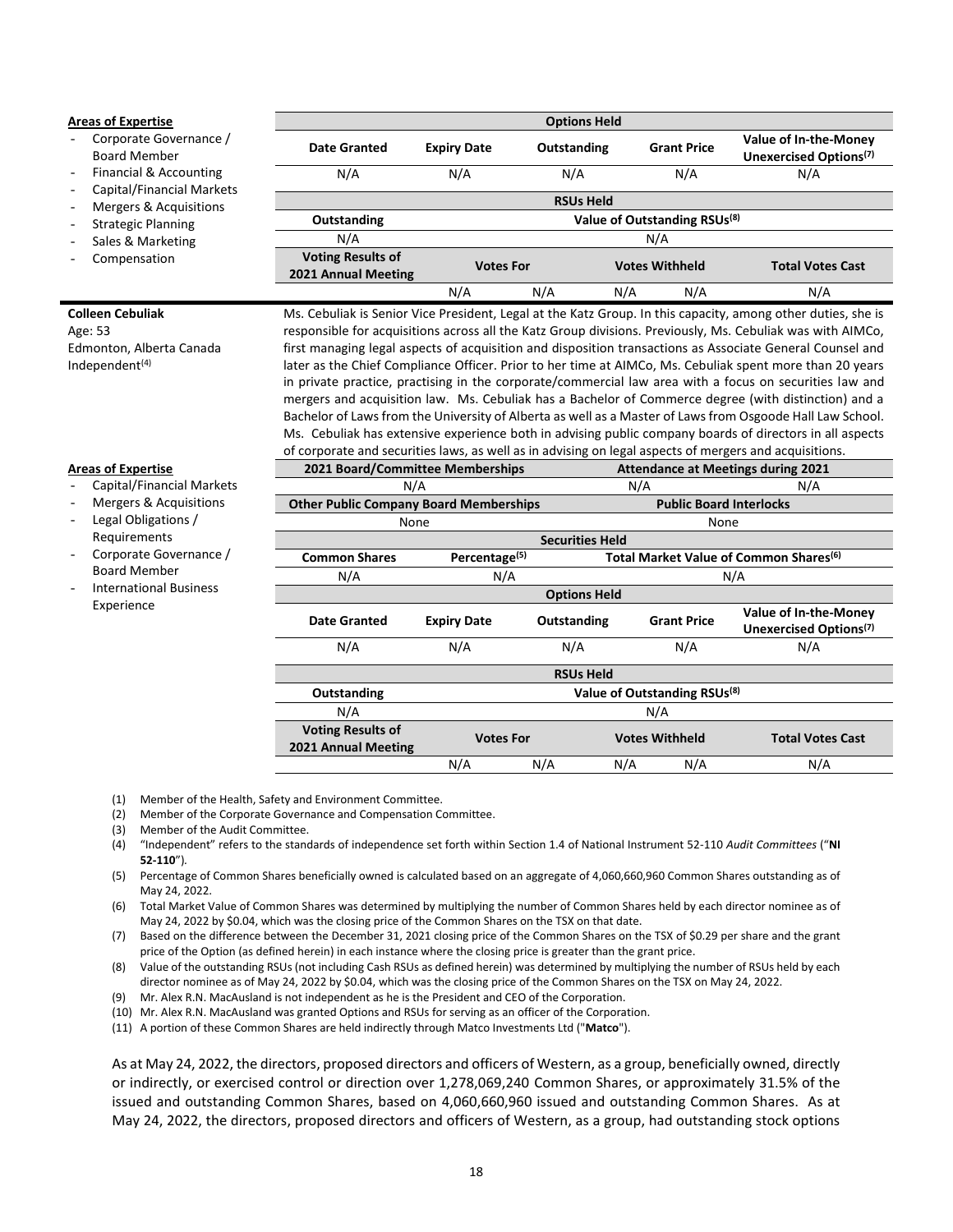**Areas of Expertise**

- Corporate Governance / Board Member
- Financial & Accounting
- Capital/Financial Markets
- Mergers & Acquisitions
- Strategic Planning
- Sales & Marketing
- Compensation

| Options Held | | | | |
|---|---|---|---|---|
| Date Granted | Expiry Date | Outstanding | Grant Price | Value of In-the-Money Unexercised Options(7) |
| N/A | N/A | N/A | N/A | N/A |

| RSUs Held | |
|---|---|
| Outstanding | Value of Outstanding RSUs(8) |
| N/A | N/A |

| Voting Results of 2021 Annual Meeting | Votes For | | Votes Withheld | | Total Votes Cast |
|---|---|---|---|---|---|
| | N/A | N/A | N/A | N/A | N/A |

**Colleen Cebuliak**
Age: 53
Edmonton, Alberta Canada
Independent(4)

Ms. Cebuliak is Senior Vice President, Legal at the Katz Group. In this capacity, among other duties, she is responsible for acquisitions across all the Katz Group divisions. Previously, Ms. Cebuliak was with AIMCo, first managing legal aspects of acquisition and disposition transactions as Associate General Counsel and later as the Chief Compliance Officer. Prior to her time at AIMCo, Ms. Cebuliak spent more than 20 years in private practice, practising in the corporate/commercial law area with a focus on securities law and mergers and acquisition law. Ms. Cebuliak has a Bachelor of Commerce degree (with distinction) and a Bachelor of Laws from the University of Alberta as well as a Master of Laws from Osgoode Hall Law School. Ms. Cebuliak has extensive experience both in advising public company boards of directors in all aspects of corporate and securities laws, as well as in advising on legal aspects of mergers and acquisitions.

**Areas of Expertise**

- Capital/Financial Markets
- Mergers & Acquisitions
- Legal Obligations / Requirements
- Corporate Governance / Board Member
- International Business Experience

| 2021 Board/Committee Memberships | Attendance at Meetings during 2021 | |
|---|---|---|
| N/A | N/A | N/A |

| Other Public Company Board Memberships | Public Board Interlocks |
|---|---|
| None | None |

| Securities Held | | |
|---|---|---|
| Common Shares | Percentage(5) | Total Market Value of Common Shares(6) |
| N/A | N/A | N/A |

| Options Held | | | | |
|---|---|---|---|---|
| Date Granted | Expiry Date | Outstanding | Grant Price | Value of In-the-Money Unexercised Options(7) |
| N/A | N/A | N/A | N/A | N/A |

| RSUs Held | |
|---|---|
| Outstanding | Value of Outstanding RSUs(8) |
| N/A | N/A |

| Voting Results of 2021 Annual Meeting | Votes For | | Votes Withheld | | Total Votes Cast |
|---|---|---|---|---|---|
| | N/A | N/A | N/A | N/A | N/A |

(1) Member of the Health, Safety and Environment Committee.
(2) Member of the Corporate Governance and Compensation Committee.
(3) Member of the Audit Committee.
(4) "Independent" refers to the standards of independence set forth within Section 1.4 of National Instrument 52-110 *Audit Committees* ("**NI 52-110**").
(5) Percentage of Common Shares beneficially owned is calculated based on an aggregate of 4,060,660,960 Common Shares outstanding as of May 24, 2022.
(6) Total Market Value of Common Shares was determined by multiplying the number of Common Shares held by each director nominee as of May 24, 2022 by $0.04, which was the closing price of the Common Shares on the TSX on that date.
(7) Based on the difference between the December 31, 2021 closing price of the Common Shares on the TSX of $0.29 per share and the grant price of the Option (as defined herein) in each instance where the closing price is greater than the grant price.
(8) Value of the outstanding RSUs (not including Cash RSUs as defined herein) was determined by multiplying the number of RSUs held by each director nominee as of May 24, 2022 by $0.04, which was the closing price of the Common Shares on the TSX on May 24, 2022.
(9) Mr. Alex R.N. MacAusland is not independent as he is the President and CEO of the Corporation.
(10) Mr. Alex R.N. MacAusland was granted Options and RSUs for serving as an officer of the Corporation.
(11) A portion of these Common Shares are held indirectly through Matco Investments Ltd ("**Matco**").

As at May 24, 2022, the directors, proposed directors and officers of Western, as a group, beneficially owned, directly or indirectly, or exercised control or direction over 1,278,069,240 Common Shares, or approximately 31.5% of the issued and outstanding Common Shares, based on 4,060,660,960 issued and outstanding Common Shares. As at May 24, 2022, the directors, proposed directors and officers of Western, as a group, had outstanding stock options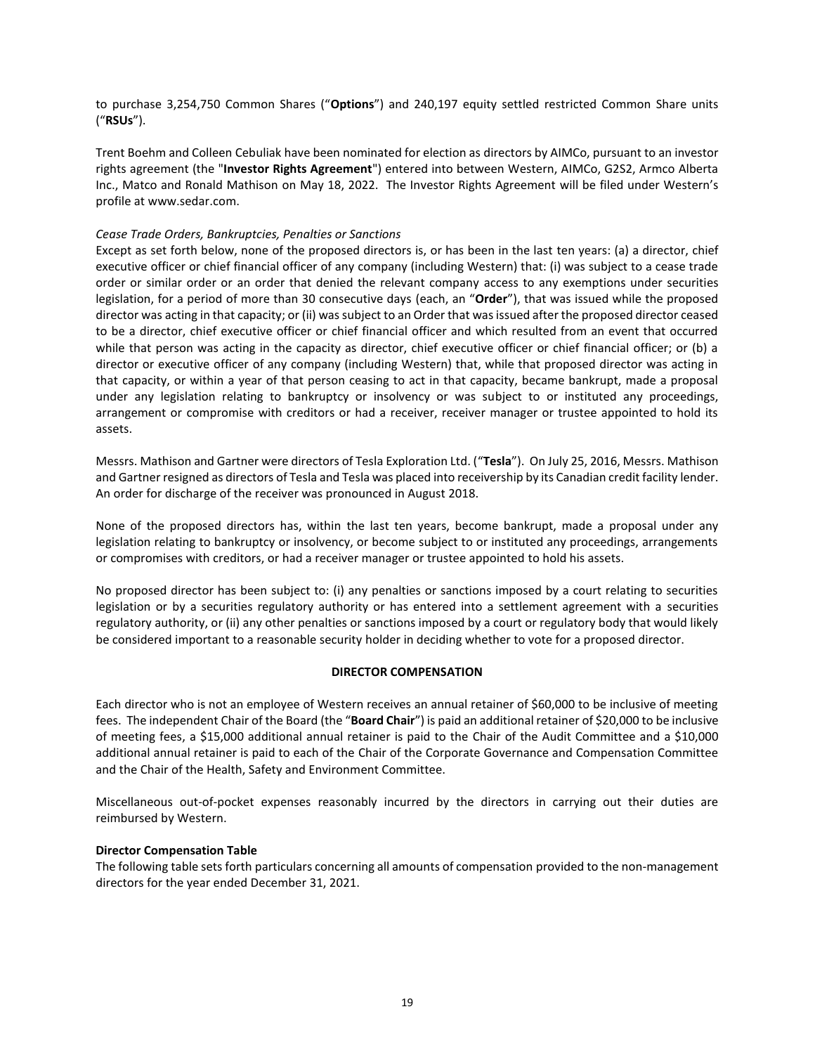to purchase 3,254,750 Common Shares ("**Options**") and 240,197 equity settled restricted Common Share units ("**RSUs**").

Trent Boehm and Colleen Cebuliak have been nominated for election as directors by AIMCo, pursuant to an investor rights agreement (the "**Investor Rights Agreement**") entered into between Western, AIMCo, G2S2, Armco Alberta Inc., Matco and Ronald Mathison on May 18, 2022. The Investor Rights Agreement will be filed under Western's profile at www.sedar.com.

*Cease Trade Orders, Bankruptcies, Penalties or Sanctions*

Except as set forth below, none of the proposed directors is, or has been in the last ten years: (a) a director, chief executive officer or chief financial officer of any company (including Western) that: (i) was subject to a cease trade order or similar order or an order that denied the relevant company access to any exemptions under securities legislation, for a period of more than 30 consecutive days (each, an "**Order**"), that was issued while the proposed director was acting in that capacity; or (ii) was subject to an Order that was issued after the proposed director ceased to be a director, chief executive officer or chief financial officer and which resulted from an event that occurred while that person was acting in the capacity as director, chief executive officer or chief financial officer; or (b) a director or executive officer of any company (including Western) that, while that proposed director was acting in that capacity, or within a year of that person ceasing to act in that capacity, became bankrupt, made a proposal under any legislation relating to bankruptcy or insolvency or was subject to or instituted any proceedings, arrangement or compromise with creditors or had a receiver, receiver manager or trustee appointed to hold its assets.

Messrs. Mathison and Gartner were directors of Tesla Exploration Ltd. ("**Tesla**"). On July 25, 2016, Messrs. Mathison and Gartner resigned as directors of Tesla and Tesla was placed into receivership by its Canadian credit facility lender. An order for discharge of the receiver was pronounced in August 2018.

None of the proposed directors has, within the last ten years, become bankrupt, made a proposal under any legislation relating to bankruptcy or insolvency, or become subject to or instituted any proceedings, arrangements or compromises with creditors, or had a receiver manager or trustee appointed to hold his assets.

No proposed director has been subject to: (i) any penalties or sanctions imposed by a court relating to securities legislation or by a securities regulatory authority or has entered into a settlement agreement with a securities regulatory authority, or (ii) any other penalties or sanctions imposed by a court or regulatory body that would likely be considered important to a reasonable security holder in deciding whether to vote for a proposed director.

## DIRECTOR COMPENSATION

Each director who is not an employee of Western receives an annual retainer of $60,000 to be inclusive of meeting fees. The independent Chair of the Board (the "**Board Chair**") is paid an additional retainer of $20,000 to be inclusive of meeting fees, a $15,000 additional annual retainer is paid to the Chair of the Audit Committee and a $10,000 additional annual retainer is paid to each of the Chair of the Corporate Governance and Compensation Committee and the Chair of the Health, Safety and Environment Committee.

Miscellaneous out-of-pocket expenses reasonably incurred by the directors in carrying out their duties are reimbursed by Western.

**Director Compensation Table**

The following table sets forth particulars concerning all amounts of compensation provided to the non-management directors for the year ended December 31, 2021.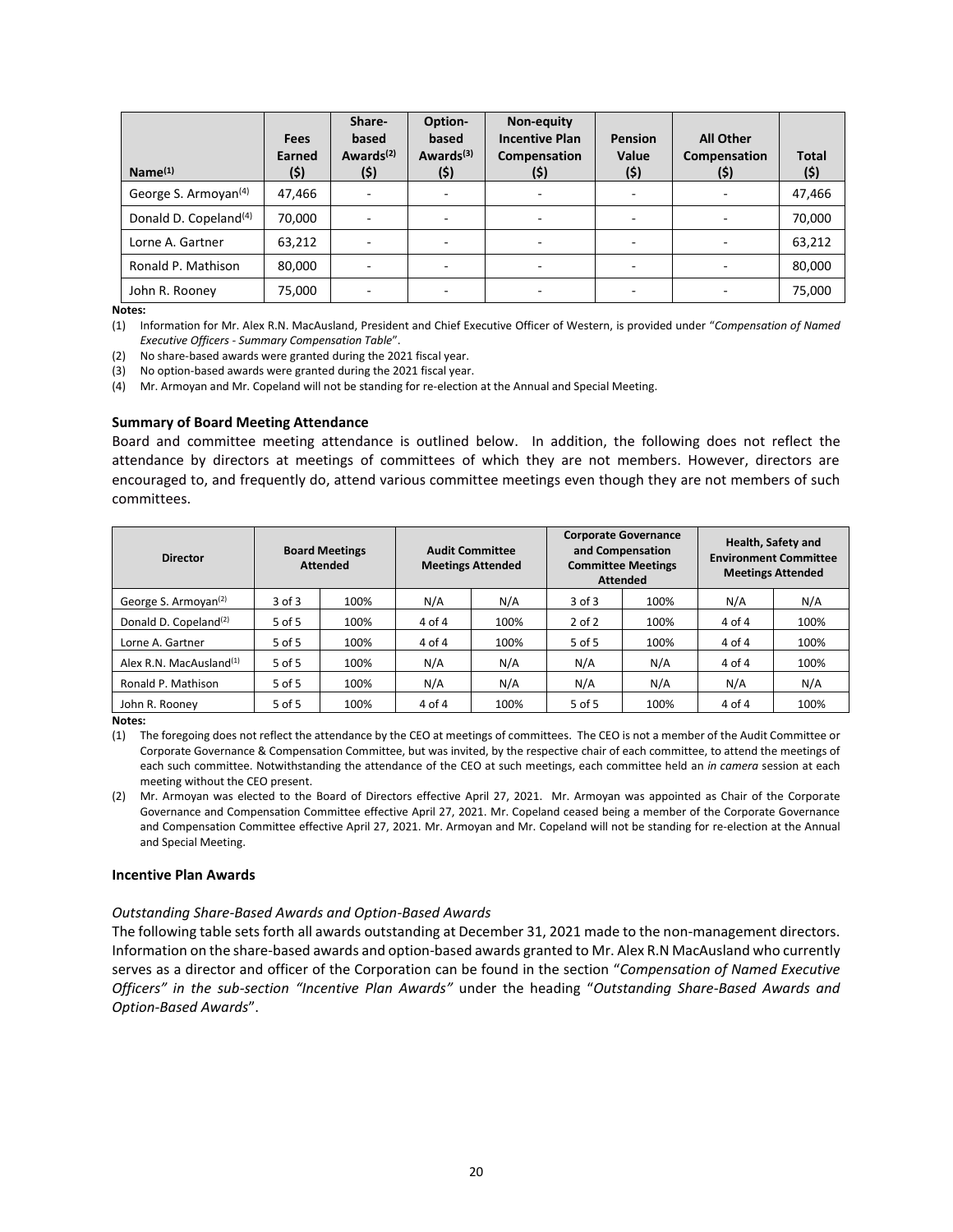| Name[(1)] | Fees Earned ($) | Share-based Awards[(2)] ($) | Option-based Awards[(3)] ($) | Non-equity Incentive Plan Compensation ($) | Pension Value ($) | All Other Compensation ($) | Total ($) |
|---|---|---|---|---|---|---|---|
| George S. Armoyan[(4)] | 47,466 | - | - | - | - | - | 47,466 |
| Donald D. Copeland[(4)] | 70,000 | - | - | - | - | - | 70,000 |
| Lorne A. Gartner | 63,212 | - | - | - | - | - | 63,212 |
| Ronald P. Mathison | 80,000 | - | - | - | - | - | 80,000 |
| John R. Rooney | 75,000 | - | - | - | - | - | 75,000 |

**Notes:**

(1) Information for Mr. Alex R.N. MacAusland, President and Chief Executive Officer of Western, is provided under "*Compensation of Named Executive Officers - Summary Compensation Table*".

(2) No share-based awards were granted during the 2021 fiscal year.

(3) No option-based awards were granted during the 2021 fiscal year.

(4) Mr. Armoyan and Mr. Copeland will not be standing for re-election at the Annual and Special Meeting.

### Summary of Board Meeting Attendance

Board and committee meeting attendance is outlined below. In addition, the following does not reflect the attendance by directors at meetings of committees of which they are not members. However, directors are encouraged to, and frequently do, attend various committee meetings even though they are not members of such committees.

| Director | Board Meetings Attended | | Audit Committee Meetings Attended | | Corporate Governance and Compensation Committee Meetings Attended | | Health, Safety and Environment Committee Meetings Attended | |
|---|---|---|---|---|---|---|---|---|
| George S. Armoyan[(2)] | 3 of 3 | 100% | N/A | N/A | 3 of 3 | 100% | N/A | N/A |
| Donald D. Copeland[(2)] | 5 of 5 | 100% | 4 of 4 | 100% | 2 of 2 | 100% | 4 of 4 | 100% |
| Lorne A. Gartner | 5 of 5 | 100% | 4 of 4 | 100% | 5 of 5 | 100% | 4 of 4 | 100% |
| Alex R.N. MacAusland[(1)] | 5 of 5 | 100% | N/A | N/A | N/A | N/A | 4 of 4 | 100% |
| Ronald P. Mathison | 5 of 5 | 100% | N/A | N/A | N/A | N/A | N/A | N/A |
| John R. Rooney | 5 of 5 | 100% | 4 of 4 | 100% | 5 of 5 | 100% | 4 of 4 | 100% |

**Notes:**

(1) The foregoing does not reflect the attendance by the CEO at meetings of committees. The CEO is not a member of the Audit Committee or Corporate Governance & Compensation Committee, but was invited, by the respective chair of each committee, to attend the meetings of each such committee. Notwithstanding the attendance of the CEO at such meetings, each committee held an *in camera* session at each meeting without the CEO present.

(2) Mr. Armoyan was elected to the Board of Directors effective April 27, 2021. Mr. Armoyan was appointed as Chair of the Corporate Governance and Compensation Committee effective April 27, 2021. Mr. Copeland ceased being a member of the Corporate Governance and Compensation Committee effective April 27, 2021. Mr. Armoyan and Mr. Copeland will not be standing for re-election at the Annual and Special Meeting.

### Incentive Plan Awards

*Outstanding Share-Based Awards and Option-Based Awards*

The following table sets forth all awards outstanding at December 31, 2021 made to the non-management directors. Information on the share-based awards and option-based awards granted to Mr. Alex R.N MacAusland who currently serves as a director and officer of the Corporation can be found in the section "*Compensation of Named Executive Officers" in the sub-section "Incentive Plan Awards"* under the heading "*Outstanding Share-Based Awards and Option-Based Awards*".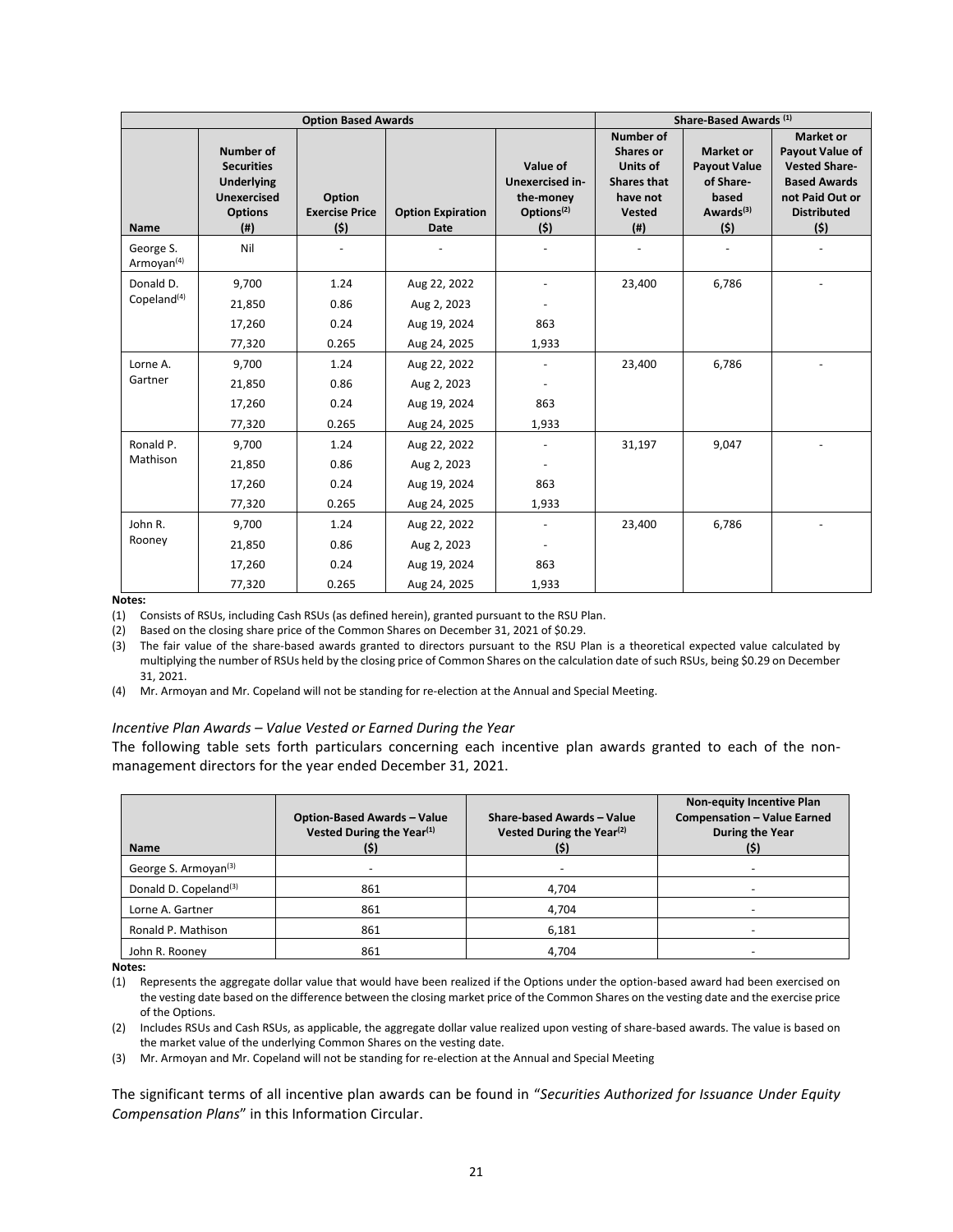| Option Based Awards | | | | | Share-Based Awards (1) | | |
|---|---|---|---|---|---|---|---|
| Name | Number of Securities Underlying Unexercised Options (#) | Option Exercise Price ($) | Option Expiration Date | Value of Unexercised in-the-money Options(2) ($) | Number of Shares or Units of Shares that have not Vested (#) | Market or Payout Value of Share-based Awards(3) ($) | Market or Payout Value of Vested Share-Based Awards not Paid Out or Distributed ($) |
| George S. Armoyan(4) | Nil | - | - | - | - | - | - |
| Donald D. Copeland(4) | 9,700 | 1.24 | Aug 22, 2022 | - | 23,400 | 6,786 | - |
| | 21,850 | 0.86 | Aug 2, 2023 | - | | | |
| | 17,260 | 0.24 | Aug 19, 2024 | 863 | | | |
| | 77,320 | 0.265 | Aug 24, 2025 | 1,933 | | | |
| Lorne A. Gartner | 9,700 | 1.24 | Aug 22, 2022 | - | 23,400 | 6,786 | - |
| | 21,850 | 0.86 | Aug 2, 2023 | - | | | |
| | 17,260 | 0.24 | Aug 19, 2024 | 863 | | | |
| | 77,320 | 0.265 | Aug 24, 2025 | 1,933 | | | |
| Ronald P. Mathison | 9,700 | 1.24 | Aug 22, 2022 | - | 31,197 | 9,047 | - |
| | 21,850 | 0.86 | Aug 2, 2023 | - | | | |
| | 17,260 | 0.24 | Aug 19, 2024 | 863 | | | |
| | 77,320 | 0.265 | Aug 24, 2025 | 1,933 | | | |
| John R. Rooney | 9,700 | 1.24 | Aug 22, 2022 | - | 23,400 | 6,786 | - |
| | 21,850 | 0.86 | Aug 2, 2023 | - | | | |
| | 17,260 | 0.24 | Aug 19, 2024 | 863 | | | |
| | 77,320 | 0.265 | Aug 24, 2025 | 1,933 | | | |

**Notes:**

(1) Consists of RSUs, including Cash RSUs (as defined herein), granted pursuant to the RSU Plan.

(2) Based on the closing share price of the Common Shares on December 31, 2021 of $0.29.

(3) The fair value of the share-based awards granted to directors pursuant to the RSU Plan is a theoretical expected value calculated by multiplying the number of RSUs held by the closing price of Common Shares on the calculation date of such RSUs, being $0.29 on December 31, 2021.

(4) Mr. Armoyan and Mr. Copeland will not be standing for re-election at the Annual and Special Meeting.

### *Incentive Plan Awards – Value Vested or Earned During the Year*

The following table sets forth particulars concerning each incentive plan awards granted to each of the non-management directors for the year ended December 31, 2021.

| Name | Option-Based Awards – Value Vested During the Year(1) ($) | Share-based Awards – Value Vested During the Year(2) ($) | Non-equity Incentive Plan Compensation – Value Earned During the Year ($) |
|---|---|---|---|
| George S. Armoyan(3) | - | - | - |
| Donald D. Copeland(3) | 861 | 4,704 | - |
| Lorne A. Gartner | 861 | 4,704 | - |
| Ronald P. Mathison | 861 | 6,181 | - |
| John R. Rooney | 861 | 4,704 | - |

**Notes:**

(1) Represents the aggregate dollar value that would have been realized if the Options under the option-based award had been exercised on the vesting date based on the difference between the closing market price of the Common Shares on the vesting date and the exercise price of the Options.

(2) Includes RSUs and Cash RSUs, as applicable, the aggregate dollar value realized upon vesting of share-based awards. The value is based on the market value of the underlying Common Shares on the vesting date.

(3) Mr. Armoyan and Mr. Copeland will not be standing for re-election at the Annual and Special Meeting

The significant terms of all incentive plan awards can be found in "*Securities Authorized for Issuance Under Equity Compensation Plans*" in this Information Circular.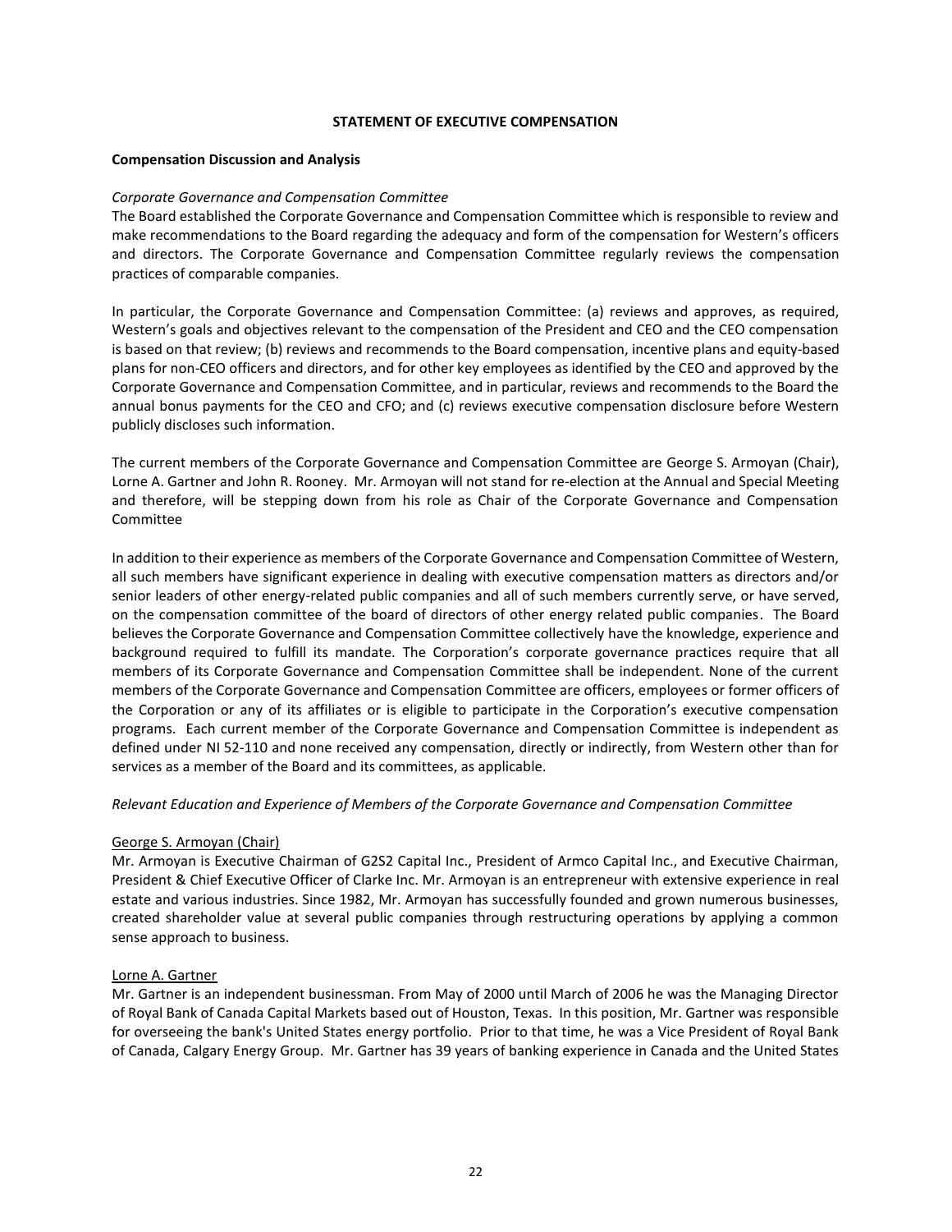## STATEMENT OF EXECUTIVE COMPENSATION

### Compensation Discussion and Analysis

*Corporate Governance and Compensation Committee*

The Board established the Corporate Governance and Compensation Committee which is responsible to review and make recommendations to the Board regarding the adequacy and form of the compensation for Western's officers and directors. The Corporate Governance and Compensation Committee regularly reviews the compensation practices of comparable companies.

In particular, the Corporate Governance and Compensation Committee: (a) reviews and approves, as required, Western's goals and objectives relevant to the compensation of the President and CEO and the CEO compensation is based on that review; (b) reviews and recommends to the Board compensation, incentive plans and equity-based plans for non-CEO officers and directors, and for other key employees as identified by the CEO and approved by the Corporate Governance and Compensation Committee, and in particular, reviews and recommends to the Board the annual bonus payments for the CEO and CFO; and (c) reviews executive compensation disclosure before Western publicly discloses such information.

The current members of the Corporate Governance and Compensation Committee are George S. Armoyan (Chair), Lorne A. Gartner and John R. Rooney. Mr. Armoyan will not stand for re-election at the Annual and Special Meeting and therefore, will be stepping down from his role as Chair of the Corporate Governance and Compensation Committee

In addition to their experience as members of the Corporate Governance and Compensation Committee of Western, all such members have significant experience in dealing with executive compensation matters as directors and/or senior leaders of other energy-related public companies and all of such members currently serve, or have served, on the compensation committee of the board of directors of other energy related public companies. The Board believes the Corporate Governance and Compensation Committee collectively have the knowledge, experience and background required to fulfill its mandate. The Corporation's corporate governance practices require that all members of its Corporate Governance and Compensation Committee shall be independent. None of the current members of the Corporate Governance and Compensation Committee are officers, employees or former officers of the Corporation or any of its affiliates or is eligible to participate in the Corporation's executive compensation programs. Each current member of the Corporate Governance and Compensation Committee is independent as defined under NI 52-110 and none received any compensation, directly or indirectly, from Western other than for services as a member of the Board and its committees, as applicable.

*Relevant Education and Experience of Members of the Corporate Governance and Compensation Committee*

<u>George S. Armoyan (Chair)</u>

Mr. Armoyan is Executive Chairman of G2S2 Capital Inc., President of Armco Capital Inc., and Executive Chairman, President & Chief Executive Officer of Clarke Inc. Mr. Armoyan is an entrepreneur with extensive experience in real estate and various industries. Since 1982, Mr. Armoyan has successfully founded and grown numerous businesses, created shareholder value at several public companies through restructuring operations by applying a common sense approach to business.

<u>Lorne A. Gartner</u>

Mr. Gartner is an independent businessman. From May of 2000 until March of 2006 he was the Managing Director of Royal Bank of Canada Capital Markets based out of Houston, Texas. In this position, Mr. Gartner was responsible for overseeing the bank's United States energy portfolio. Prior to that time, he was a Vice President of Royal Bank of Canada, Calgary Energy Group. Mr. Gartner has 39 years of banking experience in Canada and the United States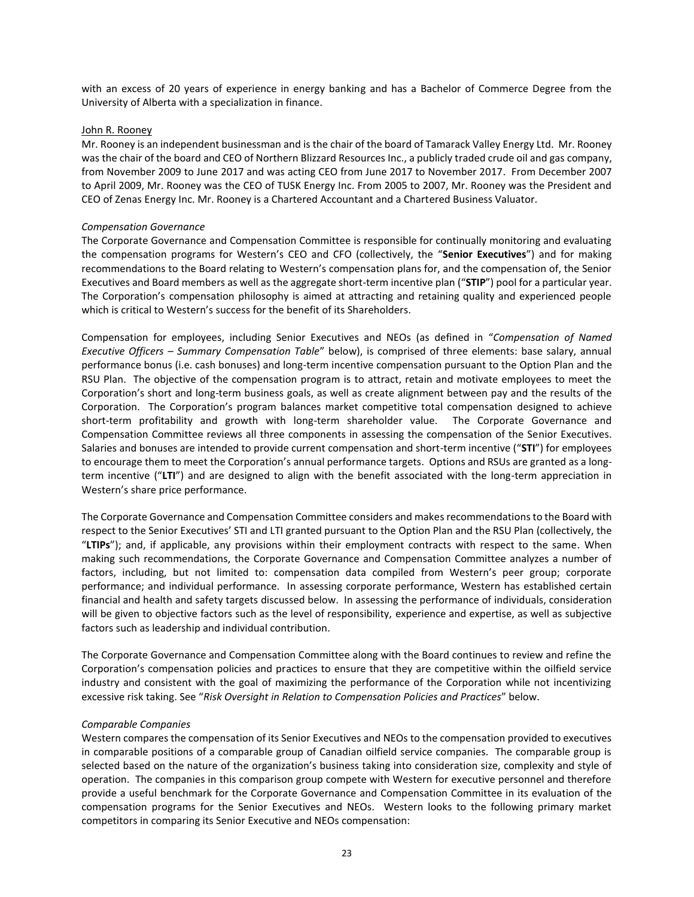with an excess of 20 years of experience in energy banking and has a Bachelor of Commerce Degree from the University of Alberta with a specialization in finance.

John R. Rooney

Mr. Rooney is an independent businessman and is the chair of the board of Tamarack Valley Energy Ltd. Mr. Rooney was the chair of the board and CEO of Northern Blizzard Resources Inc., a publicly traded crude oil and gas company, from November 2009 to June 2017 and was acting CEO from June 2017 to November 2017. From December 2007 to April 2009, Mr. Rooney was the CEO of TUSK Energy Inc. From 2005 to 2007, Mr. Rooney was the President and CEO of Zenas Energy Inc. Mr. Rooney is a Chartered Accountant and a Chartered Business Valuator.

*Compensation Governance*

The Corporate Governance and Compensation Committee is responsible for continually monitoring and evaluating the compensation programs for Western's CEO and CFO (collectively, the "**Senior Executives**") and for making recommendations to the Board relating to Western's compensation plans for, and the compensation of, the Senior Executives and Board members as well as the aggregate short-term incentive plan ("**STIP**") pool for a particular year. The Corporation's compensation philosophy is aimed at attracting and retaining quality and experienced people which is critical to Western's success for the benefit of its Shareholders.

Compensation for employees, including Senior Executives and NEOs (as defined in "*Compensation of Named Executive Officers – Summary Compensation Table*" below), is comprised of three elements: base salary, annual performance bonus (i.e. cash bonuses) and long-term incentive compensation pursuant to the Option Plan and the RSU Plan. The objective of the compensation program is to attract, retain and motivate employees to meet the Corporation's short and long-term business goals, as well as create alignment between pay and the results of the Corporation. The Corporation's program balances market competitive total compensation designed to achieve short-term profitability and growth with long-term shareholder value. The Corporate Governance and Compensation Committee reviews all three components in assessing the compensation of the Senior Executives. Salaries and bonuses are intended to provide current compensation and short-term incentive ("**STI**") for employees to encourage them to meet the Corporation's annual performance targets. Options and RSUs are granted as a long-term incentive ("**LTI**") and are designed to align with the benefit associated with the long-term appreciation in Western's share price performance.

The Corporate Governance and Compensation Committee considers and makes recommendations to the Board with respect to the Senior Executives' STI and LTI granted pursuant to the Option Plan and the RSU Plan (collectively, the "**LTIPs**"); and, if applicable, any provisions within their employment contracts with respect to the same. When making such recommendations, the Corporate Governance and Compensation Committee analyzes a number of factors, including, but not limited to: compensation data compiled from Western's peer group; corporate performance; and individual performance. In assessing corporate performance, Western has established certain financial and health and safety targets discussed below. In assessing the performance of individuals, consideration will be given to objective factors such as the level of responsibility, experience and expertise, as well as subjective factors such as leadership and individual contribution.

The Corporate Governance and Compensation Committee along with the Board continues to review and refine the Corporation's compensation policies and practices to ensure that they are competitive within the oilfield service industry and consistent with the goal of maximizing the performance of the Corporation while not incentivizing excessive risk taking. See "*Risk Oversight in Relation to Compensation Policies and Practices*" below.

*Comparable Companies*

Western compares the compensation of its Senior Executives and NEOs to the compensation provided to executives in comparable positions of a comparable group of Canadian oilfield service companies. The comparable group is selected based on the nature of the organization's business taking into consideration size, complexity and style of operation. The companies in this comparison group compete with Western for executive personnel and therefore provide a useful benchmark for the Corporate Governance and Compensation Committee in its evaluation of the compensation programs for the Senior Executives and NEOs. Western looks to the following primary market competitors in comparing its Senior Executive and NEOs compensation: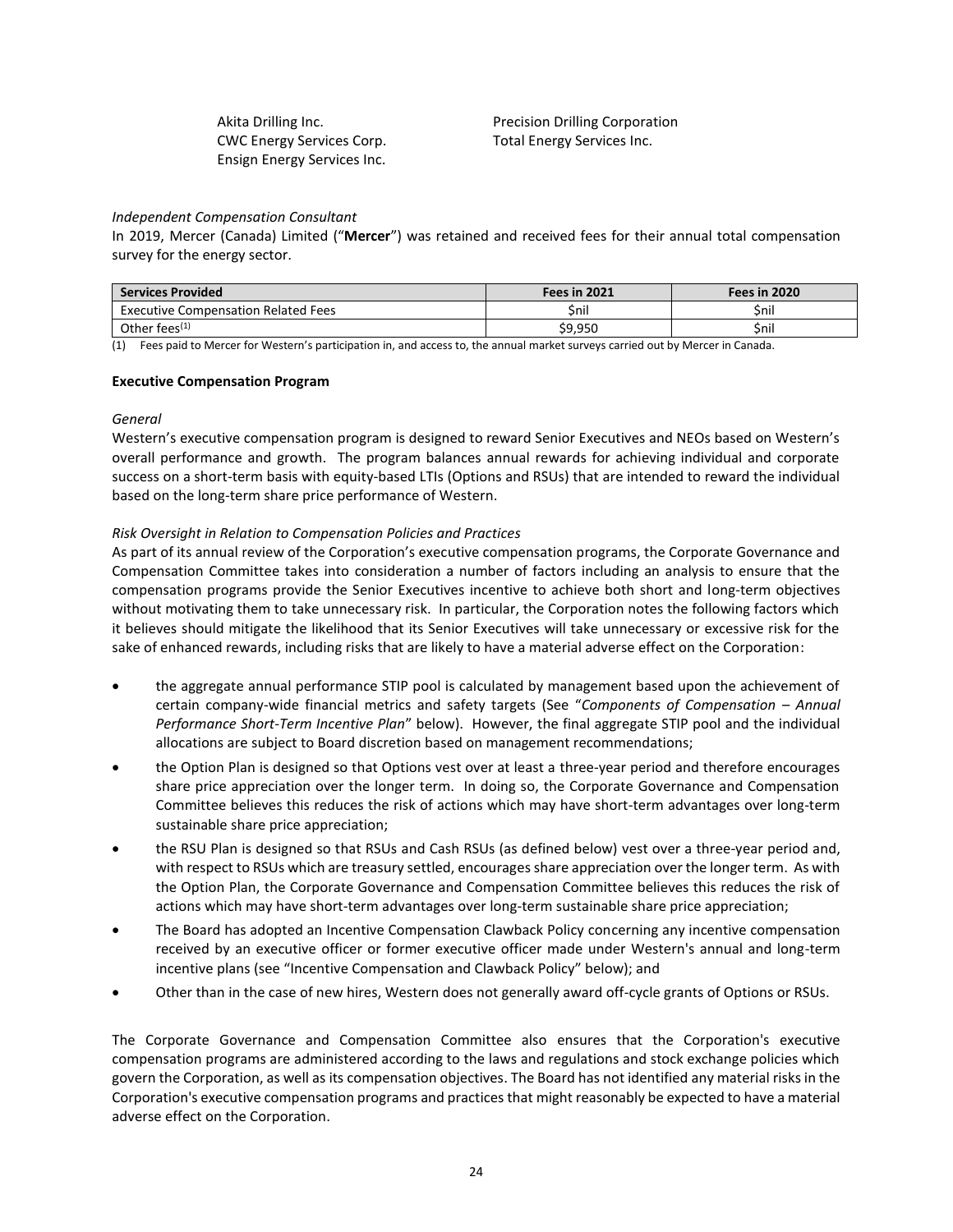Akita Drilling Inc.
CWC Energy Services Corp.
Ensign Energy Services Inc.
Precision Drilling Corporation
Total Energy Services Inc.

*Independent Compensation Consultant*

In 2019, Mercer (Canada) Limited ("**Mercer**") was retained and received fees for their annual total compensation survey for the energy sector.

| Services Provided | Fees in 2021 | Fees in 2020 |
|---|---|---|
| Executive Compensation Related Fees | $nil | $nil |
| Other fees[(1)] | $9,950 | $nil |

(1) Fees paid to Mercer for Western's participation in, and access to, the annual market surveys carried out by Mercer in Canada.

**Executive Compensation Program**

*General*

Western's executive compensation program is designed to reward Senior Executives and NEOs based on Western's overall performance and growth. The program balances annual rewards for achieving individual and corporate success on a short-term basis with equity-based LTIs (Options and RSUs) that are intended to reward the individual based on the long-term share price performance of Western.

*Risk Oversight in Relation to Compensation Policies and Practices*

As part of its annual review of the Corporation's executive compensation programs, the Corporate Governance and Compensation Committee takes into consideration a number of factors including an analysis to ensure that the compensation programs provide the Senior Executives incentive to achieve both short and long-term objectives without motivating them to take unnecessary risk. In particular, the Corporation notes the following factors which it believes should mitigate the likelihood that its Senior Executives will take unnecessary or excessive risk for the sake of enhanced rewards, including risks that are likely to have a material adverse effect on the Corporation:

- the aggregate annual performance STIP pool is calculated by management based upon the achievement of certain company-wide financial metrics and safety targets (See "*Components of Compensation – Annual Performance Short-Term Incentive Plan*" below). However, the final aggregate STIP pool and the individual allocations are subject to Board discretion based on management recommendations;
- the Option Plan is designed so that Options vest over at least a three-year period and therefore encourages share price appreciation over the longer term. In doing so, the Corporate Governance and Compensation Committee believes this reduces the risk of actions which may have short-term advantages over long-term sustainable share price appreciation;
- the RSU Plan is designed so that RSUs and Cash RSUs (as defined below) vest over a three-year period and, with respect to RSUs which are treasury settled, encourages share appreciation over the longer term. As with the Option Plan, the Corporate Governance and Compensation Committee believes this reduces the risk of actions which may have short-term advantages over long-term sustainable share price appreciation;
- The Board has adopted an Incentive Compensation Clawback Policy concerning any incentive compensation received by an executive officer or former executive officer made under Western's annual and long-term incentive plans (see "Incentive Compensation and Clawback Policy" below); and
- Other than in the case of new hires, Western does not generally award off-cycle grants of Options or RSUs.

The Corporate Governance and Compensation Committee also ensures that the Corporation's executive compensation programs are administered according to the laws and regulations and stock exchange policies which govern the Corporation, as well as its compensation objectives. The Board has not identified any material risks in the Corporation's executive compensation programs and practices that might reasonably be expected to have a material adverse effect on the Corporation.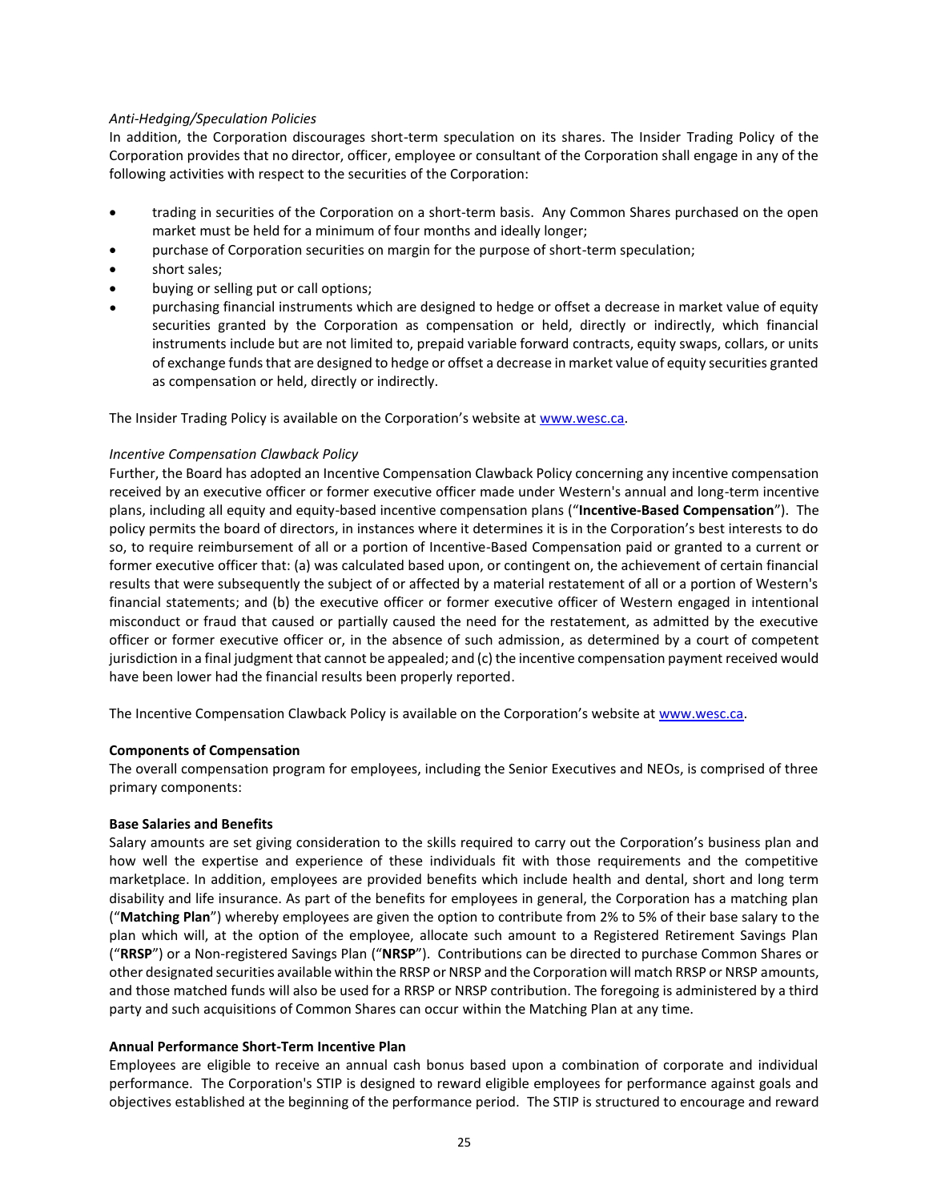*Anti-Hedging/Speculation Policies*

In addition, the Corporation discourages short-term speculation on its shares. The Insider Trading Policy of the Corporation provides that no director, officer, employee or consultant of the Corporation shall engage in any of the following activities with respect to the securities of the Corporation:

- trading in securities of the Corporation on a short-term basis. Any Common Shares purchased on the open market must be held for a minimum of four months and ideally longer;
- purchase of Corporation securities on margin for the purpose of short-term speculation;
- short sales;
- buying or selling put or call options;
- purchasing financial instruments which are designed to hedge or offset a decrease in market value of equity securities granted by the Corporation as compensation or held, directly or indirectly, which financial instruments include but are not limited to, prepaid variable forward contracts, equity swaps, collars, or units of exchange funds that are designed to hedge or offset a decrease in market value of equity securities granted as compensation or held, directly or indirectly.

The Insider Trading Policy is available on the Corporation's website at www.wesc.ca.

*Incentive Compensation Clawback Policy*

Further, the Board has adopted an Incentive Compensation Clawback Policy concerning any incentive compensation received by an executive officer or former executive officer made under Western's annual and long-term incentive plans, including all equity and equity-based incentive compensation plans ("**Incentive-Based Compensation**"). The policy permits the board of directors, in instances where it determines it is in the Corporation's best interests to do so, to require reimbursement of all or a portion of Incentive-Based Compensation paid or granted to a current or former executive officer that: (a) was calculated based upon, or contingent on, the achievement of certain financial results that were subsequently the subject of or affected by a material restatement of all or a portion of Western's financial statements; and (b) the executive officer or former executive officer of Western engaged in intentional misconduct or fraud that caused or partially caused the need for the restatement, as admitted by the executive officer or former executive officer or, in the absence of such admission, as determined by a court of competent jurisdiction in a final judgment that cannot be appealed; and (c) the incentive compensation payment received would have been lower had the financial results been properly reported.

The Incentive Compensation Clawback Policy is available on the Corporation's website at www.wesc.ca.

**Components of Compensation**

The overall compensation program for employees, including the Senior Executives and NEOs, is comprised of three primary components:

**Base Salaries and Benefits**

Salary amounts are set giving consideration to the skills required to carry out the Corporation's business plan and how well the expertise and experience of these individuals fit with those requirements and the competitive marketplace. In addition, employees are provided benefits which include health and dental, short and long term disability and life insurance. As part of the benefits for employees in general, the Corporation has a matching plan ("**Matching Plan**") whereby employees are given the option to contribute from 2% to 5% of their base salary to the plan which will, at the option of the employee, allocate such amount to a Registered Retirement Savings Plan ("**RRSP**") or a Non-registered Savings Plan ("**NRSP**"). Contributions can be directed to purchase Common Shares or other designated securities available within the RRSP or NRSP and the Corporation will match RRSP or NRSP amounts, and those matched funds will also be used for a RRSP or NRSP contribution. The foregoing is administered by a third party and such acquisitions of Common Shares can occur within the Matching Plan at any time.

**Annual Performance Short-Term Incentive Plan**

Employees are eligible to receive an annual cash bonus based upon a combination of corporate and individual performance. The Corporation's STIP is designed to reward eligible employees for performance against goals and objectives established at the beginning of the performance period. The STIP is structured to encourage and reward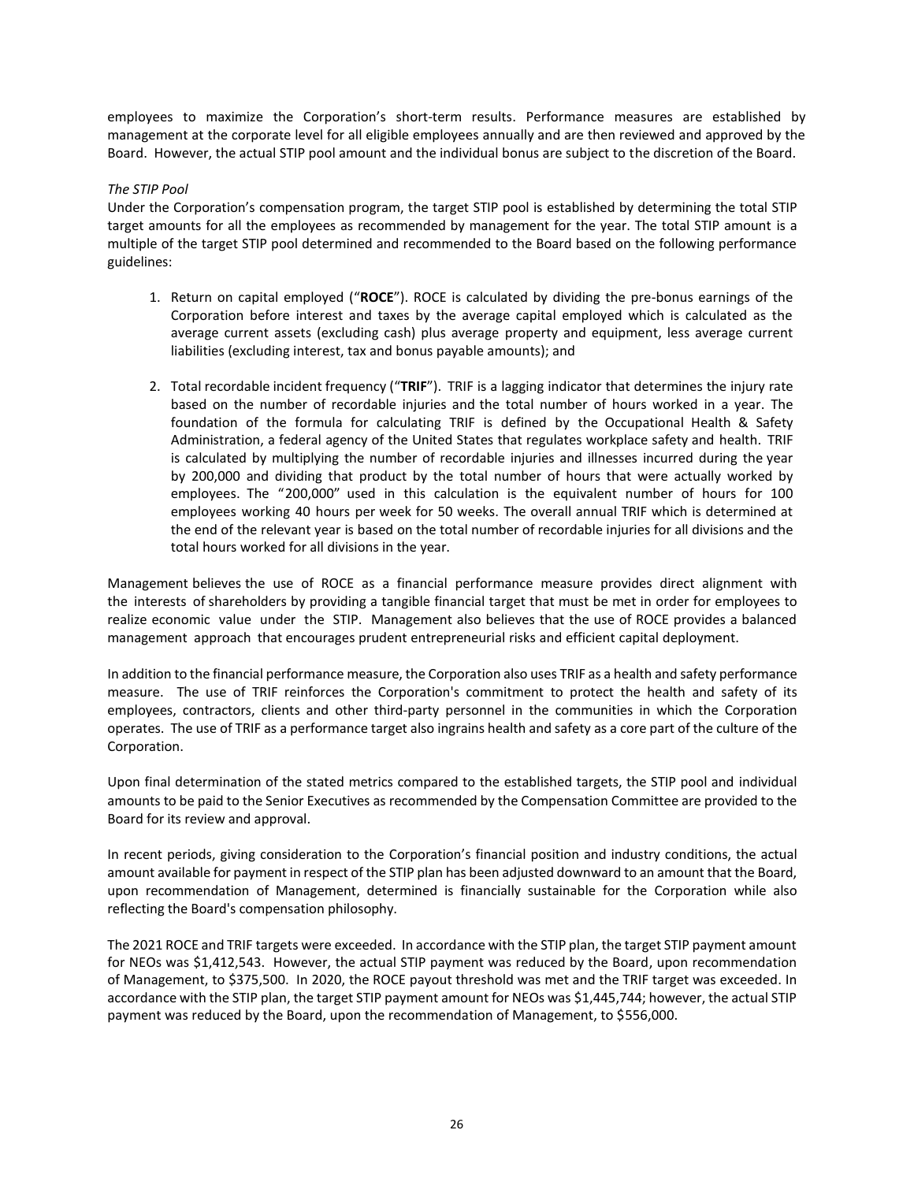employees to maximize the Corporation's short-term results. Performance measures are established by management at the corporate level for all eligible employees annually and are then reviewed and approved by the Board. However, the actual STIP pool amount and the individual bonus are subject to the discretion of the Board.

*The STIP Pool*

Under the Corporation's compensation program, the target STIP pool is established by determining the total STIP target amounts for all the employees as recommended by management for the year. The total STIP amount is a multiple of the target STIP pool determined and recommended to the Board based on the following performance guidelines:

1. Return on capital employed ("**ROCE**"). ROCE is calculated by dividing the pre-bonus earnings of the Corporation before interest and taxes by the average capital employed which is calculated as the average current assets (excluding cash) plus average property and equipment, less average current liabilities (excluding interest, tax and bonus payable amounts); and

2. Total recordable incident frequency ("**TRIF**"). TRIF is a lagging indicator that determines the injury rate based on the number of recordable injuries and the total number of hours worked in a year. The foundation of the formula for calculating TRIF is defined by the Occupational Health & Safety Administration, a federal agency of the United States that regulates workplace safety and health. TRIF is calculated by multiplying the number of recordable injuries and illnesses incurred during the year by 200,000 and dividing that product by the total number of hours that were actually worked by employees. The "200,000" used in this calculation is the equivalent number of hours for 100 employees working 40 hours per week for 50 weeks. The overall annual TRIF which is determined at the end of the relevant year is based on the total number of recordable injuries for all divisions and the total hours worked for all divisions in the year.

Management believes the use of ROCE as a financial performance measure provides direct alignment with the interests of shareholders by providing a tangible financial target that must be met in order for employees to realize economic value under the STIP. Management also believes that the use of ROCE provides a balanced management approach that encourages prudent entrepreneurial risks and efficient capital deployment.

In addition to the financial performance measure, the Corporation also uses TRIF as a health and safety performance measure. The use of TRIF reinforces the Corporation's commitment to protect the health and safety of its employees, contractors, clients and other third-party personnel in the communities in which the Corporation operates. The use of TRIF as a performance target also ingrains health and safety as a core part of the culture of the Corporation.

Upon final determination of the stated metrics compared to the established targets, the STIP pool and individual amounts to be paid to the Senior Executives as recommended by the Compensation Committee are provided to the Board for its review and approval.

In recent periods, giving consideration to the Corporation's financial position and industry conditions, the actual amount available for payment in respect of the STIP plan has been adjusted downward to an amount that the Board, upon recommendation of Management, determined is financially sustainable for the Corporation while also reflecting the Board's compensation philosophy.

The 2021 ROCE and TRIF targets were exceeded. In accordance with the STIP plan, the target STIP payment amount for NEOs was $1,412,543. However, the actual STIP payment was reduced by the Board, upon recommendation of Management, to $375,500. In 2020, the ROCE payout threshold was met and the TRIF target was exceeded. In accordance with the STIP plan, the target STIP payment amount for NEOs was $1,445,744; however, the actual STIP payment was reduced by the Board, upon the recommendation of Management, to $556,000.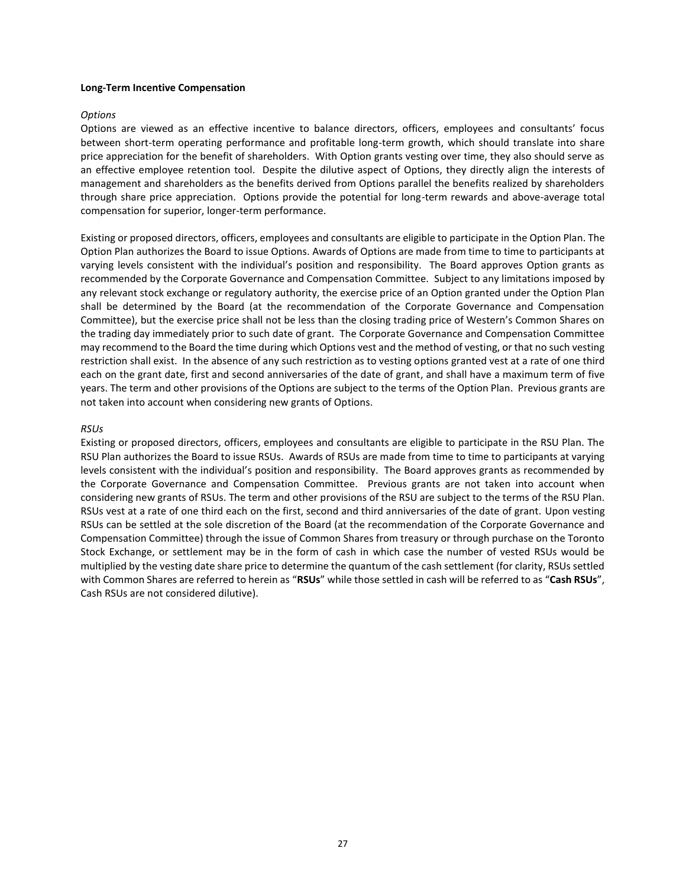**Long-Term Incentive Compensation**

*Options*

Options are viewed as an effective incentive to balance directors, officers, employees and consultants' focus between short-term operating performance and profitable long-term growth, which should translate into share price appreciation for the benefit of shareholders. With Option grants vesting over time, they also should serve as an effective employee retention tool. Despite the dilutive aspect of Options, they directly align the interests of management and shareholders as the benefits derived from Options parallel the benefits realized by shareholders through share price appreciation. Options provide the potential for long-term rewards and above-average total compensation for superior, longer-term performance.

Existing or proposed directors, officers, employees and consultants are eligible to participate in the Option Plan. The Option Plan authorizes the Board to issue Options. Awards of Options are made from time to time to participants at varying levels consistent with the individual's position and responsibility. The Board approves Option grants as recommended by the Corporate Governance and Compensation Committee. Subject to any limitations imposed by any relevant stock exchange or regulatory authority, the exercise price of an Option granted under the Option Plan shall be determined by the Board (at the recommendation of the Corporate Governance and Compensation Committee), but the exercise price shall not be less than the closing trading price of Western's Common Shares on the trading day immediately prior to such date of grant. The Corporate Governance and Compensation Committee may recommend to the Board the time during which Options vest and the method of vesting, or that no such vesting restriction shall exist. In the absence of any such restriction as to vesting options granted vest at a rate of one third each on the grant date, first and second anniversaries of the date of grant, and shall have a maximum term of five years. The term and other provisions of the Options are subject to the terms of the Option Plan. Previous grants are not taken into account when considering new grants of Options.

*RSUs*

Existing or proposed directors, officers, employees and consultants are eligible to participate in the RSU Plan. The RSU Plan authorizes the Board to issue RSUs. Awards of RSUs are made from time to time to participants at varying levels consistent with the individual's position and responsibility. The Board approves grants as recommended by the Corporate Governance and Compensation Committee. Previous grants are not taken into account when considering new grants of RSUs. The term and other provisions of the RSU are subject to the terms of the RSU Plan. RSUs vest at a rate of one third each on the first, second and third anniversaries of the date of grant. Upon vesting RSUs can be settled at the sole discretion of the Board (at the recommendation of the Corporate Governance and Compensation Committee) through the issue of Common Shares from treasury or through purchase on the Toronto Stock Exchange, or settlement may be in the form of cash in which case the number of vested RSUs would be multiplied by the vesting date share price to determine the quantum of the cash settlement (for clarity, RSUs settled with Common Shares are referred to herein as "**RSUs**" while those settled in cash will be referred to as "**Cash RSUs**", Cash RSUs are not considered dilutive).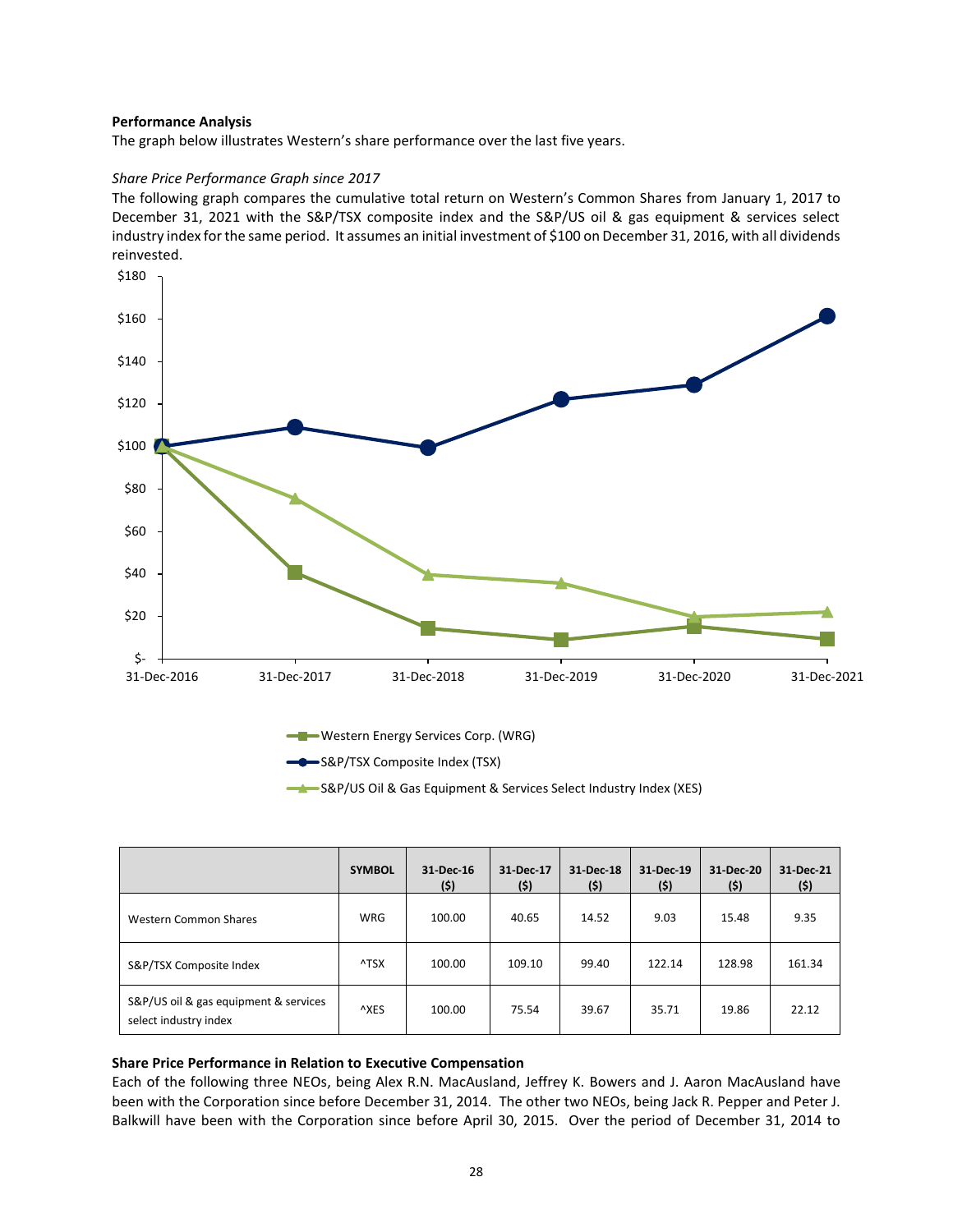**Performance Analysis**

The graph below illustrates Western's share performance over the last five years.

*Share Price Performance Graph since 2017*

The following graph compares the cumulative total return on Western's Common Shares from January 1, 2017 to December 31, 2021 with the S&P/TSX composite index and the S&P/US oil & gas equipment & services select industry index for the same period. It assumes an initial investment of $100 on December 31, 2016, with all dividends reinvested.

|  | SYMBOL | 31-Dec-16 ($) | 31-Dec-17 ($) | 31-Dec-18 ($) | 31-Dec-19 ($) | 31-Dec-20 ($) | 31-Dec-21 ($) |
|---|---|---|---|---|---|---|---|
| Western Common Shares | WRG | 100.00 | 40.65 | 14.52 | 9.03 | 15.48 | 9.35 |
| S&P/TSX Composite Index | ^TSX | 100.00 | 109.10 | 99.40 | 122.14 | 128.98 | 161.34 |
| S&P/US oil & gas equipment & services select industry index | ^XES | 100.00 | 75.54 | 39.67 | 35.71 | 19.86 | 22.12 |

**Share Price Performance in Relation to Executive Compensation**

Each of the following three NEOs, being Alex R.N. MacAusland, Jeffrey K. Bowers and J. Aaron MacAusland have been with the Corporation since before December 31, 2014. The other two NEOs, being Jack R. Pepper and Peter J. Balkwill have been with the Corporation since before April 30, 2015. Over the period of December 31, 2014 to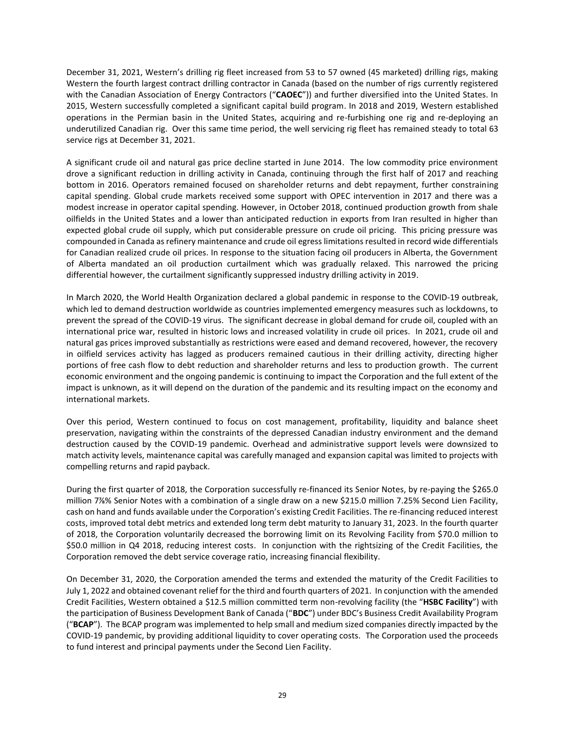December 31, 2021, Western's drilling rig fleet increased from 53 to 57 owned (45 marketed) drilling rigs, making Western the fourth largest contract drilling contractor in Canada (based on the number of rigs currently registered with the Canadian Association of Energy Contractors ("**CAOEC**")) and further diversified into the United States. In 2015, Western successfully completed a significant capital build program. In 2018 and 2019, Western established operations in the Permian basin in the United States, acquiring and re-furbishing one rig and re-deploying an underutilized Canadian rig. Over this same time period, the well servicing rig fleet has remained steady to total 63 service rigs at December 31, 2021.

A significant crude oil and natural gas price decline started in June 2014. The low commodity price environment drove a significant reduction in drilling activity in Canada, continuing through the first half of 2017 and reaching bottom in 2016. Operators remained focused on shareholder returns and debt repayment, further constraining capital spending. Global crude markets received some support with OPEC intervention in 2017 and there was a modest increase in operator capital spending. However, in October 2018, continued production growth from shale oilfields in the United States and a lower than anticipated reduction in exports from Iran resulted in higher than expected global crude oil supply, which put considerable pressure on crude oil pricing. This pricing pressure was compounded in Canada as refinery maintenance and crude oil egress limitations resulted in record wide differentials for Canadian realized crude oil prices. In response to the situation facing oil producers in Alberta, the Government of Alberta mandated an oil production curtailment which was gradually relaxed. This narrowed the pricing differential however, the curtailment significantly suppressed industry drilling activity in 2019.

In March 2020, the World Health Organization declared a global pandemic in response to the COVID-19 outbreak, which led to demand destruction worldwide as countries implemented emergency measures such as lockdowns, to prevent the spread of the COVID-19 virus. The significant decrease in global demand for crude oil, coupled with an international price war, resulted in historic lows and increased volatility in crude oil prices. In 2021, crude oil and natural gas prices improved substantially as restrictions were eased and demand recovered, however, the recovery in oilfield services activity has lagged as producers remained cautious in their drilling activity, directing higher portions of free cash flow to debt reduction and shareholder returns and less to production growth. The current economic environment and the ongoing pandemic is continuing to impact the Corporation and the full extent of the impact is unknown, as it will depend on the duration of the pandemic and its resulting impact on the economy and international markets.

Over this period, Western continued to focus on cost management, profitability, liquidity and balance sheet preservation, navigating within the constraints of the depressed Canadian industry environment and the demand destruction caused by the COVID-19 pandemic. Overhead and administrative support levels were downsized to match activity levels, maintenance capital was carefully managed and expansion capital was limited to projects with compelling returns and rapid payback.

During the first quarter of 2018, the Corporation successfully re-financed its Senior Notes, by re-paying the $265.0 million 7⅞% Senior Notes with a combination of a single draw on a new $215.0 million 7.25% Second Lien Facility, cash on hand and funds available under the Corporation's existing Credit Facilities. The re-financing reduced interest costs, improved total debt metrics and extended long term debt maturity to January 31, 2023. In the fourth quarter of 2018, the Corporation voluntarily decreased the borrowing limit on its Revolving Facility from $70.0 million to $50.0 million in Q4 2018, reducing interest costs. In conjunction with the rightsizing of the Credit Facilities, the Corporation removed the debt service coverage ratio, increasing financial flexibility.

On December 31, 2020, the Corporation amended the terms and extended the maturity of the Credit Facilities to July 1, 2022 and obtained covenant relief for the third and fourth quarters of 2021. In conjunction with the amended Credit Facilities, Western obtained a $12.5 million committed term non-revolving facility (the "**HSBC Facility**") with the participation of Business Development Bank of Canada ("**BDC**") under BDC's Business Credit Availability Program ("**BCAP**"). The BCAP program was implemented to help small and medium sized companies directly impacted by the COVID-19 pandemic, by providing additional liquidity to cover operating costs. The Corporation used the proceeds to fund interest and principal payments under the Second Lien Facility.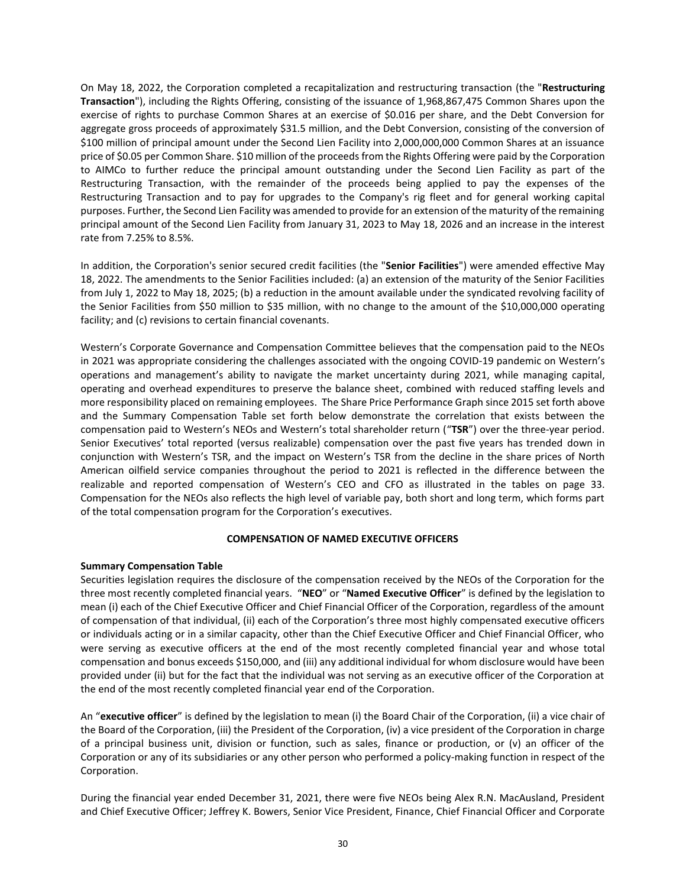On May 18, 2022, the Corporation completed a recapitalization and restructuring transaction (the "**Restructuring Transaction**"), including the Rights Offering, consisting of the issuance of 1,968,867,475 Common Shares upon the exercise of rights to purchase Common Shares at an exercise of $0.016 per share, and the Debt Conversion for aggregate gross proceeds of approximately $31.5 million, and the Debt Conversion, consisting of the conversion of $100 million of principal amount under the Second Lien Facility into 2,000,000,000 Common Shares at an issuance price of $0.05 per Common Share. $10 million of the proceeds from the Rights Offering were paid by the Corporation to AIMCo to further reduce the principal amount outstanding under the Second Lien Facility as part of the Restructuring Transaction, with the remainder of the proceeds being applied to pay the expenses of the Restructuring Transaction and to pay for upgrades to the Company's rig fleet and for general working capital purposes. Further, the Second Lien Facility was amended to provide for an extension of the maturity of the remaining principal amount of the Second Lien Facility from January 31, 2023 to May 18, 2026 and an increase in the interest rate from 7.25% to 8.5%.

In addition, the Corporation's senior secured credit facilities (the "**Senior Facilities**") were amended effective May 18, 2022. The amendments to the Senior Facilities included: (a) an extension of the maturity of the Senior Facilities from July 1, 2022 to May 18, 2025; (b) a reduction in the amount available under the syndicated revolving facility of the Senior Facilities from $50 million to $35 million, with no change to the amount of the $10,000,000 operating facility; and (c) revisions to certain financial covenants.

Western's Corporate Governance and Compensation Committee believes that the compensation paid to the NEOs in 2021 was appropriate considering the challenges associated with the ongoing COVID-19 pandemic on Western's operations and management's ability to navigate the market uncertainty during 2021, while managing capital, operating and overhead expenditures to preserve the balance sheet, combined with reduced staffing levels and more responsibility placed on remaining employees. The Share Price Performance Graph since 2015 set forth above and the Summary Compensation Table set forth below demonstrate the correlation that exists between the compensation paid to Western's NEOs and Western's total shareholder return ("**TSR**") over the three-year period. Senior Executives' total reported (versus realizable) compensation over the past five years has trended down in conjunction with Western's TSR, and the impact on Western's TSR from the decline in the share prices of North American oilfield service companies throughout the period to 2021 is reflected in the difference between the realizable and reported compensation of Western's CEO and CFO as illustrated in the tables on page 33. Compensation for the NEOs also reflects the high level of variable pay, both short and long term, which forms part of the total compensation program for the Corporation's executives.

## COMPENSATION OF NAMED EXECUTIVE OFFICERS

### Summary Compensation Table

Securities legislation requires the disclosure of the compensation received by the NEOs of the Corporation for the three most recently completed financial years. "**NEO**" or "**Named Executive Officer**" is defined by the legislation to mean (i) each of the Chief Executive Officer and Chief Financial Officer of the Corporation, regardless of the amount of compensation of that individual, (ii) each of the Corporation's three most highly compensated executive officers or individuals acting or in a similar capacity, other than the Chief Executive Officer and Chief Financial Officer, who were serving as executive officers at the end of the most recently completed financial year and whose total compensation and bonus exceeds $150,000, and (iii) any additional individual for whom disclosure would have been provided under (ii) but for the fact that the individual was not serving as an executive officer of the Corporation at the end of the most recently completed financial year end of the Corporation.

An "**executive officer**" is defined by the legislation to mean (i) the Board Chair of the Corporation, (ii) a vice chair of the Board of the Corporation, (iii) the President of the Corporation, (iv) a vice president of the Corporation in charge of a principal business unit, division or function, such as sales, finance or production, or (v) an officer of the Corporation or any of its subsidiaries or any other person who performed a policy-making function in respect of the Corporation.

During the financial year ended December 31, 2021, there were five NEOs being Alex R.N. MacAusland, President and Chief Executive Officer; Jeffrey K. Bowers, Senior Vice President, Finance, Chief Financial Officer and Corporate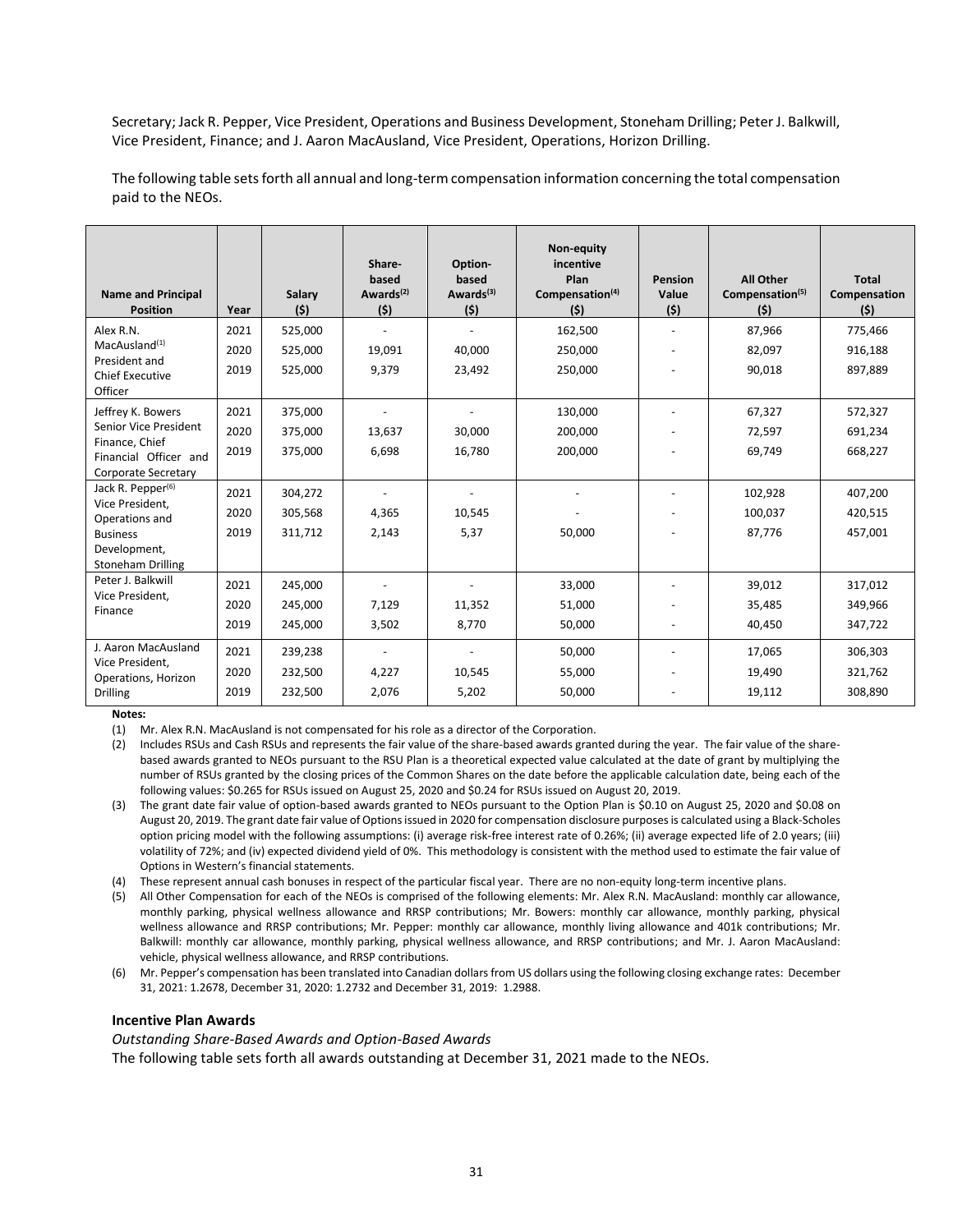Secretary; Jack R. Pepper, Vice President, Operations and Business Development, Stoneham Drilling; Peter J. Balkwill, Vice President, Finance; and J. Aaron MacAusland, Vice President, Operations, Horizon Drilling.

The following table sets forth all annual and long-term compensation information concerning the total compensation paid to the NEOs.

| Name and Principal Position | Year | Salary ($) | Share-based Awards[(2)] ($) | Option-based Awards[(3)] ($) | Non-equity incentive Plan Compensation[(4)] ($) | Pension Value ($) | All Other Compensation[(5)] ($) | Total Compensation ($) |
|---|---|---|---|---|---|---|---|---|
| Alex R.N. MacAusland[(1)] President and Chief Executive Officer | 2021 | 525,000 | - | - | 162,500 | - | 87,966 | 775,466 |
| | 2020 | 525,000 | 19,091 | 40,000 | 250,000 | - | 82,097 | 916,188 |
| | 2019 | 525,000 | 9,379 | 23,492 | 250,000 | - | 90,018 | 897,889 |
| Jeffrey K. Bowers Senior Vice President Finance, Chief Financial Officer and Corporate Secretary | 2021 | 375,000 | - | - | 130,000 | - | 67,327 | 572,327 |
| | 2020 | 375,000 | 13,637 | 30,000 | 200,000 | - | 72,597 | 691,234 |
| | 2019 | 375,000 | 6,698 | 16,780 | 200,000 | - | 69,749 | 668,227 |
| Jack R. Pepper[(6)] Vice President, Operations and Business Development, Stoneham Drilling | 2021 | 304,272 | - | - | - | - | 102,928 | 407,200 |
| | 2020 | 305,568 | 4,365 | 10,545 | - | - | 100,037 | 420,515 |
| | 2019 | 311,712 | 2,143 | 5,37 | 50,000 | - | 87,776 | 457,001 |
| Peter J. Balkwill Vice President, Finance | 2021 | 245,000 | - | - | 33,000 | - | 39,012 | 317,012 |
| | 2020 | 245,000 | 7,129 | 11,352 | 51,000 | - | 35,485 | 349,966 |
| | 2019 | 245,000 | 3,502 | 8,770 | 50,000 | - | 40,450 | 347,722 |
| J. Aaron MacAusland Vice President, Operations, Horizon Drilling | 2021 | 239,238 | - | - | 50,000 | - | 17,065 | 306,303 |
| | 2020 | 232,500 | 4,227 | 10,545 | 55,000 | - | 19,490 | 321,762 |
| | 2019 | 232,500 | 2,076 | 5,202 | 50,000 | - | 19,112 | 308,890 |

**Notes:**

(1) Mr. Alex R.N. MacAusland is not compensated for his role as a director of the Corporation.

(2) Includes RSUs and Cash RSUs and represents the fair value of the share-based awards granted during the year. The fair value of the share-based awards granted to NEOs pursuant to the RSU Plan is a theoretical expected value calculated at the date of grant by multiplying the number of RSUs granted by the closing prices of the Common Shares on the date before the applicable calculation date, being each of the following values: $0.265 for RSUs issued on August 25, 2020 and $0.24 for RSUs issued on August 20, 2019.

(3) The grant date fair value of option-based awards granted to NEOs pursuant to the Option Plan is $0.10 on August 25, 2020 and $0.08 on August 20, 2019. The grant date fair value of Options issued in 2020 for compensation disclosure purposes is calculated using a Black-Scholes option pricing model with the following assumptions: (i) average risk-free interest rate of 0.26%; (ii) average expected life of 2.0 years; (iii) volatility of 72%; and (iv) expected dividend yield of 0%. This methodology is consistent with the method used to estimate the fair value of Options in Western's financial statements.

(4) These represent annual cash bonuses in respect of the particular fiscal year. There are no non-equity long-term incentive plans.

(5) All Other Compensation for each of the NEOs is comprised of the following elements: Mr. Alex R.N. MacAusland: monthly car allowance, monthly parking, physical wellness allowance and RRSP contributions; Mr. Bowers: monthly car allowance, monthly parking, physical wellness allowance and RRSP contributions; Mr. Pepper: monthly car allowance, monthly living allowance and 401k contributions; Mr. Balkwill: monthly car allowance, monthly parking, physical wellness allowance, and RRSP contributions; and Mr. J. Aaron MacAusland: vehicle, physical wellness allowance, and RRSP contributions.

(6) Mr. Pepper's compensation has been translated into Canadian dollars from US dollars using the following closing exchange rates: December 31, 2021: 1.2678, December 31, 2020: 1.2732 and December 31, 2019: 1.2988.

### Incentive Plan Awards

*Outstanding Share-Based Awards and Option-Based Awards*

The following table sets forth all awards outstanding at December 31, 2021 made to the NEOs.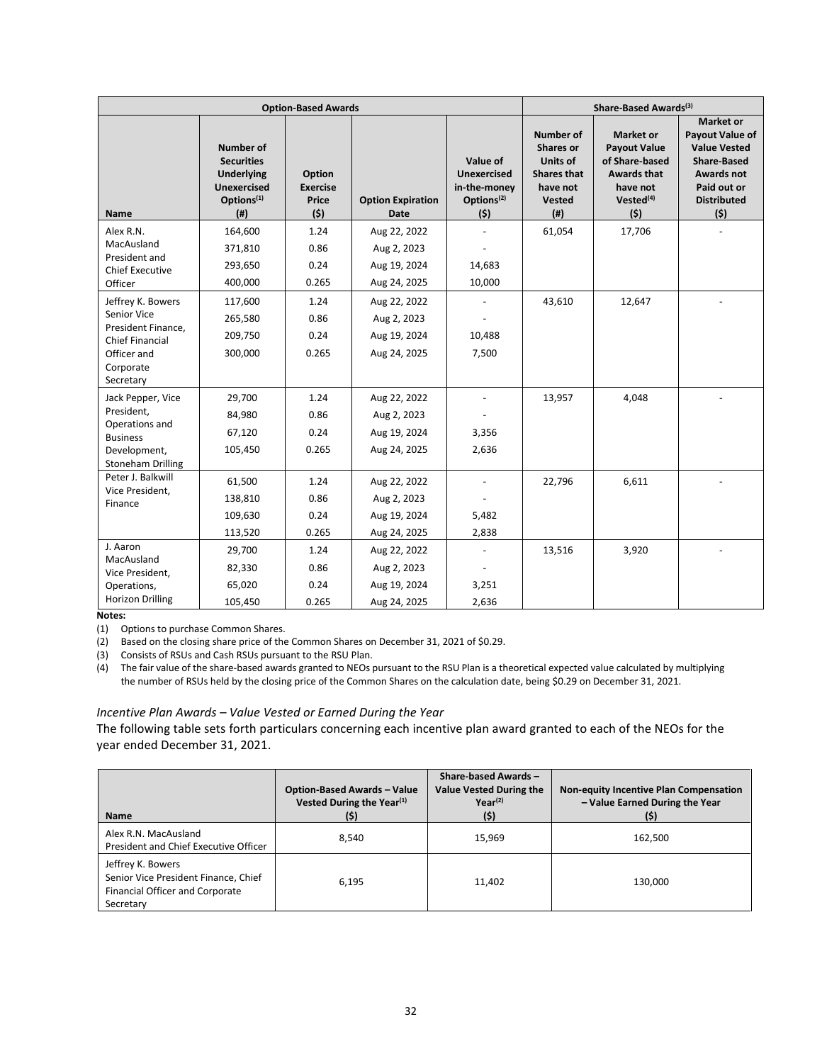| | Option-Based Awards | | | | Share-Based Awards[(3)] | | |
|---|---|---|---|---|---|---|---|
| **Name** | **Number of Securities Underlying Unexercised Options[(1)] (#)** | **Option Exercise Price ($)** | **Option Expiration Date** | **Value of Unexercised in-the-money Options[(2)] ($)** | **Number of Shares or Units of Shares that have not Vested (#)** | **Market or Payout Value of Share-based Awards that have not Vested[(4)] ($)** | **Market or Payout Value of Value Vested Share-Based Awards not Paid out or Distributed ($)** |
| Alex R.N. MacAusland President and Chief Executive Officer | 164,600 | 1.24 | Aug 22, 2022 | - | 61,054 | 17,706 | - |
| | 371,810 | 0.86 | Aug 2, 2023 | - | | | |
| | 293,650 | 0.24 | Aug 19, 2024 | 14,683 | | | |
| | 400,000 | 0.265 | Aug 24, 2025 | 10,000 | | | |
| Jeffrey K. Bowers Senior Vice President Finance, Chief Financial Officer and Corporate Secretary | 117,600 | 1.24 | Aug 22, 2022 | - | 43,610 | 12,647 | - |
| | 265,580 | 0.86 | Aug 2, 2023 | - | | | |
| | 209,750 | 0.24 | Aug 19, 2024 | 10,488 | | | |
| | 300,000 | 0.265 | Aug 24, 2025 | 7,500 | | | |
| Jack Pepper, Vice President, Operations and Business Development, Stoneham Drilling | 29,700 | 1.24 | Aug 22, 2022 | - | 13,957 | 4,048 | - |
| | 84,980 | 0.86 | Aug 2, 2023 | - | | | |
| | 67,120 | 0.24 | Aug 19, 2024 | 3,356 | | | |
| | 105,450 | 0.265 | Aug 24, 2025 | 2,636 | | | |
| Peter J. Balkwill Vice President, Finance | 61,500 | 1.24 | Aug 22, 2022 | - | 22,796 | 6,611 | - |
| | 138,810 | 0.86 | Aug 2, 2023 | - | | | |
| | 109,630 | 0.24 | Aug 19, 2024 | 5,482 | | | |
| | 113,520 | 0.265 | Aug 24, 2025 | 2,838 | | | |
| J. Aaron MacAusland Vice President, Operations, Horizon Drilling | 29,700 | 1.24 | Aug 22, 2022 | - | 13,516 | 3,920 | - |
| | 82,330 | 0.86 | Aug 2, 2023 | - | | | |
| | 65,020 | 0.24 | Aug 19, 2024 | 3,251 | | | |
| | 105,450 | 0.265 | Aug 24, 2025 | 2,636 | | | |

**Notes:**

(1) Options to purchase Common Shares.

(2) Based on the closing share price of the Common Shares on December 31, 2021 of $0.29.

(3) Consists of RSUs and Cash RSUs pursuant to the RSU Plan.

(4) The fair value of the share-based awards granted to NEOs pursuant to the RSU Plan is a theoretical expected value calculated by multiplying the number of RSUs held by the closing price of the Common Shares on the calculation date, being $0.29 on December 31, 2021.

*Incentive Plan Awards – Value Vested or Earned During the Year*

The following table sets forth particulars concerning each incentive plan award granted to each of the NEOs for the year ended December 31, 2021.

| Name | Option-Based Awards – Value Vested During the Year[(1)] ($) | Share-based Awards – Value Vested During the Year[(2)] ($) | Non-equity Incentive Plan Compensation – Value Earned During the Year ($) |
|---|---|---|---|
| Alex R.N. MacAusland President and Chief Executive Officer | 8,540 | 15,969 | 162,500 |
| Jeffrey K. Bowers Senior Vice President Finance, Chief Financial Officer and Corporate Secretary | 6,195 | 11,402 | 130,000 |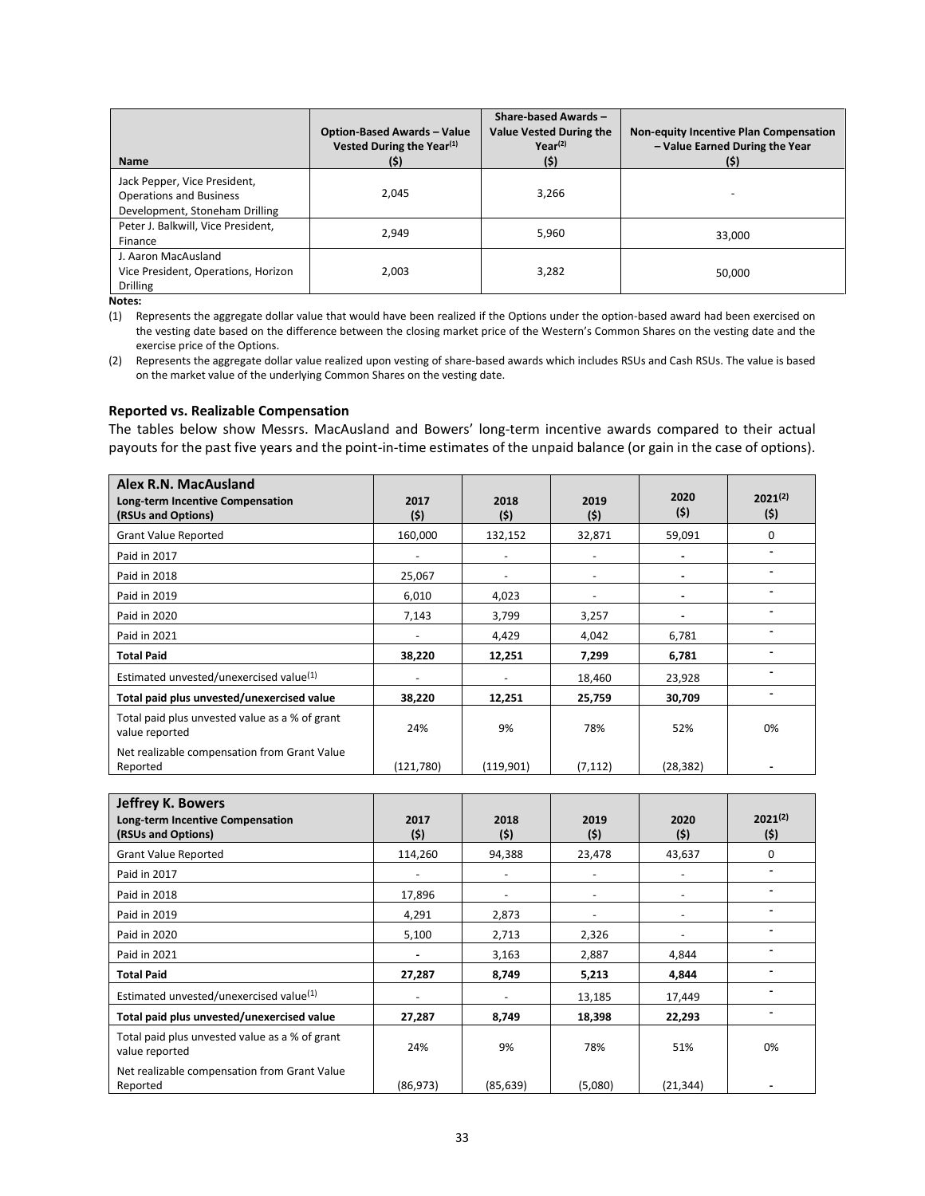| Name | Option-Based Awards – Value Vested During the Year[(1)] ($) | Share-based Awards – Value Vested During the Year[(2)] ($) | Non-equity Incentive Plan Compensation – Value Earned During the Year ($) |
|---|---|---|---|
| Jack Pepper, Vice President, Operations and Business Development, Stoneham Drilling | 2,045 | 3,266 | - |
| Peter J. Balkwill, Vice President, Finance | 2,949 | 5,960 | 33,000 |
| J. Aaron MacAusland Vice President, Operations, Horizon Drilling | 2,003 | 3,282 | 50,000 |

**Notes:**

(1) Represents the aggregate dollar value that would have been realized if the Options under the option-based award had been exercised on the vesting date based on the difference between the closing market price of the Western's Common Shares on the vesting date and the exercise price of the Options.

(2) Represents the aggregate dollar value realized upon vesting of share-based awards which includes RSUs and Cash RSUs. The value is based on the market value of the underlying Common Shares on the vesting date.

**Reported vs. Realizable Compensation**

The tables below show Messrs. MacAusland and Bowers' long-term incentive awards compared to their actual payouts for the past five years and the point-in-time estimates of the unpaid balance (or gain in the case of options).

| **Alex R.N. MacAusland** Long-term Incentive Compensation (RSUs and Options) | 2017 ($) | 2018 ($) | 2019 ($) | 2020 ($) | 2021[(2)] ($) |
|---|---|---|---|---|---|
| Grant Value Reported | 160,000 | 132,152 | 32,871 | 59,091 | 0 |
| Paid in 2017 | - | - | - | - | - |
| Paid in 2018 | 25,067 | - | - | - | - |
| Paid in 2019 | 6,010 | 4,023 | - | - | - |
| Paid in 2020 | 7,143 | 3,799 | 3,257 | - | - |
| Paid in 2021 | - | 4,429 | 4,042 | 6,781 | - |
| **Total Paid** | **38,220** | **12,251** | **7,299** | **6,781** | - |
| Estimated unvested/unexercised value[(1)] | - | - | 18,460 | 23,928 | - |
| **Total paid plus unvested/unexercised value** | **38,220** | **12,251** | **25,759** | **30,709** | - |
| Total paid plus unvested value as a % of grant value reported | 24% | 9% | 78% | 52% | 0% |
| Net realizable compensation from Grant Value Reported | (121,780) | (119,901) | (7,112) | (28,382) | - |

| **Jeffrey K. Bowers** Long-term Incentive Compensation (RSUs and Options) | 2017 ($) | 2018 ($) | 2019 ($) | 2020 ($) | 2021[(2)] ($) |
|---|---|---|---|---|---|
| Grant Value Reported | 114,260 | 94,388 | 23,478 | 43,637 | 0 |
| Paid in 2017 | - | - | - | - | - |
| Paid in 2018 | 17,896 | - | - | - | - |
| Paid in 2019 | 4,291 | 2,873 | - | - | - |
| Paid in 2020 | 5,100 | 2,713 | 2,326 | - | - |
| Paid in 2021 | - | 3,163 | 2,887 | 4,844 | - |
| **Total Paid** | **27,287** | **8,749** | **5,213** | **4,844** | - |
| Estimated unvested/unexercised value[(1)] | - | - | 13,185 | 17,449 | - |
| **Total paid plus unvested/unexercised value** | **27,287** | **8,749** | **18,398** | **22,293** | - |
| Total paid plus unvested value as a % of grant value reported | 24% | 9% | 78% | 51% | 0% |
| Net realizable compensation from Grant Value Reported | (86,973) | (85,639) | (5,080) | (21,344) | - |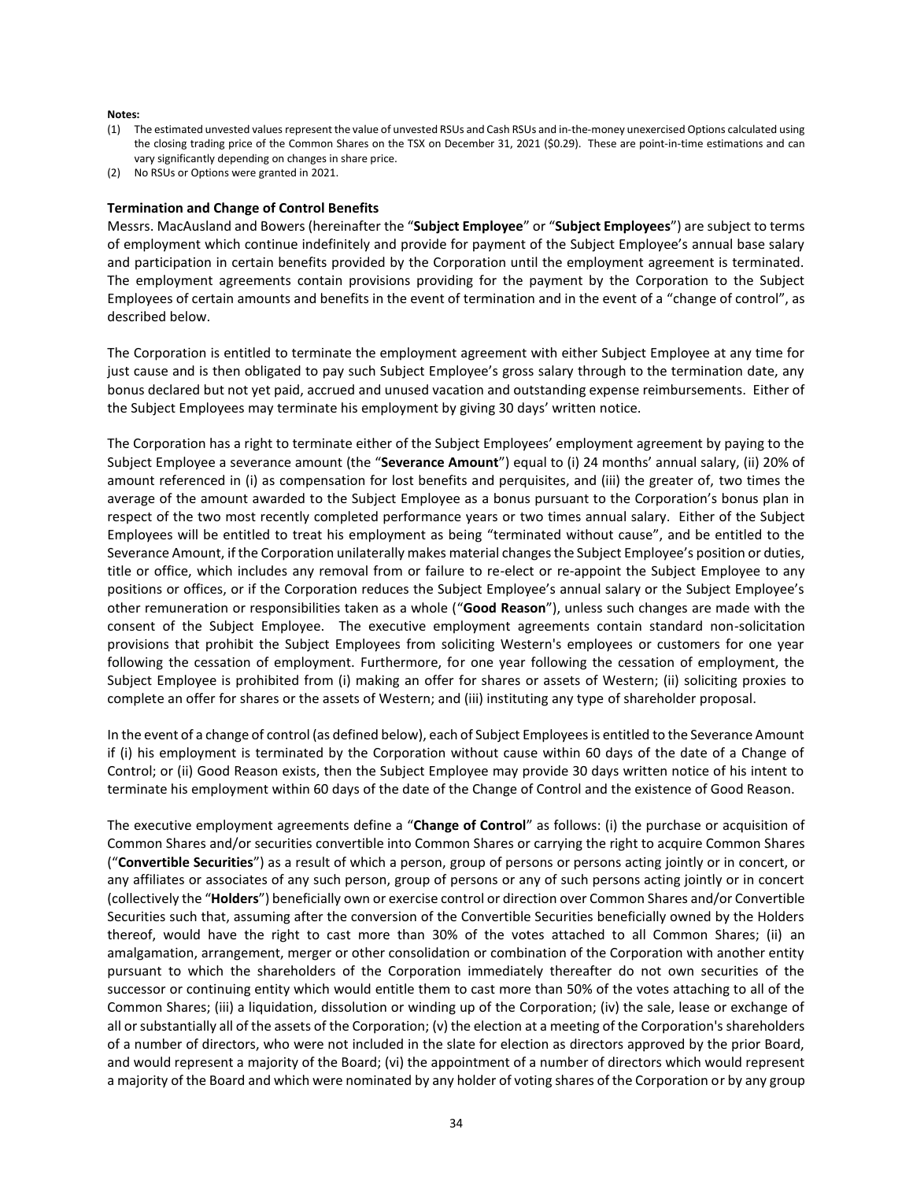**Notes:**

(1) The estimated unvested values represent the value of unvested RSUs and Cash RSUs and in-the-money unexercised Options calculated using the closing trading price of the Common Shares on the TSX on December 31, 2021 ($0.29). These are point-in-time estimations and can vary significantly depending on changes in share price.
(2) No RSUs or Options were granted in 2021.

### Termination and Change of Control Benefits

Messrs. MacAusland and Bowers (hereinafter the "**Subject Employee**" or "**Subject Employees**") are subject to terms of employment which continue indefinitely and provide for payment of the Subject Employee's annual base salary and participation in certain benefits provided by the Corporation until the employment agreement is terminated. The employment agreements contain provisions providing for the payment by the Corporation to the Subject Employees of certain amounts and benefits in the event of termination and in the event of a "change of control", as described below.

The Corporation is entitled to terminate the employment agreement with either Subject Employee at any time for just cause and is then obligated to pay such Subject Employee's gross salary through to the termination date, any bonus declared but not yet paid, accrued and unused vacation and outstanding expense reimbursements. Either of the Subject Employees may terminate his employment by giving 30 days' written notice.

The Corporation has a right to terminate either of the Subject Employees' employment agreement by paying to the Subject Employee a severance amount (the "**Severance Amount**") equal to (i) 24 months' annual salary, (ii) 20% of amount referenced in (i) as compensation for lost benefits and perquisites, and (iii) the greater of, two times the average of the amount awarded to the Subject Employee as a bonus pursuant to the Corporation's bonus plan in respect of the two most recently completed performance years or two times annual salary. Either of the Subject Employees will be entitled to treat his employment as being "terminated without cause", and be entitled to the Severance Amount, if the Corporation unilaterally makes material changes the Subject Employee's position or duties, title or office, which includes any removal from or failure to re-elect or re-appoint the Subject Employee to any positions or offices, or if the Corporation reduces the Subject Employee's annual salary or the Subject Employee's other remuneration or responsibilities taken as a whole ("**Good Reason**"), unless such changes are made with the consent of the Subject Employee. The executive employment agreements contain standard non-solicitation provisions that prohibit the Subject Employees from soliciting Western's employees or customers for one year following the cessation of employment. Furthermore, for one year following the cessation of employment, the Subject Employee is prohibited from (i) making an offer for shares or assets of Western; (ii) soliciting proxies to complete an offer for shares or the assets of Western; and (iii) instituting any type of shareholder proposal.

In the event of a change of control (as defined below), each of Subject Employees is entitled to the Severance Amount if (i) his employment is terminated by the Corporation without cause within 60 days of the date of a Change of Control; or (ii) Good Reason exists, then the Subject Employee may provide 30 days written notice of his intent to terminate his employment within 60 days of the date of the Change of Control and the existence of Good Reason.

The executive employment agreements define a "**Change of Control**" as follows: (i) the purchase or acquisition of Common Shares and/or securities convertible into Common Shares or carrying the right to acquire Common Shares ("**Convertible Securities**") as a result of which a person, group of persons or persons acting jointly or in concert, or any affiliates or associates of any such person, group of persons or any of such persons acting jointly or in concert (collectively the "**Holders**") beneficially own or exercise control or direction over Common Shares and/or Convertible Securities such that, assuming after the conversion of the Convertible Securities beneficially owned by the Holders thereof, would have the right to cast more than 30% of the votes attached to all Common Shares; (ii) an amalgamation, arrangement, merger or other consolidation or combination of the Corporation with another entity pursuant to which the shareholders of the Corporation immediately thereafter do not own securities of the successor or continuing entity which would entitle them to cast more than 50% of the votes attaching to all of the Common Shares; (iii) a liquidation, dissolution or winding up of the Corporation; (iv) the sale, lease or exchange of all or substantially all of the assets of the Corporation; (v) the election at a meeting of the Corporation's shareholders of a number of directors, who were not included in the slate for election as directors approved by the prior Board, and would represent a majority of the Board; (vi) the appointment of a number of directors which would represent a majority of the Board and which were nominated by any holder of voting shares of the Corporation or by any group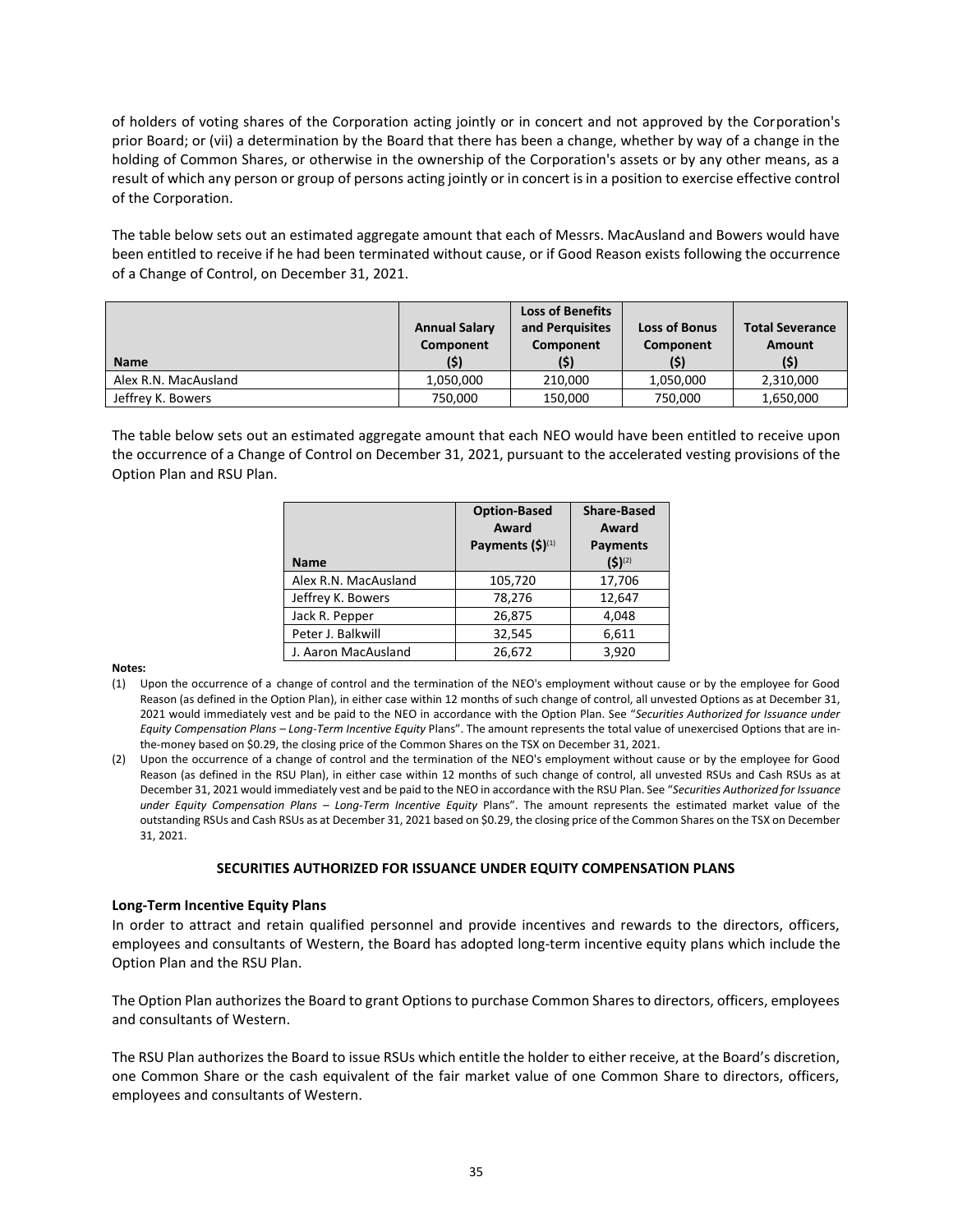of holders of voting shares of the Corporation acting jointly or in concert and not approved by the Corporation's prior Board; or (vii) a determination by the Board that there has been a change, whether by way of a change in the holding of Common Shares, or otherwise in the ownership of the Corporation's assets or by any other means, as a result of which any person or group of persons acting jointly or in concert is in a position to exercise effective control of the Corporation.

The table below sets out an estimated aggregate amount that each of Messrs. MacAusland and Bowers would have been entitled to receive if he had been terminated without cause, or if Good Reason exists following the occurrence of a Change of Control, on December 31, 2021.

| Name | Annual Salary Component ($) | Loss of Benefits and Perquisites Component ($) | Loss of Bonus Component ($) | Total Severance Amount ($) |
|---|---|---|---|---|
| Alex R.N. MacAusland | 1,050,000 | 210,000 | 1,050,000 | 2,310,000 |
| Jeffrey K. Bowers | 750,000 | 150,000 | 750,000 | 1,650,000 |

The table below sets out an estimated aggregate amount that each NEO would have been entitled to receive upon the occurrence of a Change of Control on December 31, 2021, pursuant to the accelerated vesting provisions of the Option Plan and RSU Plan.

| Name | Option-Based Award Payments ($)[1] | Share-Based Award Payments ($)[2] |
|---|---|---|
| Alex R.N. MacAusland | 105,720 | 17,706 |
| Jeffrey K. Bowers | 78,276 | 12,647 |
| Jack R. Pepper | 26,875 | 4,048 |
| Peter J. Balkwill | 32,545 | 6,611 |
| J. Aaron MacAusland | 26,672 | 3,920 |

**Notes:**

(1) Upon the occurrence of a change of control and the termination of the NEO's employment without cause or by the employee for Good Reason (as defined in the Option Plan), in either case within 12 months of such change of control, all unvested Options as at December 31, 2021 would immediately vest and be paid to the NEO in accordance with the Option Plan. See "*Securities Authorized for Issuance under Equity Compensation Plans – Long-Term Incentive Equity* Plans". The amount represents the total value of unexercised Options that are in-the-money based on $0.29, the closing price of the Common Shares on the TSX on December 31, 2021.

(2) Upon the occurrence of a change of control and the termination of the NEO's employment without cause or by the employee for Good Reason (as defined in the RSU Plan), in either case within 12 months of such change of control, all unvested RSUs and Cash RSUs as at December 31, 2021 would immediately vest and be paid to the NEO in accordance with the RSU Plan. See "*Securities Authorized for Issuance under Equity Compensation Plans – Long-Term Incentive Equity* Plans". The amount represents the estimated market value of the outstanding RSUs and Cash RSUs as at December 31, 2021 based on $0.29, the closing price of the Common Shares on the TSX on December 31, 2021.

## SECURITIES AUTHORIZED FOR ISSUANCE UNDER EQUITY COMPENSATION PLANS

### Long-Term Incentive Equity Plans

In order to attract and retain qualified personnel and provide incentives and rewards to the directors, officers, employees and consultants of Western, the Board has adopted long-term incentive equity plans which include the Option Plan and the RSU Plan.

The Option Plan authorizes the Board to grant Options to purchase Common Shares to directors, officers, employees and consultants of Western.

The RSU Plan authorizes the Board to issue RSUs which entitle the holder to either receive, at the Board's discretion, one Common Share or the cash equivalent of the fair market value of one Common Share to directors, officers, employees and consultants of Western.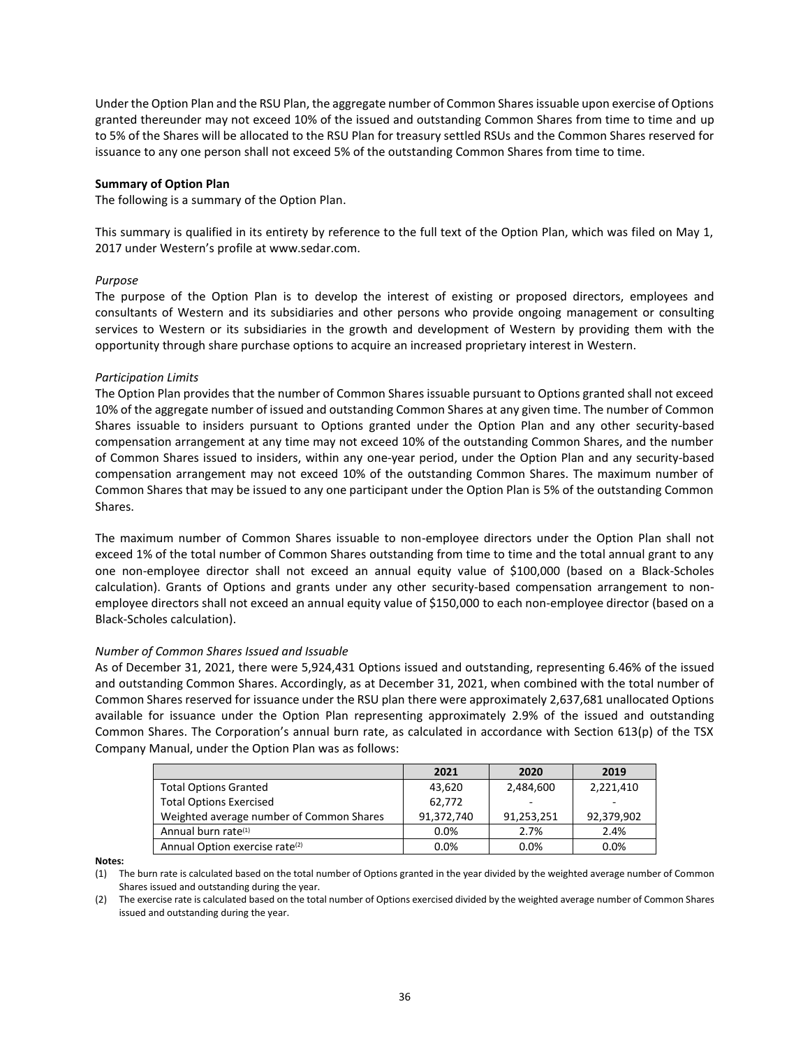Under the Option Plan and the RSU Plan, the aggregate number of Common Shares issuable upon exercise of Options granted thereunder may not exceed 10% of the issued and outstanding Common Shares from time to time and up to 5% of the Shares will be allocated to the RSU Plan for treasury settled RSUs and the Common Shares reserved for issuance to any one person shall not exceed 5% of the outstanding Common Shares from time to time.

**Summary of Option Plan**

The following is a summary of the Option Plan.

This summary is qualified in its entirety by reference to the full text of the Option Plan, which was filed on May 1, 2017 under Western's profile at www.sedar.com.

*Purpose*

The purpose of the Option Plan is to develop the interest of existing or proposed directors, employees and consultants of Western and its subsidiaries and other persons who provide ongoing management or consulting services to Western or its subsidiaries in the growth and development of Western by providing them with the opportunity through share purchase options to acquire an increased proprietary interest in Western.

*Participation Limits*

The Option Plan provides that the number of Common Shares issuable pursuant to Options granted shall not exceed 10% of the aggregate number of issued and outstanding Common Shares at any given time. The number of Common Shares issuable to insiders pursuant to Options granted under the Option Plan and any other security-based compensation arrangement at any time may not exceed 10% of the outstanding Common Shares, and the number of Common Shares issued to insiders, within any one-year period, under the Option Plan and any security-based compensation arrangement may not exceed 10% of the outstanding Common Shares. The maximum number of Common Shares that may be issued to any one participant under the Option Plan is 5% of the outstanding Common Shares.

The maximum number of Common Shares issuable to non-employee directors under the Option Plan shall not exceed 1% of the total number of Common Shares outstanding from time to time and the total annual grant to any one non-employee director shall not exceed an annual equity value of $100,000 (based on a Black-Scholes calculation). Grants of Options and grants under any other security-based compensation arrangement to non-employee directors shall not exceed an annual equity value of $150,000 to each non-employee director (based on a Black-Scholes calculation).

*Number of Common Shares Issued and Issuable*

As of December 31, 2021, there were 5,924,431 Options issued and outstanding, representing 6.46% of the issued and outstanding Common Shares. Accordingly, as at December 31, 2021, when combined with the total number of Common Shares reserved for issuance under the RSU plan there were approximately 2,637,681 unallocated Options available for issuance under the Option Plan representing approximately 2.9% of the issued and outstanding Common Shares. The Corporation's annual burn rate, as calculated in accordance with Section 613(p) of the TSX Company Manual, under the Option Plan was as follows:

| | 2021 | 2020 | 2019 |
|---|---|---|---|
| Total Options Granted | 43,620 | 2,484,600 | 2,221,410 |
| Total Options Exercised | 62,772 | - | - |
| Weighted average number of Common Shares | 91,372,740 | 91,253,251 | 92,379,902 |
| Annual burn rate[(1)] | 0.0% | 2.7% | 2.4% |
| Annual Option exercise rate[(2)] | 0.0% | 0.0% | 0.0% |

**Notes:**

(1) The burn rate is calculated based on the total number of Options granted in the year divided by the weighted average number of Common Shares issued and outstanding during the year.

(2) The exercise rate is calculated based on the total number of Options exercised divided by the weighted average number of Common Shares issued and outstanding during the year.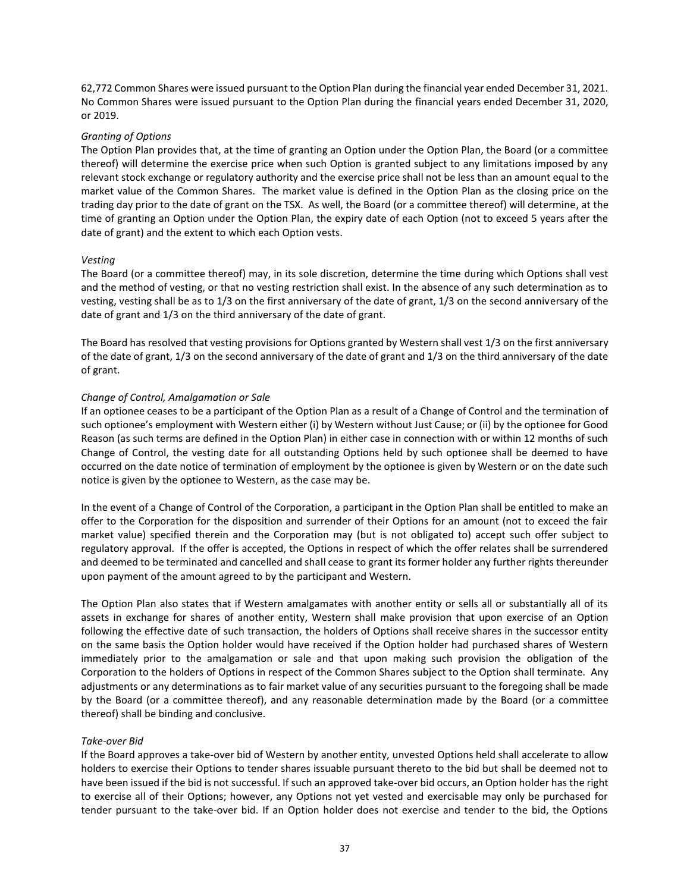62,772 Common Shares were issued pursuant to the Option Plan during the financial year ended December 31, 2021. No Common Shares were issued pursuant to the Option Plan during the financial years ended December 31, 2020, or 2019.

*Granting of Options*

The Option Plan provides that, at the time of granting an Option under the Option Plan, the Board (or a committee thereof) will determine the exercise price when such Option is granted subject to any limitations imposed by any relevant stock exchange or regulatory authority and the exercise price shall not be less than an amount equal to the market value of the Common Shares. The market value is defined in the Option Plan as the closing price on the trading day prior to the date of grant on the TSX. As well, the Board (or a committee thereof) will determine, at the time of granting an Option under the Option Plan, the expiry date of each Option (not to exceed 5 years after the date of grant) and the extent to which each Option vests.

*Vesting*

The Board (or a committee thereof) may, in its sole discretion, determine the time during which Options shall vest and the method of vesting, or that no vesting restriction shall exist. In the absence of any such determination as to vesting, vesting shall be as to 1/3 on the first anniversary of the date of grant, 1/3 on the second anniversary of the date of grant and 1/3 on the third anniversary of the date of grant.

The Board has resolved that vesting provisions for Options granted by Western shall vest 1/3 on the first anniversary of the date of grant, 1/3 on the second anniversary of the date of grant and 1/3 on the third anniversary of the date of grant.

*Change of Control, Amalgamation or Sale*

If an optionee ceases to be a participant of the Option Plan as a result of a Change of Control and the termination of such optionee's employment with Western either (i) by Western without Just Cause; or (ii) by the optionee for Good Reason (as such terms are defined in the Option Plan) in either case in connection with or within 12 months of such Change of Control, the vesting date for all outstanding Options held by such optionee shall be deemed to have occurred on the date notice of termination of employment by the optionee is given by Western or on the date such notice is given by the optionee to Western, as the case may be.

In the event of a Change of Control of the Corporation, a participant in the Option Plan shall be entitled to make an offer to the Corporation for the disposition and surrender of their Options for an amount (not to exceed the fair market value) specified therein and the Corporation may (but is not obligated to) accept such offer subject to regulatory approval. If the offer is accepted, the Options in respect of which the offer relates shall be surrendered and deemed to be terminated and cancelled and shall cease to grant its former holder any further rights thereunder upon payment of the amount agreed to by the participant and Western.

The Option Plan also states that if Western amalgamates with another entity or sells all or substantially all of its assets in exchange for shares of another entity, Western shall make provision that upon exercise of an Option following the effective date of such transaction, the holders of Options shall receive shares in the successor entity on the same basis the Option holder would have received if the Option holder had purchased shares of Western immediately prior to the amalgamation or sale and that upon making such provision the obligation of the Corporation to the holders of Options in respect of the Common Shares subject to the Option shall terminate. Any adjustments or any determinations as to fair market value of any securities pursuant to the foregoing shall be made by the Board (or a committee thereof), and any reasonable determination made by the Board (or a committee thereof) shall be binding and conclusive.

*Take-over Bid*

If the Board approves a take-over bid of Western by another entity, unvested Options held shall accelerate to allow holders to exercise their Options to tender shares issuable pursuant thereto to the bid but shall be deemed not to have been issued if the bid is not successful. If such an approved take-over bid occurs, an Option holder has the right to exercise all of their Options; however, any Options not yet vested and exercisable may only be purchased for tender pursuant to the take-over bid. If an Option holder does not exercise and tender to the bid, the Options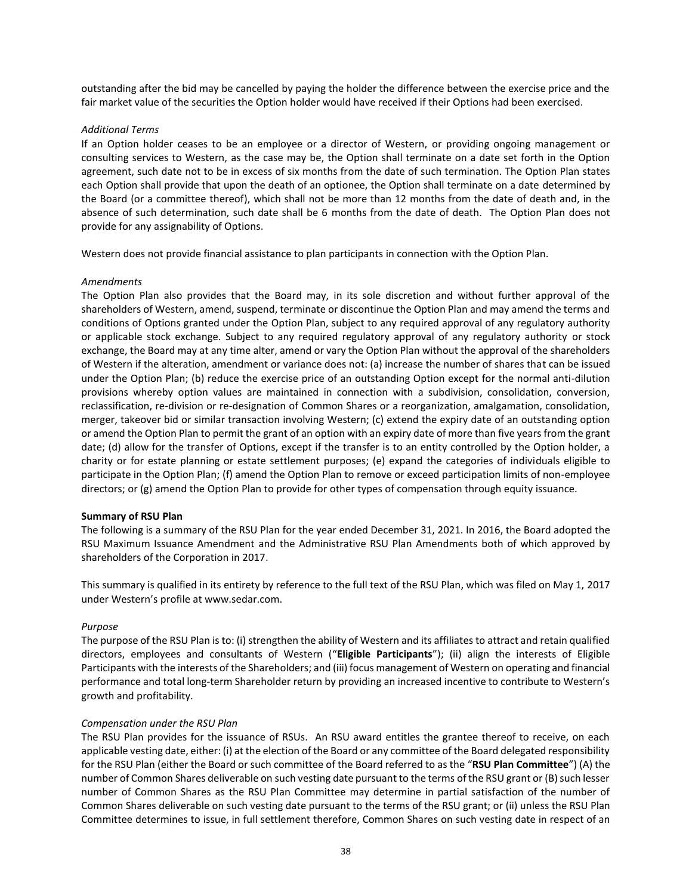outstanding after the bid may be cancelled by paying the holder the difference between the exercise price and the fair market value of the securities the Option holder would have received if their Options had been exercised.

*Additional Terms*

If an Option holder ceases to be an employee or a director of Western, or providing ongoing management or consulting services to Western, as the case may be, the Option shall terminate on a date set forth in the Option agreement, such date not to be in excess of six months from the date of such termination. The Option Plan states each Option shall provide that upon the death of an optionee, the Option shall terminate on a date determined by the Board (or a committee thereof), which shall not be more than 12 months from the date of death and, in the absence of such determination, such date shall be 6 months from the date of death. The Option Plan does not provide for any assignability of Options.

Western does not provide financial assistance to plan participants in connection with the Option Plan.

*Amendments*

The Option Plan also provides that the Board may, in its sole discretion and without further approval of the shareholders of Western, amend, suspend, terminate or discontinue the Option Plan and may amend the terms and conditions of Options granted under the Option Plan, subject to any required approval of any regulatory authority or applicable stock exchange. Subject to any required regulatory approval of any regulatory authority or stock exchange, the Board may at any time alter, amend or vary the Option Plan without the approval of the shareholders of Western if the alteration, amendment or variance does not: (a) increase the number of shares that can be issued under the Option Plan; (b) reduce the exercise price of an outstanding Option except for the normal anti-dilution provisions whereby option values are maintained in connection with a subdivision, consolidation, conversion, reclassification, re-division or re-designation of Common Shares or a reorganization, amalgamation, consolidation, merger, takeover bid or similar transaction involving Western; (c) extend the expiry date of an outstanding option or amend the Option Plan to permit the grant of an option with an expiry date of more than five years from the grant date; (d) allow for the transfer of Options, except if the transfer is to an entity controlled by the Option holder, a charity or for estate planning or estate settlement purposes; (e) expand the categories of individuals eligible to participate in the Option Plan; (f) amend the Option Plan to remove or exceed participation limits of non-employee directors; or (g) amend the Option Plan to provide for other types of compensation through equity issuance.

**Summary of RSU Plan**

The following is a summary of the RSU Plan for the year ended December 31, 2021. In 2016, the Board adopted the RSU Maximum Issuance Amendment and the Administrative RSU Plan Amendments both of which approved by shareholders of the Corporation in 2017.

This summary is qualified in its entirety by reference to the full text of the RSU Plan, which was filed on May 1, 2017 under Western's profile at www.sedar.com.

*Purpose*

The purpose of the RSU Plan is to: (i) strengthen the ability of Western and its affiliates to attract and retain qualified directors, employees and consultants of Western ("**Eligible Participants**"); (ii) align the interests of Eligible Participants with the interests of the Shareholders; and (iii) focus management of Western on operating and financial performance and total long-term Shareholder return by providing an increased incentive to contribute to Western's growth and profitability.

*Compensation under the RSU Plan*

The RSU Plan provides for the issuance of RSUs. An RSU award entitles the grantee thereof to receive, on each applicable vesting date, either: (i) at the election of the Board or any committee of the Board delegated responsibility for the RSU Plan (either the Board or such committee of the Board referred to as the "**RSU Plan Committee**") (A) the number of Common Shares deliverable on such vesting date pursuant to the terms of the RSU grant or (B) such lesser number of Common Shares as the RSU Plan Committee may determine in partial satisfaction of the number of Common Shares deliverable on such vesting date pursuant to the terms of the RSU grant; or (ii) unless the RSU Plan Committee determines to issue, in full settlement therefore, Common Shares on such vesting date in respect of an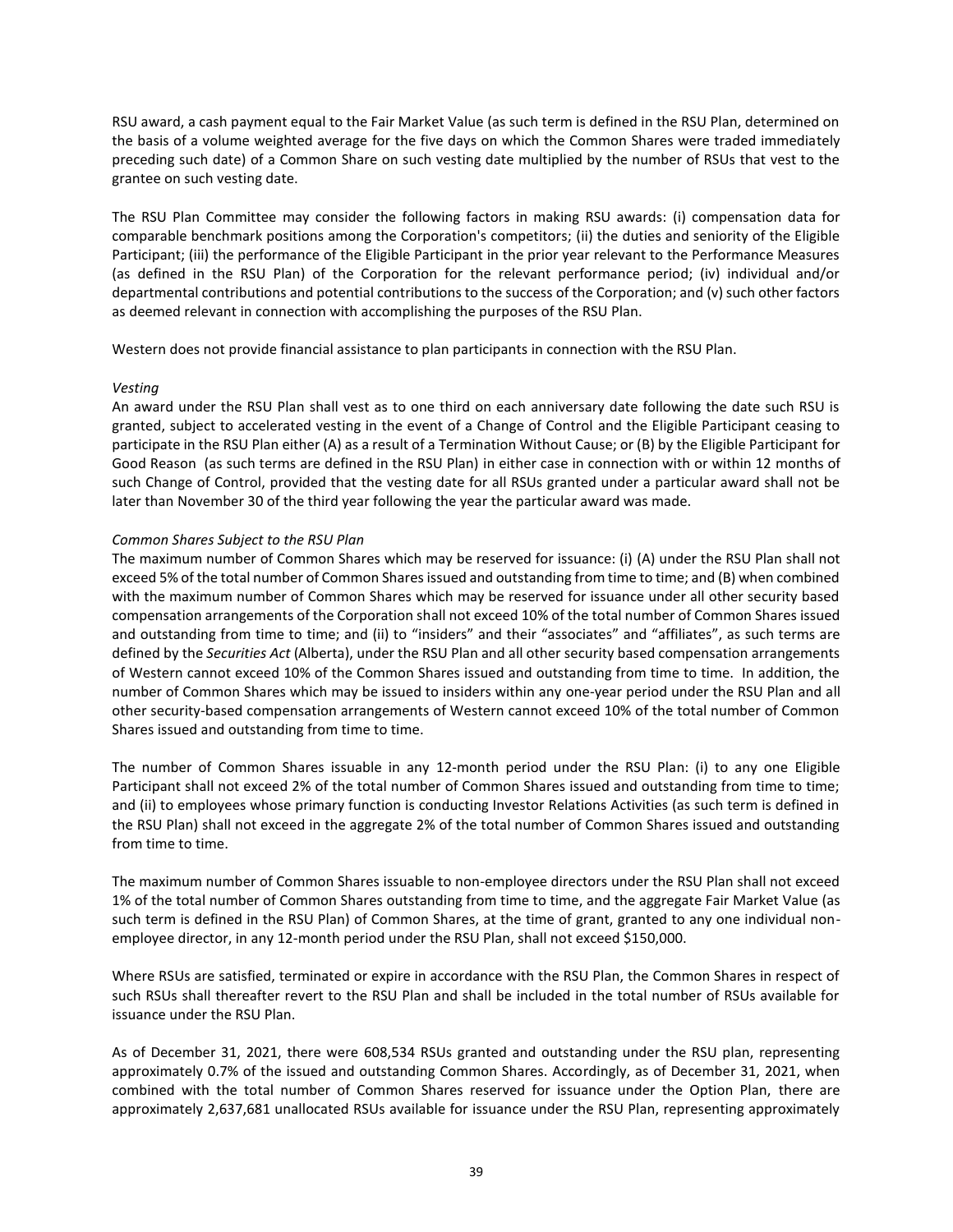RSU award, a cash payment equal to the Fair Market Value (as such term is defined in the RSU Plan, determined on the basis of a volume weighted average for the five days on which the Common Shares were traded immediately preceding such date) of a Common Share on such vesting date multiplied by the number of RSUs that vest to the grantee on such vesting date.

The RSU Plan Committee may consider the following factors in making RSU awards: (i) compensation data for comparable benchmark positions among the Corporation's competitors; (ii) the duties and seniority of the Eligible Participant; (iii) the performance of the Eligible Participant in the prior year relevant to the Performance Measures (as defined in the RSU Plan) of the Corporation for the relevant performance period; (iv) individual and/or departmental contributions and potential contributions to the success of the Corporation; and (v) such other factors as deemed relevant in connection with accomplishing the purposes of the RSU Plan.

Western does not provide financial assistance to plan participants in connection with the RSU Plan.

*Vesting*

An award under the RSU Plan shall vest as to one third on each anniversary date following the date such RSU is granted, subject to accelerated vesting in the event of a Change of Control and the Eligible Participant ceasing to participate in the RSU Plan either (A) as a result of a Termination Without Cause; or (B) by the Eligible Participant for Good Reason (as such terms are defined in the RSU Plan) in either case in connection with or within 12 months of such Change of Control, provided that the vesting date for all RSUs granted under a particular award shall not be later than November 30 of the third year following the year the particular award was made.

*Common Shares Subject to the RSU Plan*

The maximum number of Common Shares which may be reserved for issuance: (i) (A) under the RSU Plan shall not exceed 5% of the total number of Common Shares issued and outstanding from time to time; and (B) when combined with the maximum number of Common Shares which may be reserved for issuance under all other security based compensation arrangements of the Corporation shall not exceed 10% of the total number of Common Shares issued and outstanding from time to time; and (ii) to "insiders" and their "associates" and "affiliates", as such terms are defined by the *Securities Act* (Alberta), under the RSU Plan and all other security based compensation arrangements of Western cannot exceed 10% of the Common Shares issued and outstanding from time to time. In addition, the number of Common Shares which may be issued to insiders within any one-year period under the RSU Plan and all other security-based compensation arrangements of Western cannot exceed 10% of the total number of Common Shares issued and outstanding from time to time.

The number of Common Shares issuable in any 12-month period under the RSU Plan: (i) to any one Eligible Participant shall not exceed 2% of the total number of Common Shares issued and outstanding from time to time; and (ii) to employees whose primary function is conducting Investor Relations Activities (as such term is defined in the RSU Plan) shall not exceed in the aggregate 2% of the total number of Common Shares issued and outstanding from time to time.

The maximum number of Common Shares issuable to non-employee directors under the RSU Plan shall not exceed 1% of the total number of Common Shares outstanding from time to time, and the aggregate Fair Market Value (as such term is defined in the RSU Plan) of Common Shares, at the time of grant, granted to any one individual non-employee director, in any 12-month period under the RSU Plan, shall not exceed $150,000.

Where RSUs are satisfied, terminated or expire in accordance with the RSU Plan, the Common Shares in respect of such RSUs shall thereafter revert to the RSU Plan and shall be included in the total number of RSUs available for issuance under the RSU Plan.

As of December 31, 2021, there were 608,534 RSUs granted and outstanding under the RSU plan, representing approximately 0.7% of the issued and outstanding Common Shares. Accordingly, as of December 31, 2021, when combined with the total number of Common Shares reserved for issuance under the Option Plan, there are approximately 2,637,681 unallocated RSUs available for issuance under the RSU Plan, representing approximately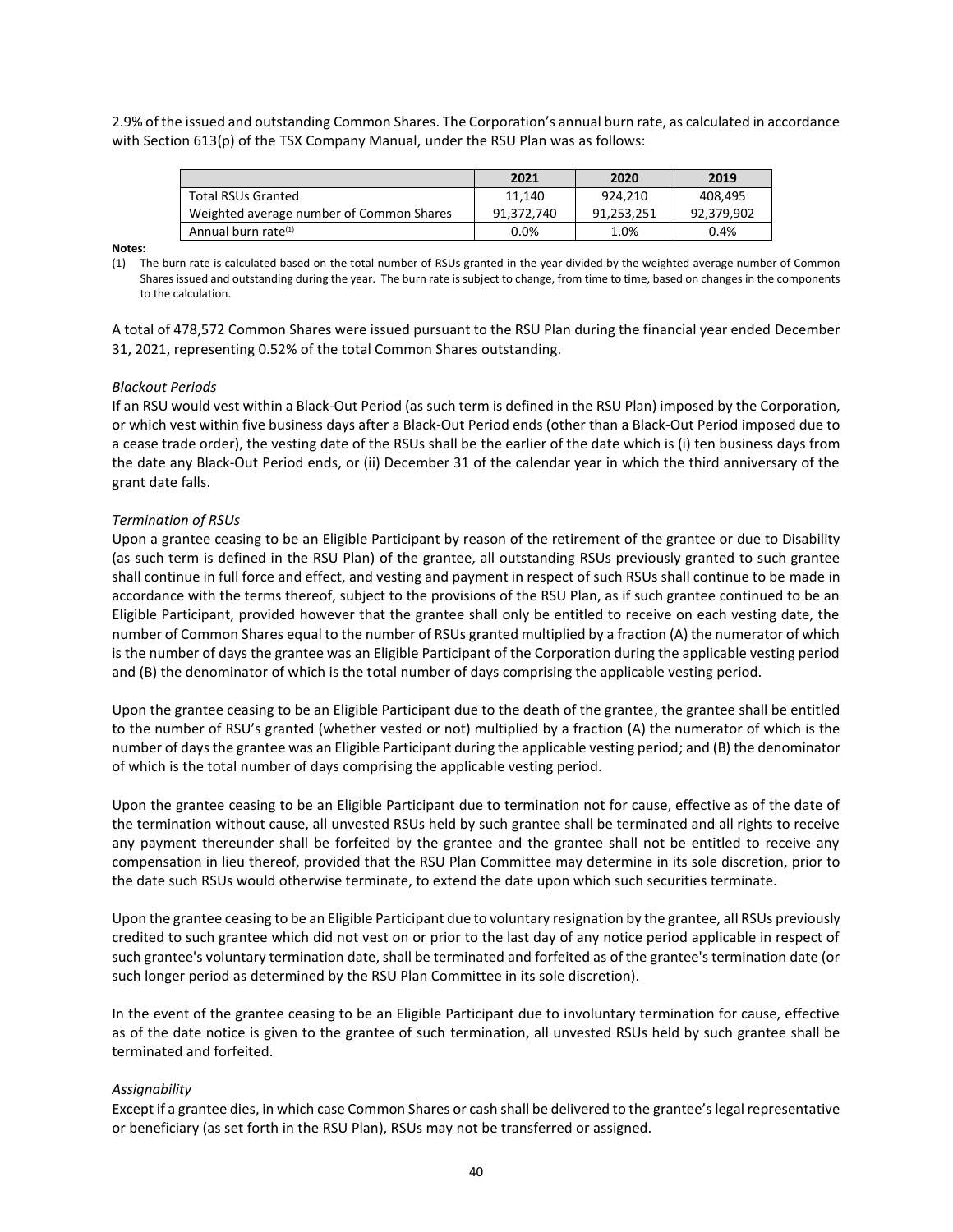2.9% of the issued and outstanding Common Shares. The Corporation's annual burn rate, as calculated in accordance with Section 613(p) of the TSX Company Manual, under the RSU Plan was as follows:

| | 2021 | 2020 | 2019 |
|---|---|---|---|
| Total RSUs Granted | 11,140 | 924,210 | 408,495 |
| Weighted average number of Common Shares | 91,372,740 | 91,253,251 | 92,379,902 |
| Annual burn rate[(1)] | 0.0% | 1.0% | 0.4% |

**Notes:**

(1) The burn rate is calculated based on the total number of RSUs granted in the year divided by the weighted average number of Common Shares issued and outstanding during the year. The burn rate is subject to change, from time to time, based on changes in the components to the calculation.

A total of 478,572 Common Shares were issued pursuant to the RSU Plan during the financial year ended December 31, 2021, representing 0.52% of the total Common Shares outstanding.

*Blackout Periods*

If an RSU would vest within a Black-Out Period (as such term is defined in the RSU Plan) imposed by the Corporation, or which vest within five business days after a Black-Out Period ends (other than a Black-Out Period imposed due to a cease trade order), the vesting date of the RSUs shall be the earlier of the date which is (i) ten business days from the date any Black-Out Period ends, or (ii) December 31 of the calendar year in which the third anniversary of the grant date falls.

*Termination of RSUs*

Upon a grantee ceasing to be an Eligible Participant by reason of the retirement of the grantee or due to Disability (as such term is defined in the RSU Plan) of the grantee, all outstanding RSUs previously granted to such grantee shall continue in full force and effect, and vesting and payment in respect of such RSUs shall continue to be made in accordance with the terms thereof, subject to the provisions of the RSU Plan, as if such grantee continued to be an Eligible Participant, provided however that the grantee shall only be entitled to receive on each vesting date, the number of Common Shares equal to the number of RSUs granted multiplied by a fraction (A) the numerator of which is the number of days the grantee was an Eligible Participant of the Corporation during the applicable vesting period and (B) the denominator of which is the total number of days comprising the applicable vesting period.

Upon the grantee ceasing to be an Eligible Participant due to the death of the grantee, the grantee shall be entitled to the number of RSU's granted (whether vested or not) multiplied by a fraction (A) the numerator of which is the number of days the grantee was an Eligible Participant during the applicable vesting period; and (B) the denominator of which is the total number of days comprising the applicable vesting period.

Upon the grantee ceasing to be an Eligible Participant due to termination not for cause, effective as of the date of the termination without cause, all unvested RSUs held by such grantee shall be terminated and all rights to receive any payment thereunder shall be forfeited by the grantee and the grantee shall not be entitled to receive any compensation in lieu thereof, provided that the RSU Plan Committee may determine in its sole discretion, prior to the date such RSUs would otherwise terminate, to extend the date upon which such securities terminate.

Upon the grantee ceasing to be an Eligible Participant due to voluntary resignation by the grantee, all RSUs previously credited to such grantee which did not vest on or prior to the last day of any notice period applicable in respect of such grantee's voluntary termination date, shall be terminated and forfeited as of the grantee's termination date (or such longer period as determined by the RSU Plan Committee in its sole discretion).

In the event of the grantee ceasing to be an Eligible Participant due to involuntary termination for cause, effective as of the date notice is given to the grantee of such termination, all unvested RSUs held by such grantee shall be terminated and forfeited.

*Assignability*

Except if a grantee dies, in which case Common Shares or cash shall be delivered to the grantee's legal representative or beneficiary (as set forth in the RSU Plan), RSUs may not be transferred or assigned.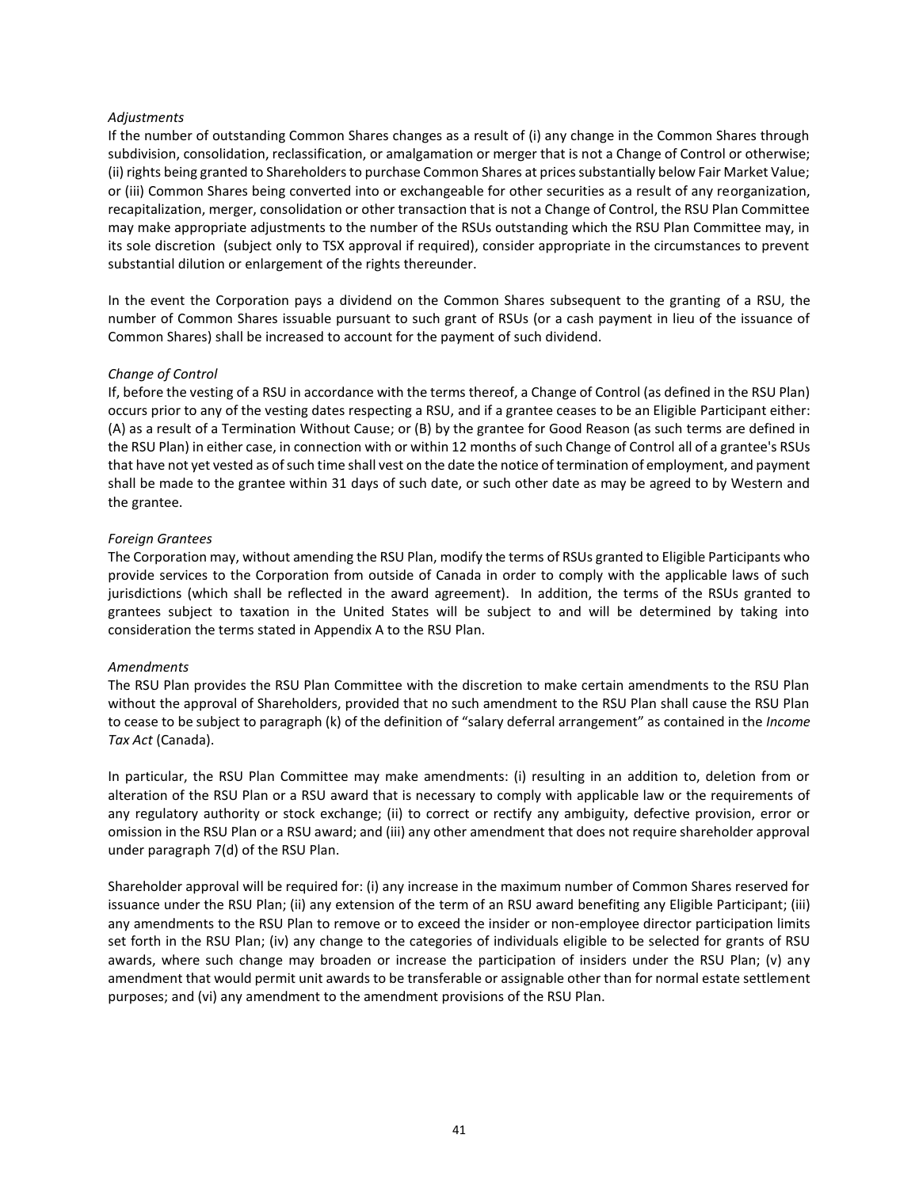*Adjustments*

If the number of outstanding Common Shares changes as a result of (i) any change in the Common Shares through subdivision, consolidation, reclassification, or amalgamation or merger that is not a Change of Control or otherwise; (ii) rights being granted to Shareholders to purchase Common Shares at prices substantially below Fair Market Value; or (iii) Common Shares being converted into or exchangeable for other securities as a result of any reorganization, recapitalization, merger, consolidation or other transaction that is not a Change of Control, the RSU Plan Committee may make appropriate adjustments to the number of the RSUs outstanding which the RSU Plan Committee may, in its sole discretion (subject only to TSX approval if required), consider appropriate in the circumstances to prevent substantial dilution or enlargement of the rights thereunder.

In the event the Corporation pays a dividend on the Common Shares subsequent to the granting of a RSU, the number of Common Shares issuable pursuant to such grant of RSUs (or a cash payment in lieu of the issuance of Common Shares) shall be increased to account for the payment of such dividend.

*Change of Control*

If, before the vesting of a RSU in accordance with the terms thereof, a Change of Control (as defined in the RSU Plan) occurs prior to any of the vesting dates respecting a RSU, and if a grantee ceases to be an Eligible Participant either: (A) as a result of a Termination Without Cause; or (B) by the grantee for Good Reason (as such terms are defined in the RSU Plan) in either case, in connection with or within 12 months of such Change of Control all of a grantee's RSUs that have not yet vested as of such time shall vest on the date the notice of termination of employment, and payment shall be made to the grantee within 31 days of such date, or such other date as may be agreed to by Western and the grantee.

*Foreign Grantees*

The Corporation may, without amending the RSU Plan, modify the terms of RSUs granted to Eligible Participants who provide services to the Corporation from outside of Canada in order to comply with the applicable laws of such jurisdictions (which shall be reflected in the award agreement). In addition, the terms of the RSUs granted to grantees subject to taxation in the United States will be subject to and will be determined by taking into consideration the terms stated in Appendix A to the RSU Plan.

*Amendments*

The RSU Plan provides the RSU Plan Committee with the discretion to make certain amendments to the RSU Plan without the approval of Shareholders, provided that no such amendment to the RSU Plan shall cause the RSU Plan to cease to be subject to paragraph (k) of the definition of "salary deferral arrangement" as contained in the *Income Tax Act* (Canada).

In particular, the RSU Plan Committee may make amendments: (i) resulting in an addition to, deletion from or alteration of the RSU Plan or a RSU award that is necessary to comply with applicable law or the requirements of any regulatory authority or stock exchange; (ii) to correct or rectify any ambiguity, defective provision, error or omission in the RSU Plan or a RSU award; and (iii) any other amendment that does not require shareholder approval under paragraph 7(d) of the RSU Plan.

Shareholder approval will be required for: (i) any increase in the maximum number of Common Shares reserved for issuance under the RSU Plan; (ii) any extension of the term of an RSU award benefiting any Eligible Participant; (iii) any amendments to the RSU Plan to remove or to exceed the insider or non-employee director participation limits set forth in the RSU Plan; (iv) any change to the categories of individuals eligible to be selected for grants of RSU awards, where such change may broaden or increase the participation of insiders under the RSU Plan; (v) any amendment that would permit unit awards to be transferable or assignable other than for normal estate settlement purposes; and (vi) any amendment to the amendment provisions of the RSU Plan.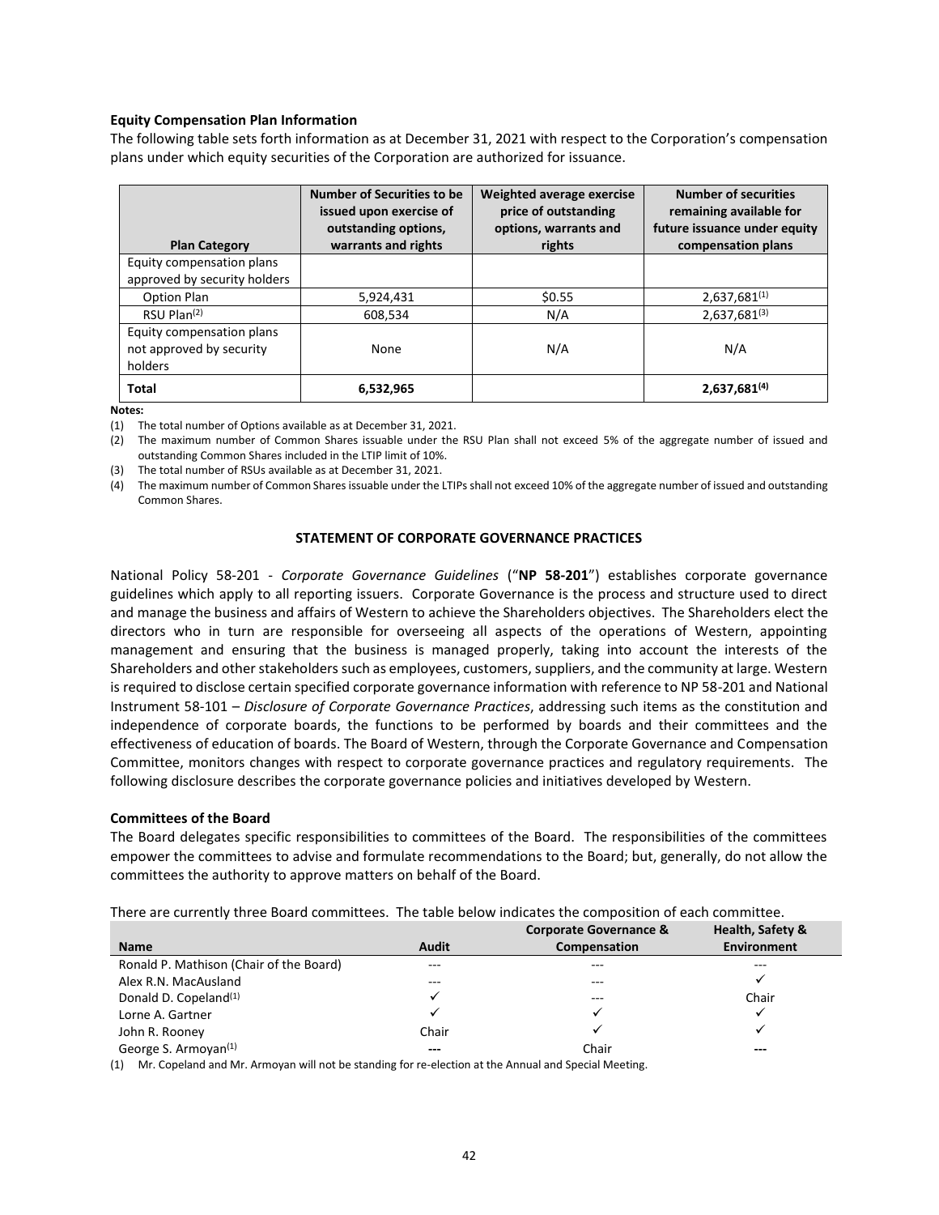**Equity Compensation Plan Information**

The following table sets forth information as at December 31, 2021 with respect to the Corporation's compensation plans under which equity securities of the Corporation are authorized for issuance.

| Plan Category | Number of Securities to be issued upon exercise of outstanding options, warrants and rights | Weighted average exercise price of outstanding options, warrants and rights | Number of securities remaining available for future issuance under equity compensation plans |
|---|---|---|---|
| Equity compensation plans approved by security holders | | | |
| Option Plan | 5,924,431 | $0.55 | 2,637,681[(1)] |
| RSU Plan[(2)] | 608,534 | N/A | 2,637,681[(3)] |
| Equity compensation plans not approved by security holders | None | N/A | N/A |
| **Total** | **6,532,965** | | **2,637,681[(4)]** |

**Notes:**

(1) The total number of Options available as at December 31, 2021.

(2) The maximum number of Common Shares issuable under the RSU Plan shall not exceed 5% of the aggregate number of issued and outstanding Common Shares included in the LTIP limit of 10%.

(3) The total number of RSUs available as at December 31, 2021.

(4) The maximum number of Common Shares issuable under the LTIPs shall not exceed 10% of the aggregate number of issued and outstanding Common Shares.

## STATEMENT OF CORPORATE GOVERNANCE PRACTICES

National Policy 58-201 - *Corporate Governance Guidelines* ("**NP 58-201**") establishes corporate governance guidelines which apply to all reporting issuers. Corporate Governance is the process and structure used to direct and manage the business and affairs of Western to achieve the Shareholders objectives. The Shareholders elect the directors who in turn are responsible for overseeing all aspects of the operations of Western, appointing management and ensuring that the business is managed properly, taking into account the interests of the Shareholders and other stakeholders such as employees, customers, suppliers, and the community at large. Western is required to disclose certain specified corporate governance information with reference to NP 58-201 and National Instrument 58-101 – *Disclosure of Corporate Governance Practices*, addressing such items as the constitution and independence of corporate boards, the functions to be performed by boards and their committees and the effectiveness of education of boards. The Board of Western, through the Corporate Governance and Compensation Committee, monitors changes with respect to corporate governance practices and regulatory requirements. The following disclosure describes the corporate governance policies and initiatives developed by Western.

**Committees of the Board**

The Board delegates specific responsibilities to committees of the Board. The responsibilities of the committees empower the committees to advise and formulate recommendations to the Board; but, generally, do not allow the committees the authority to approve matters on behalf of the Board.

There are currently three Board committees. The table below indicates the composition of each committee.

| Name | Audit | Corporate Governance & Compensation | Health, Safety & Environment |
|---|---|---|---|
| Ronald P. Mathison (Chair of the Board) | --- | --- | --- |
| Alex R.N. MacAusland | --- | --- | ✓ |
| Donald D. Copeland[(1)] | ✓ | --- | Chair |
| Lorne A. Gartner | ✓ | ✓ | ✓ |
| John R. Rooney | Chair | ✓ | ✓ |
| George S. Armoyan[(1)] | --- | Chair | --- |

(1) Mr. Copeland and Mr. Armoyan will not be standing for re-election at the Annual and Special Meeting.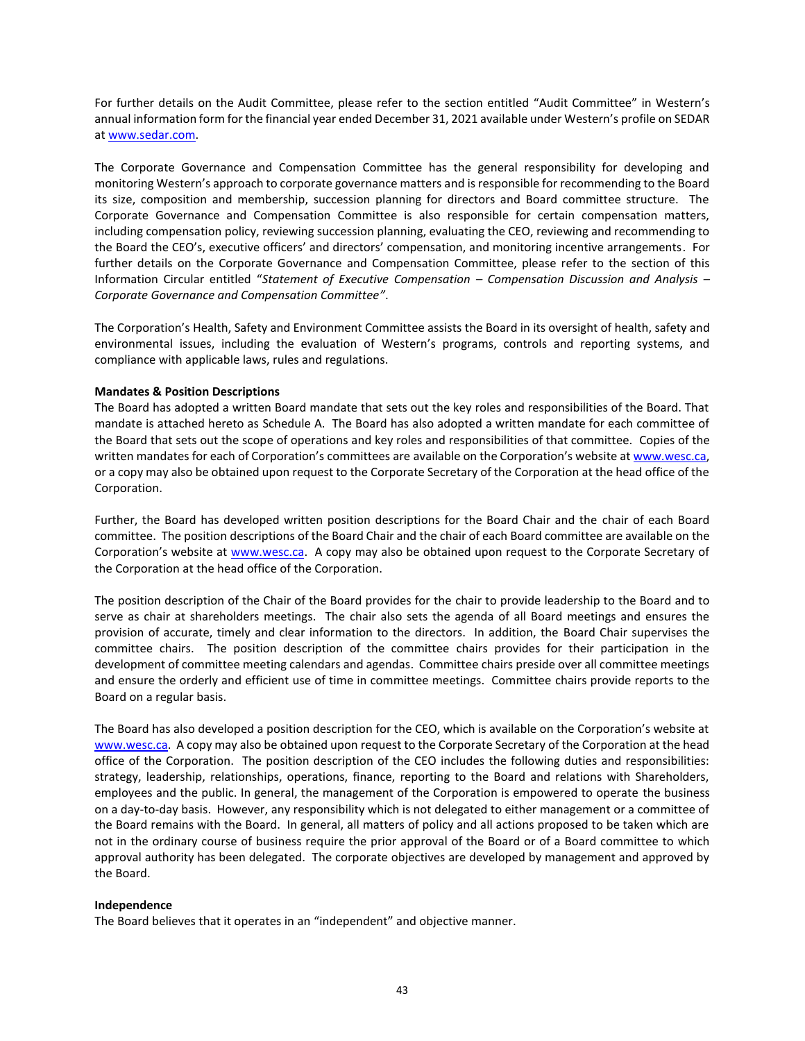For further details on the Audit Committee, please refer to the section entitled "Audit Committee" in Western's annual information form for the financial year ended December 31, 2021 available under Western's profile on SEDAR at www.sedar.com.

The Corporate Governance and Compensation Committee has the general responsibility for developing and monitoring Western's approach to corporate governance matters and is responsible for recommending to the Board its size, composition and membership, succession planning for directors and Board committee structure. The Corporate Governance and Compensation Committee is also responsible for certain compensation matters, including compensation policy, reviewing succession planning, evaluating the CEO, reviewing and recommending to the Board the CEO's, executive officers' and directors' compensation, and monitoring incentive arrangements. For further details on the Corporate Governance and Compensation Committee, please refer to the section of this Information Circular entitled "*Statement of Executive Compensation – Compensation Discussion and Analysis – Corporate Governance and Compensation Committee"*.

The Corporation's Health, Safety and Environment Committee assists the Board in its oversight of health, safety and environmental issues, including the evaluation of Western's programs, controls and reporting systems, and compliance with applicable laws, rules and regulations.

**Mandates & Position Descriptions**

The Board has adopted a written Board mandate that sets out the key roles and responsibilities of the Board. That mandate is attached hereto as Schedule A. The Board has also adopted a written mandate for each committee of the Board that sets out the scope of operations and key roles and responsibilities of that committee. Copies of the written mandates for each of Corporation's committees are available on the Corporation's website at www.wesc.ca, or a copy may also be obtained upon request to the Corporate Secretary of the Corporation at the head office of the Corporation.

Further, the Board has developed written position descriptions for the Board Chair and the chair of each Board committee. The position descriptions of the Board Chair and the chair of each Board committee are available on the Corporation's website at www.wesc.ca. A copy may also be obtained upon request to the Corporate Secretary of the Corporation at the head office of the Corporation.

The position description of the Chair of the Board provides for the chair to provide leadership to the Board and to serve as chair at shareholders meetings. The chair also sets the agenda of all Board meetings and ensures the provision of accurate, timely and clear information to the directors. In addition, the Board Chair supervises the committee chairs. The position description of the committee chairs provides for their participation in the development of committee meeting calendars and agendas. Committee chairs preside over all committee meetings and ensure the orderly and efficient use of time in committee meetings. Committee chairs provide reports to the Board on a regular basis.

The Board has also developed a position description for the CEO, which is available on the Corporation's website at www.wesc.ca. A copy may also be obtained upon request to the Corporate Secretary of the Corporation at the head office of the Corporation. The position description of the CEO includes the following duties and responsibilities: strategy, leadership, relationships, operations, finance, reporting to the Board and relations with Shareholders, employees and the public. In general, the management of the Corporation is empowered to operate the business on a day-to-day basis. However, any responsibility which is not delegated to either management or a committee of the Board remains with the Board. In general, all matters of policy and all actions proposed to be taken which are not in the ordinary course of business require the prior approval of the Board or of a Board committee to which approval authority has been delegated. The corporate objectives are developed by management and approved by the Board.

**Independence**

The Board believes that it operates in an "independent" and objective manner.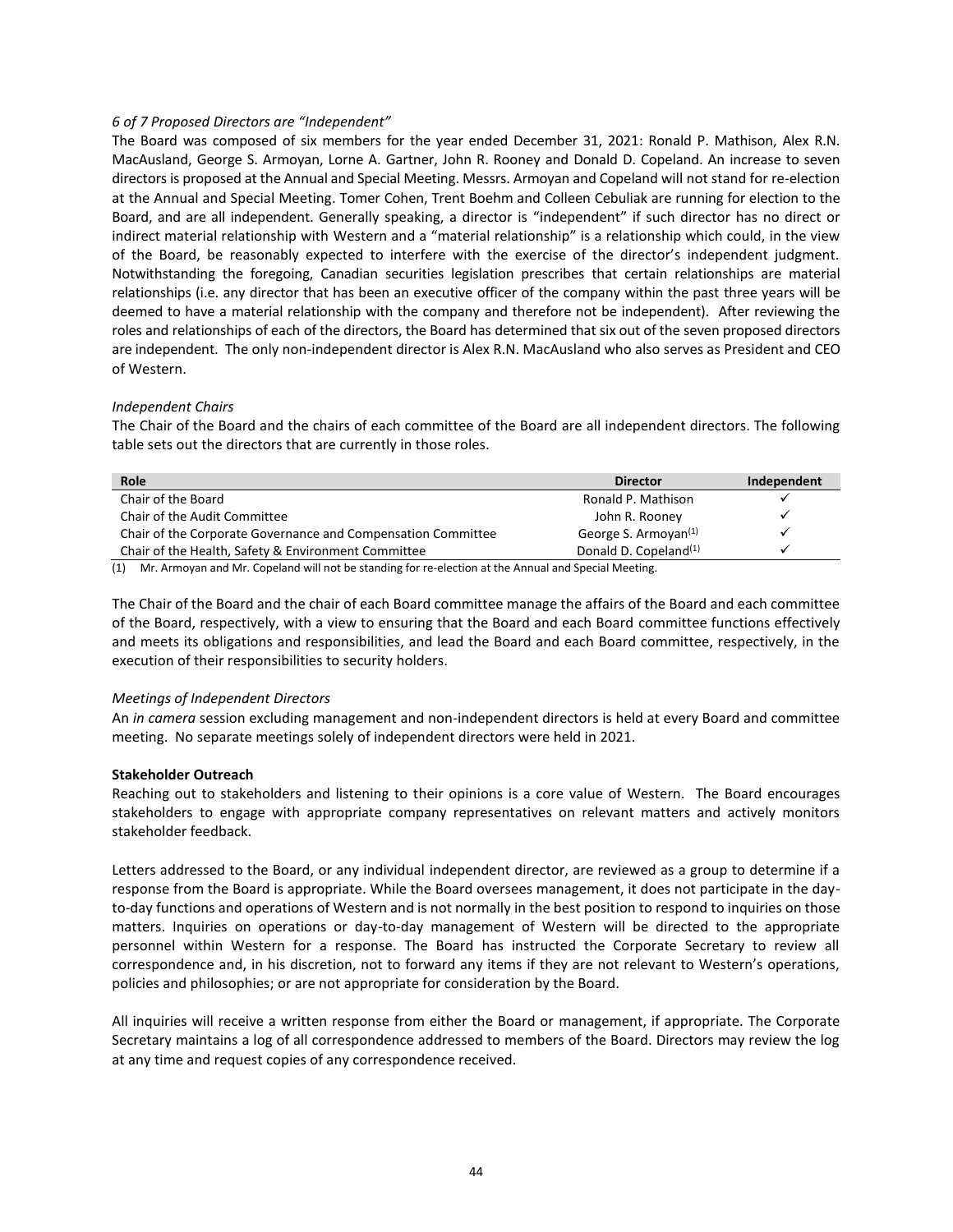*6 of 7 Proposed Directors are "Independent"*

The Board was composed of six members for the year ended December 31, 2021: Ronald P. Mathison, Alex R.N. MacAusland, George S. Armoyan, Lorne A. Gartner, John R. Rooney and Donald D. Copeland. An increase to seven directors is proposed at the Annual and Special Meeting. Messrs. Armoyan and Copeland will not stand for re-election at the Annual and Special Meeting. Tomer Cohen, Trent Boehm and Colleen Cebuliak are running for election to the Board, and are all independent. Generally speaking, a director is "independent" if such director has no direct or indirect material relationship with Western and a "material relationship" is a relationship which could, in the view of the Board, be reasonably expected to interfere with the exercise of the director's independent judgment. Notwithstanding the foregoing, Canadian securities legislation prescribes that certain relationships are material relationships (i.e. any director that has been an executive officer of the company within the past three years will be deemed to have a material relationship with the company and therefore not be independent). After reviewing the roles and relationships of each of the directors, the Board has determined that six out of the seven proposed directors are independent. The only non-independent director is Alex R.N. MacAusland who also serves as President and CEO of Western.

*Independent Chairs*

The Chair of the Board and the chairs of each committee of the Board are all independent directors. The following table sets out the directors that are currently in those roles.

| Role | Director | Independent |
|---|---|---|
| Chair of the Board | Ronald P. Mathison | ✓ |
| Chair of the Audit Committee | John R. Rooney | ✓ |
| Chair of the Corporate Governance and Compensation Committee | George S. Armoyan(1) | ✓ |
| Chair of the Health, Safety & Environment Committee | Donald D. Copeland(1) | ✓ |

(1) Mr. Armoyan and Mr. Copeland will not be standing for re-election at the Annual and Special Meeting.

The Chair of the Board and the chair of each Board committee manage the affairs of the Board and each committee of the Board, respectively, with a view to ensuring that the Board and each Board committee functions effectively and meets its obligations and responsibilities, and lead the Board and each Board committee, respectively, in the execution of their responsibilities to security holders.

*Meetings of Independent Directors*

An *in camera* session excluding management and non-independent directors is held at every Board and committee meeting. No separate meetings solely of independent directors were held in 2021.

**Stakeholder Outreach**

Reaching out to stakeholders and listening to their opinions is a core value of Western. The Board encourages stakeholders to engage with appropriate company representatives on relevant matters and actively monitors stakeholder feedback.

Letters addressed to the Board, or any individual independent director, are reviewed as a group to determine if a response from the Board is appropriate. While the Board oversees management, it does not participate in the day-to-day functions and operations of Western and is not normally in the best position to respond to inquiries on those matters. Inquiries on operations or day-to-day management of Western will be directed to the appropriate personnel within Western for a response. The Board has instructed the Corporate Secretary to review all correspondence and, in his discretion, not to forward any items if they are not relevant to Western's operations, policies and philosophies; or are not appropriate for consideration by the Board.

All inquiries will receive a written response from either the Board or management, if appropriate. The Corporate Secretary maintains a log of all correspondence addressed to members of the Board. Directors may review the log at any time and request copies of any correspondence received.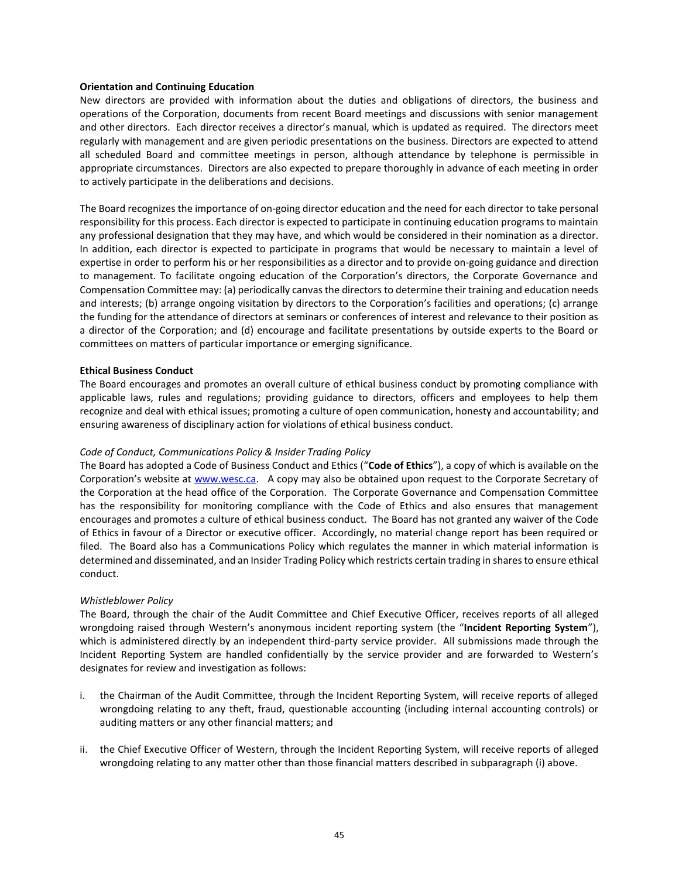**Orientation and Continuing Education**

New directors are provided with information about the duties and obligations of directors, the business and operations of the Corporation, documents from recent Board meetings and discussions with senior management and other directors. Each director receives a director's manual, which is updated as required. The directors meet regularly with management and are given periodic presentations on the business. Directors are expected to attend all scheduled Board and committee meetings in person, although attendance by telephone is permissible in appropriate circumstances. Directors are also expected to prepare thoroughly in advance of each meeting in order to actively participate in the deliberations and decisions.

The Board recognizes the importance of on-going director education and the need for each director to take personal responsibility for this process. Each director is expected to participate in continuing education programs to maintain any professional designation that they may have, and which would be considered in their nomination as a director. In addition, each director is expected to participate in programs that would be necessary to maintain a level of expertise in order to perform his or her responsibilities as a director and to provide on-going guidance and direction to management. To facilitate ongoing education of the Corporation's directors, the Corporate Governance and Compensation Committee may: (a) periodically canvas the directors to determine their training and education needs and interests; (b) arrange ongoing visitation by directors to the Corporation's facilities and operations; (c) arrange the funding for the attendance of directors at seminars or conferences of interest and relevance to their position as a director of the Corporation; and (d) encourage and facilitate presentations by outside experts to the Board or committees on matters of particular importance or emerging significance.

**Ethical Business Conduct**

The Board encourages and promotes an overall culture of ethical business conduct by promoting compliance with applicable laws, rules and regulations; providing guidance to directors, officers and employees to help them recognize and deal with ethical issues; promoting a culture of open communication, honesty and accountability; and ensuring awareness of disciplinary action for violations of ethical business conduct.

*Code of Conduct, Communications Policy & Insider Trading Policy*

The Board has adopted a Code of Business Conduct and Ethics ("**Code of Ethics**"), a copy of which is available on the Corporation's website at www.wesc.ca. A copy may also be obtained upon request to the Corporate Secretary of the Corporation at the head office of the Corporation. The Corporate Governance and Compensation Committee has the responsibility for monitoring compliance with the Code of Ethics and also ensures that management encourages and promotes a culture of ethical business conduct. The Board has not granted any waiver of the Code of Ethics in favour of a Director or executive officer. Accordingly, no material change report has been required or filed. The Board also has a Communications Policy which regulates the manner in which material information is determined and disseminated, and an Insider Trading Policy which restricts certain trading in shares to ensure ethical conduct.

*Whistleblower Policy*

The Board, through the chair of the Audit Committee and Chief Executive Officer, receives reports of all alleged wrongdoing raised through Western's anonymous incident reporting system (the "**Incident Reporting System**"), which is administered directly by an independent third-party service provider. All submissions made through the Incident Reporting System are handled confidentially by the service provider and are forwarded to Western's designates for review and investigation as follows:

i. the Chairman of the Audit Committee, through the Incident Reporting System, will receive reports of alleged wrongdoing relating to any theft, fraud, questionable accounting (including internal accounting controls) or auditing matters or any other financial matters; and

ii. the Chief Executive Officer of Western, through the Incident Reporting System, will receive reports of alleged wrongdoing relating to any matter other than those financial matters described in subparagraph (i) above.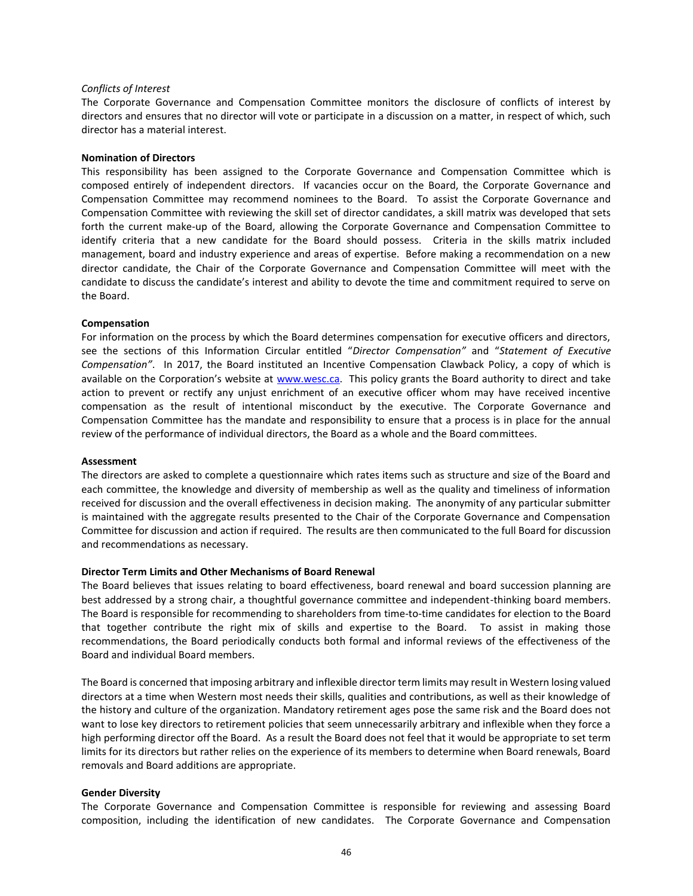*Conflicts of Interest*

The Corporate Governance and Compensation Committee monitors the disclosure of conflicts of interest by directors and ensures that no director will vote or participate in a discussion on a matter, in respect of which, such director has a material interest.

**Nomination of Directors**

This responsibility has been assigned to the Corporate Governance and Compensation Committee which is composed entirely of independent directors. If vacancies occur on the Board, the Corporate Governance and Compensation Committee may recommend nominees to the Board. To assist the Corporate Governance and Compensation Committee with reviewing the skill set of director candidates, a skill matrix was developed that sets forth the current make-up of the Board, allowing the Corporate Governance and Compensation Committee to identify criteria that a new candidate for the Board should possess. Criteria in the skills matrix included management, board and industry experience and areas of expertise. Before making a recommendation on a new director candidate, the Chair of the Corporate Governance and Compensation Committee will meet with the candidate to discuss the candidate's interest and ability to devote the time and commitment required to serve on the Board.

**Compensation**

For information on the process by which the Board determines compensation for executive officers and directors, see the sections of this Information Circular entitled "*Director Compensation"* and "*Statement of Executive Compensation"*. In 2017, the Board instituted an Incentive Compensation Clawback Policy, a copy of which is available on the Corporation's website at [www.wesc.ca](www.wesc.ca). This policy grants the Board authority to direct and take action to prevent or rectify any unjust enrichment of an executive officer whom may have received incentive compensation as the result of intentional misconduct by the executive. The Corporate Governance and Compensation Committee has the mandate and responsibility to ensure that a process is in place for the annual review of the performance of individual directors, the Board as a whole and the Board committees.

**Assessment**

The directors are asked to complete a questionnaire which rates items such as structure and size of the Board and each committee, the knowledge and diversity of membership as well as the quality and timeliness of information received for discussion and the overall effectiveness in decision making. The anonymity of any particular submitter is maintained with the aggregate results presented to the Chair of the Corporate Governance and Compensation Committee for discussion and action if required. The results are then communicated to the full Board for discussion and recommendations as necessary.

**Director Term Limits and Other Mechanisms of Board Renewal**

The Board believes that issues relating to board effectiveness, board renewal and board succession planning are best addressed by a strong chair, a thoughtful governance committee and independent-thinking board members. The Board is responsible for recommending to shareholders from time-to-time candidates for election to the Board that together contribute the right mix of skills and expertise to the Board. To assist in making those recommendations, the Board periodically conducts both formal and informal reviews of the effectiveness of the Board and individual Board members.

The Board is concerned that imposing arbitrary and inflexible director term limits may result in Western losing valued directors at a time when Western most needs their skills, qualities and contributions, as well as their knowledge of the history and culture of the organization. Mandatory retirement ages pose the same risk and the Board does not want to lose key directors to retirement policies that seem unnecessarily arbitrary and inflexible when they force a high performing director off the Board. As a result the Board does not feel that it would be appropriate to set term limits for its directors but rather relies on the experience of its members to determine when Board renewals, Board removals and Board additions are appropriate.

**Gender Diversity**

The Corporate Governance and Compensation Committee is responsible for reviewing and assessing Board composition, including the identification of new candidates. The Corporate Governance and Compensation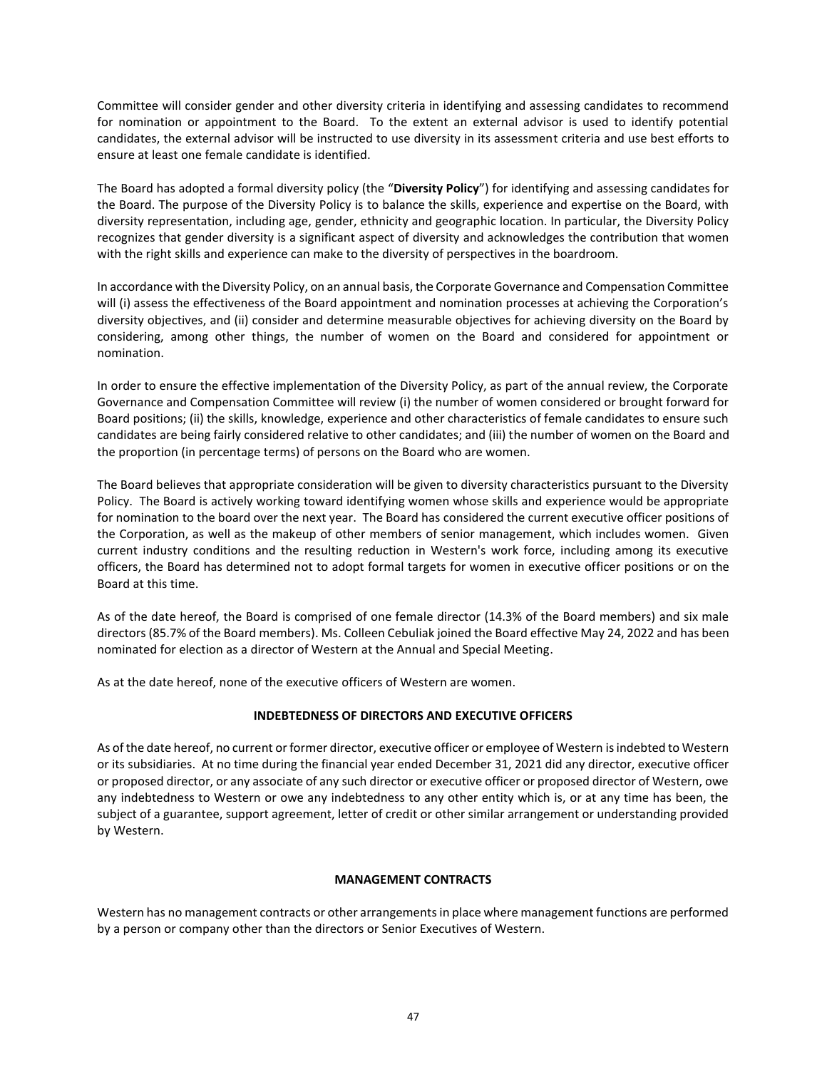Committee will consider gender and other diversity criteria in identifying and assessing candidates to recommend for nomination or appointment to the Board. To the extent an external advisor is used to identify potential candidates, the external advisor will be instructed to use diversity in its assessment criteria and use best efforts to ensure at least one female candidate is identified.

The Board has adopted a formal diversity policy (the "**Diversity Policy**") for identifying and assessing candidates for the Board. The purpose of the Diversity Policy is to balance the skills, experience and expertise on the Board, with diversity representation, including age, gender, ethnicity and geographic location. In particular, the Diversity Policy recognizes that gender diversity is a significant aspect of diversity and acknowledges the contribution that women with the right skills and experience can make to the diversity of perspectives in the boardroom.

In accordance with the Diversity Policy, on an annual basis, the Corporate Governance and Compensation Committee will (i) assess the effectiveness of the Board appointment and nomination processes at achieving the Corporation's diversity objectives, and (ii) consider and determine measurable objectives for achieving diversity on the Board by considering, among other things, the number of women on the Board and considered for appointment or nomination.

In order to ensure the effective implementation of the Diversity Policy, as part of the annual review, the Corporate Governance and Compensation Committee will review (i) the number of women considered or brought forward for Board positions; (ii) the skills, knowledge, experience and other characteristics of female candidates to ensure such candidates are being fairly considered relative to other candidates; and (iii) the number of women on the Board and the proportion (in percentage terms) of persons on the Board who are women.

The Board believes that appropriate consideration will be given to diversity characteristics pursuant to the Diversity Policy. The Board is actively working toward identifying women whose skills and experience would be appropriate for nomination to the board over the next year. The Board has considered the current executive officer positions of the Corporation, as well as the makeup of other members of senior management, which includes women. Given current industry conditions and the resulting reduction in Western's work force, including among its executive officers, the Board has determined not to adopt formal targets for women in executive officer positions or on the Board at this time.

As of the date hereof, the Board is comprised of one female director (14.3% of the Board members) and six male directors (85.7% of the Board members). Ms. Colleen Cebuliak joined the Board effective May 24, 2022 and has been nominated for election as a director of Western at the Annual and Special Meeting.

As at the date hereof, none of the executive officers of Western are women.

## INDEBTEDNESS OF DIRECTORS AND EXECUTIVE OFFICERS

As of the date hereof, no current or former director, executive officer or employee of Western is indebted to Western or its subsidiaries. At no time during the financial year ended December 31, 2021 did any director, executive officer or proposed director, or any associate of any such director or executive officer or proposed director of Western, owe any indebtedness to Western or owe any indebtedness to any other entity which is, or at any time has been, the subject of a guarantee, support agreement, letter of credit or other similar arrangement or understanding provided by Western.

## MANAGEMENT CONTRACTS

Western has no management contracts or other arrangements in place where management functions are performed by a person or company other than the directors or Senior Executives of Western.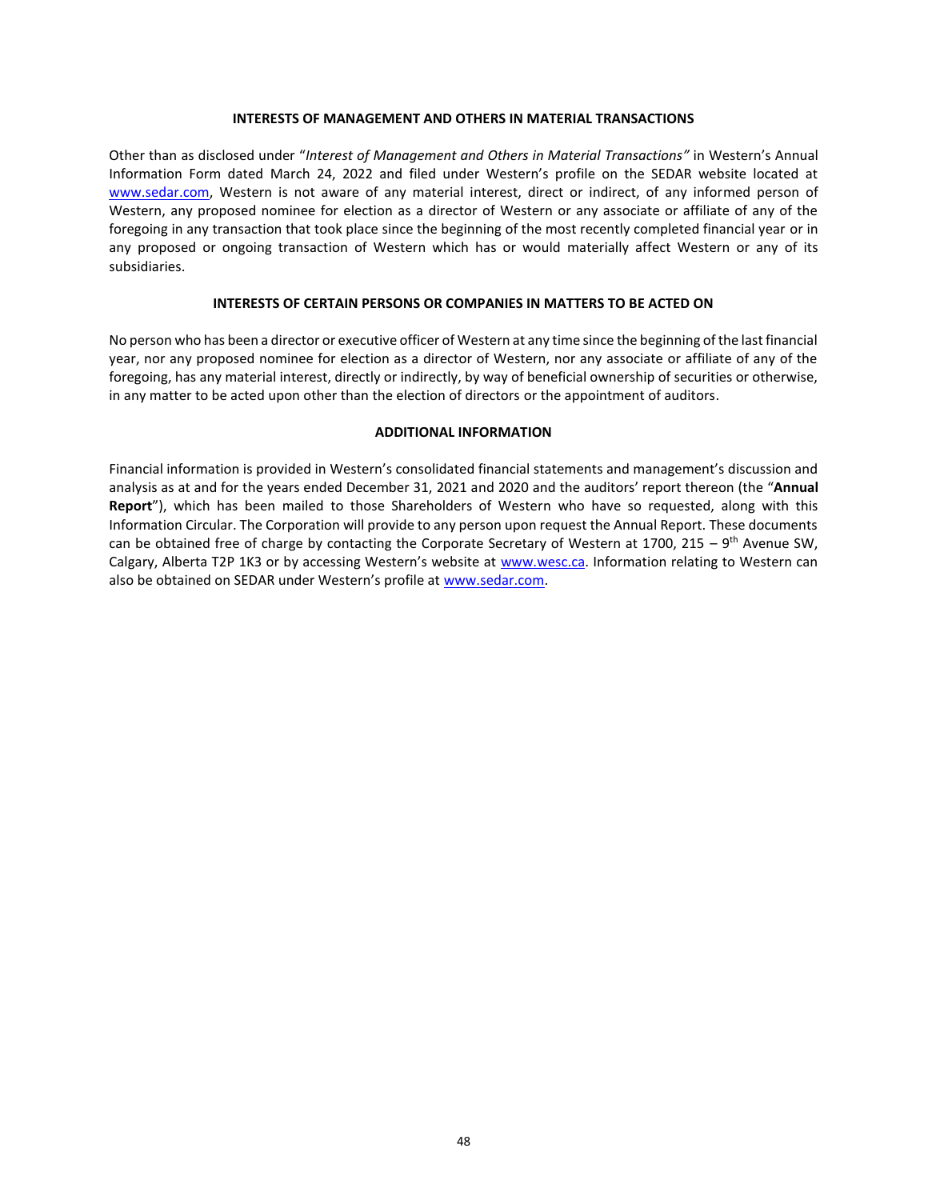## INTERESTS OF MANAGEMENT AND OTHERS IN MATERIAL TRANSACTIONS

Other than as disclosed under "*Interest of Management and Others in Material Transactions"* in Western's Annual Information Form dated March 24, 2022 and filed under Western's profile on the SEDAR website located at www.sedar.com, Western is not aware of any material interest, direct or indirect, of any informed person of Western, any proposed nominee for election as a director of Western or any associate or affiliate of any of the foregoing in any transaction that took place since the beginning of the most recently completed financial year or in any proposed or ongoing transaction of Western which has or would materially affect Western or any of its subsidiaries.

## INTERESTS OF CERTAIN PERSONS OR COMPANIES IN MATTERS TO BE ACTED ON

No person who has been a director or executive officer of Western at any time since the beginning of the last financial year, nor any proposed nominee for election as a director of Western, nor any associate or affiliate of any of the foregoing, has any material interest, directly or indirectly, by way of beneficial ownership of securities or otherwise, in any matter to be acted upon other than the election of directors or the appointment of auditors.

## ADDITIONAL INFORMATION

Financial information is provided in Western's consolidated financial statements and management's discussion and analysis as at and for the years ended December 31, 2021 and 2020 and the auditors' report thereon (the "**Annual Report**"), which has been mailed to those Shareholders of Western who have so requested, along with this Information Circular. The Corporation will provide to any person upon request the Annual Report. These documents can be obtained free of charge by contacting the Corporate Secretary of Western at 1700, 215 – 9th Avenue SW, Calgary, Alberta T2P 1K3 or by accessing Western's website at www.wesc.ca. Information relating to Western can also be obtained on SEDAR under Western's profile at www.sedar.com.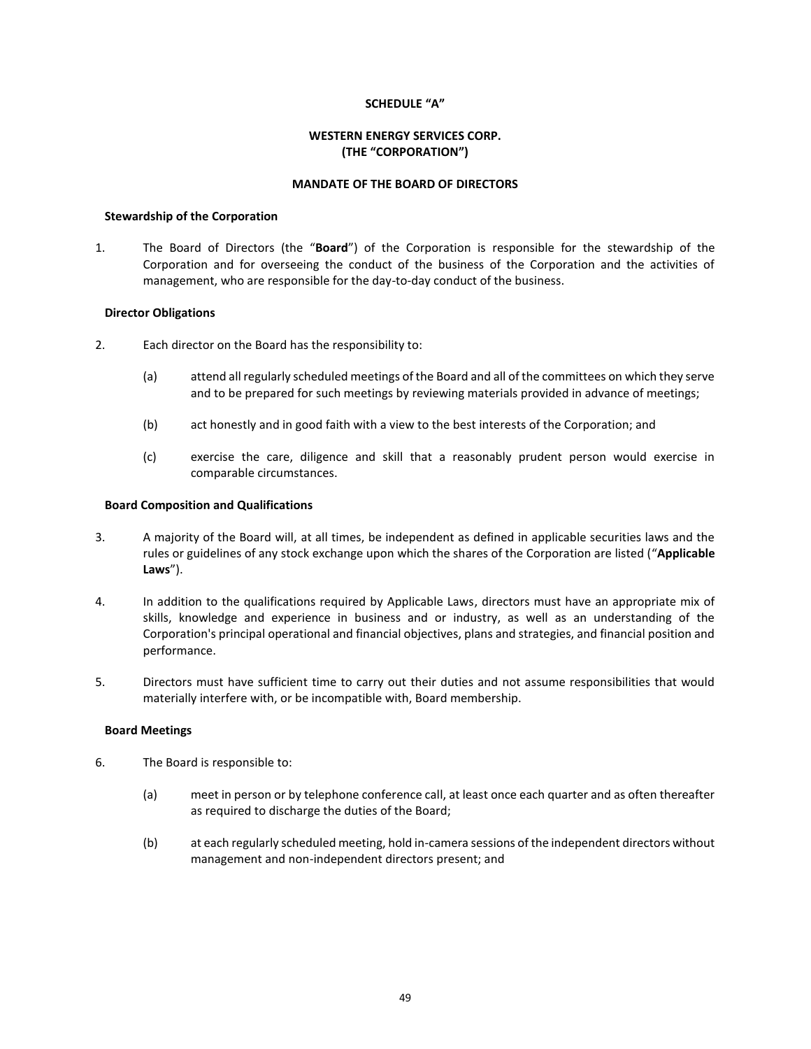**SCHEDULE "A"**

**WESTERN ENERGY SERVICES CORP.**
**(THE "CORPORATION")**

**MANDATE OF THE BOARD OF DIRECTORS**

**Stewardship of the Corporation**

1. The Board of Directors (the "**Board**") of the Corporation is responsible for the stewardship of the Corporation and for overseeing the conduct of the business of the Corporation and the activities of management, who are responsible for the day-to-day conduct of the business.

**Director Obligations**

2. Each director on the Board has the responsibility to:

   (a) attend all regularly scheduled meetings of the Board and all of the committees on which they serve and to be prepared for such meetings by reviewing materials provided in advance of meetings;

   (b) act honestly and in good faith with a view to the best interests of the Corporation; and

   (c) exercise the care, diligence and skill that a reasonably prudent person would exercise in comparable circumstances.

**Board Composition and Qualifications**

3. A majority of the Board will, at all times, be independent as defined in applicable securities laws and the rules or guidelines of any stock exchange upon which the shares of the Corporation are listed ("**Applicable Laws**").

4. In addition to the qualifications required by Applicable Laws, directors must have an appropriate mix of skills, knowledge and experience in business and or industry, as well as an understanding of the Corporation's principal operational and financial objectives, plans and strategies, and financial position and performance.

5. Directors must have sufficient time to carry out their duties and not assume responsibilities that would materially interfere with, or be incompatible with, Board membership.

**Board Meetings**

6. The Board is responsible to:

   (a) meet in person or by telephone conference call, at least once each quarter and as often thereafter as required to discharge the duties of the Board;

   (b) at each regularly scheduled meeting, hold in-camera sessions of the independent directors without management and non-independent directors present; and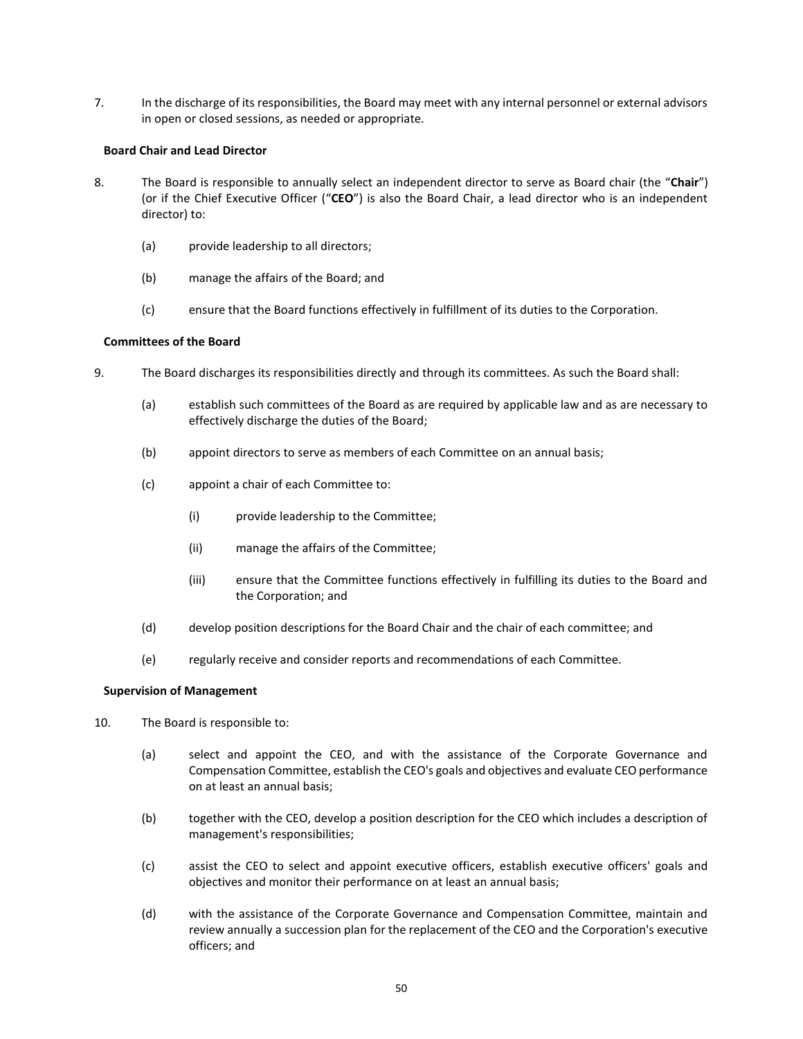7. In the discharge of its responsibilities, the Board may meet with any internal personnel or external advisors in open or closed sessions, as needed or appropriate.

**Board Chair and Lead Director**

8. The Board is responsible to annually select an independent director to serve as Board chair (the "**Chair**") (or if the Chief Executive Officer ("**CEO**") is also the Board Chair, a lead director who is an independent director) to:

   (a) provide leadership to all directors;

   (b) manage the affairs of the Board; and

   (c) ensure that the Board functions effectively in fulfillment of its duties to the Corporation.

**Committees of the Board**

9. The Board discharges its responsibilities directly and through its committees. As such the Board shall:

   (a) establish such committees of the Board as are required by applicable law and as are necessary to effectively discharge the duties of the Board;

   (b) appoint directors to serve as members of each Committee on an annual basis;

   (c) appoint a chair of each Committee to:

      (i) provide leadership to the Committee;

      (ii) manage the affairs of the Committee;

      (iii) ensure that the Committee functions effectively in fulfilling its duties to the Board and the Corporation; and

   (d) develop position descriptions for the Board Chair and the chair of each committee; and

   (e) regularly receive and consider reports and recommendations of each Committee.

**Supervision of Management**

10. The Board is responsible to:

   (a) select and appoint the CEO, and with the assistance of the Corporate Governance and Compensation Committee, establish the CEO's goals and objectives and evaluate CEO performance on at least an annual basis;

   (b) together with the CEO, develop a position description for the CEO which includes a description of management's responsibilities;

   (c) assist the CEO to select and appoint executive officers, establish executive officers' goals and objectives and monitor their performance on at least an annual basis;

   (d) with the assistance of the Corporate Governance and Compensation Committee, maintain and review annually a succession plan for the replacement of the CEO and the Corporation's executive officers; and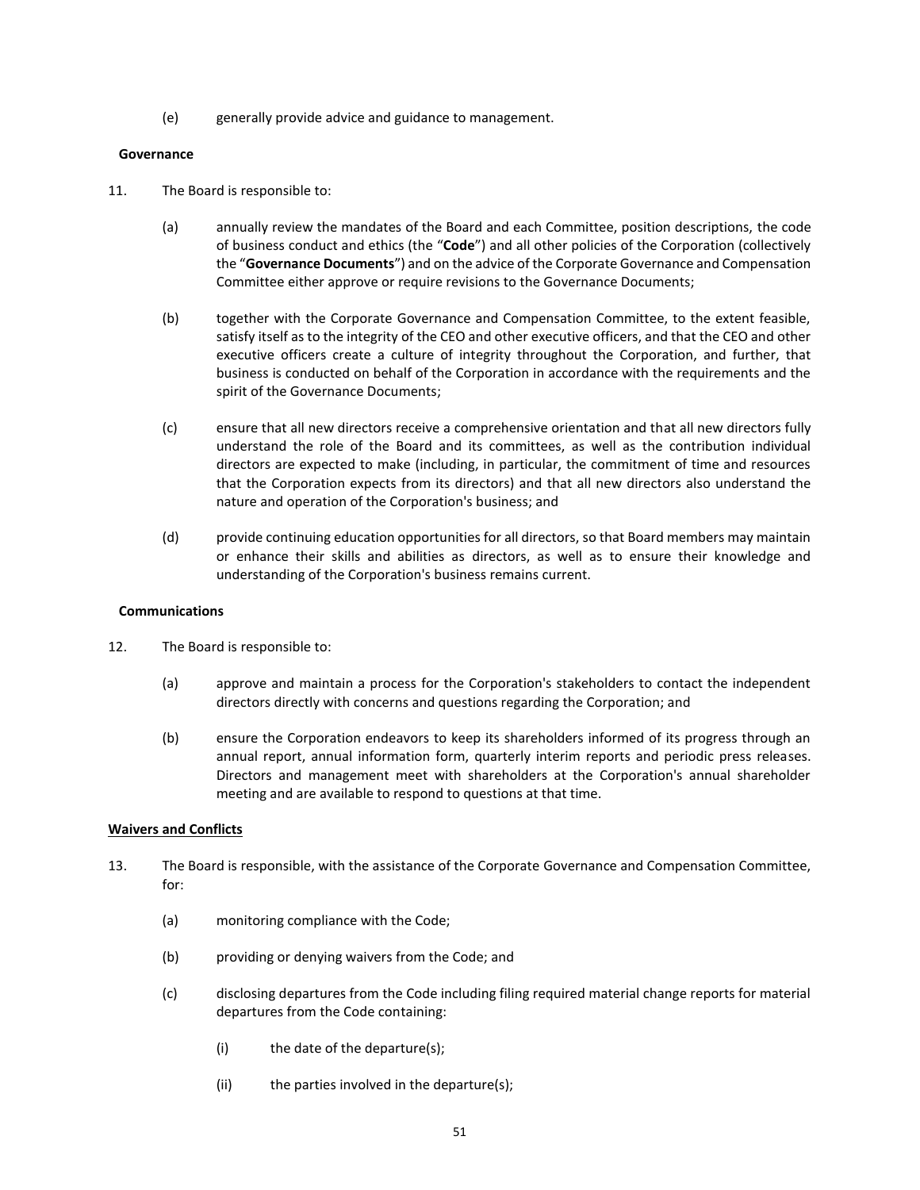(e) generally provide advice and guidance to management.

**Governance**

11. The Board is responsible to:

    (a) annually review the mandates of the Board and each Committee, position descriptions, the code of business conduct and ethics (the "**Code**") and all other policies of the Corporation (collectively the "**Governance Documents**") and on the advice of the Corporate Governance and Compensation Committee either approve or require revisions to the Governance Documents;

    (b) together with the Corporate Governance and Compensation Committee, to the extent feasible, satisfy itself as to the integrity of the CEO and other executive officers, and that the CEO and other executive officers create a culture of integrity throughout the Corporation, and further, that business is conducted on behalf of the Corporation in accordance with the requirements and the spirit of the Governance Documents;

    (c) ensure that all new directors receive a comprehensive orientation and that all new directors fully understand the role of the Board and its committees, as well as the contribution individual directors are expected to make (including, in particular, the commitment of time and resources that the Corporation expects from its directors) and that all new directors also understand the nature and operation of the Corporation's business; and

    (d) provide continuing education opportunities for all directors, so that Board members may maintain or enhance their skills and abilities as directors, as well as to ensure their knowledge and understanding of the Corporation's business remains current.

**Communications**

12. The Board is responsible to:

    (a) approve and maintain a process for the Corporation's stakeholders to contact the independent directors directly with concerns and questions regarding the Corporation; and

    (b) ensure the Corporation endeavors to keep its shareholders informed of its progress through an annual report, annual information form, quarterly interim reports and periodic press releases. Directors and management meet with shareholders at the Corporation's annual shareholder meeting and are available to respond to questions at that time.

**Waivers and Conflicts**

13. The Board is responsible, with the assistance of the Corporate Governance and Compensation Committee, for:

    (a) monitoring compliance with the Code;

    (b) providing or denying waivers from the Code; and

    (c) disclosing departures from the Code including filing required material change reports for material departures from the Code containing:

        (i) the date of the departure(s);

        (ii) the parties involved in the departure(s);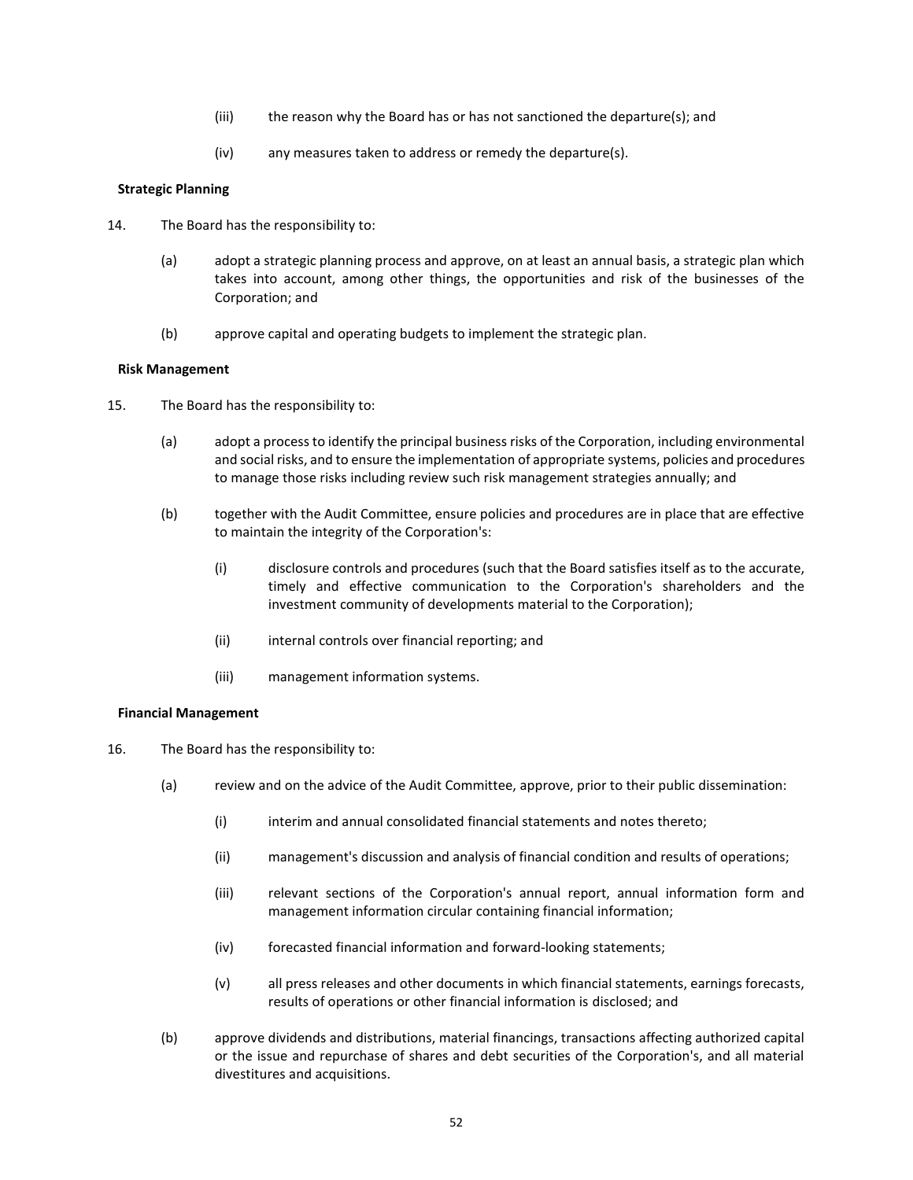(iii) the reason why the Board has or has not sanctioned the departure(s); and

(iv) any measures taken to address or remedy the departure(s).

**Strategic Planning**

14. The Board has the responsibility to:

   (a) adopt a strategic planning process and approve, on at least an annual basis, a strategic plan which takes into account, among other things, the opportunities and risk of the businesses of the Corporation; and

   (b) approve capital and operating budgets to implement the strategic plan.

**Risk Management**

15. The Board has the responsibility to:

   (a) adopt a process to identify the principal business risks of the Corporation, including environmental and social risks, and to ensure the implementation of appropriate systems, policies and procedures to manage those risks including review such risk management strategies annually; and

   (b) together with the Audit Committee, ensure policies and procedures are in place that are effective to maintain the integrity of the Corporation's:

      (i) disclosure controls and procedures (such that the Board satisfies itself as to the accurate, timely and effective communication to the Corporation's shareholders and the investment community of developments material to the Corporation);

      (ii) internal controls over financial reporting; and

      (iii) management information systems.

**Financial Management**

16. The Board has the responsibility to:

   (a) review and on the advice of the Audit Committee, approve, prior to their public dissemination:

      (i) interim and annual consolidated financial statements and notes thereto;

      (ii) management's discussion and analysis of financial condition and results of operations;

      (iii) relevant sections of the Corporation's annual report, annual information form and management information circular containing financial information;

      (iv) forecasted financial information and forward-looking statements;

      (v) all press releases and other documents in which financial statements, earnings forecasts, results of operations or other financial information is disclosed; and

   (b) approve dividends and distributions, material financings, transactions affecting authorized capital or the issue and repurchase of shares and debt securities of the Corporation's, and all material divestitures and acquisitions.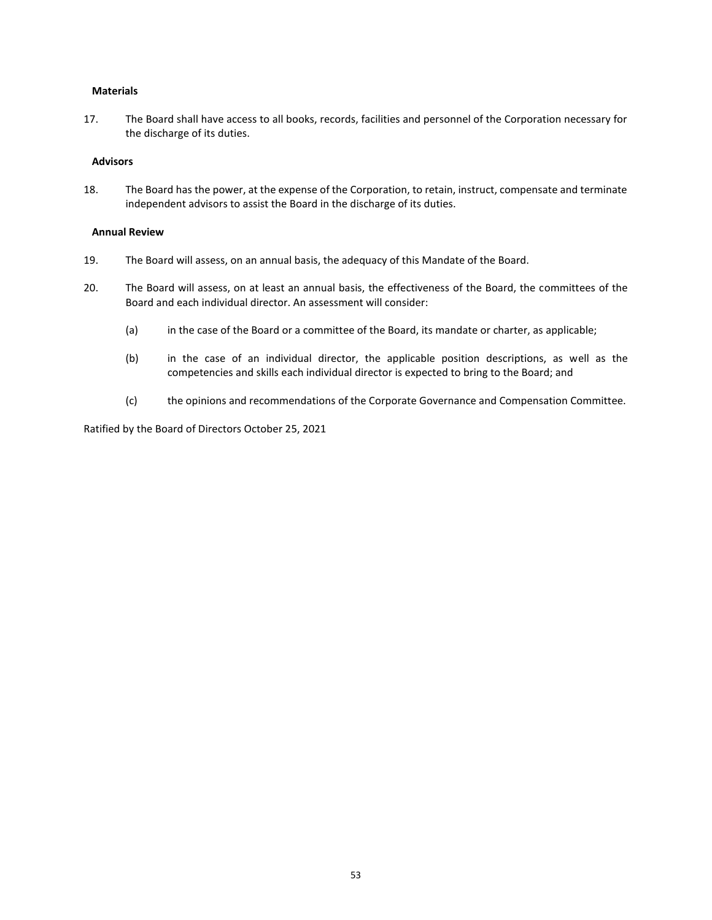**Materials**

17. The Board shall have access to all books, records, facilities and personnel of the Corporation necessary for the discharge of its duties.

**Advisors**

18. The Board has the power, at the expense of the Corporation, to retain, instruct, compensate and terminate independent advisors to assist the Board in the discharge of its duties.

**Annual Review**

19. The Board will assess, on an annual basis, the adequacy of this Mandate of the Board.

20. The Board will assess, on at least an annual basis, the effectiveness of the Board, the committees of the Board and each individual director. An assessment will consider:

    (a) in the case of the Board or a committee of the Board, its mandate or charter, as applicable;

    (b) in the case of an individual director, the applicable position descriptions, as well as the competencies and skills each individual director is expected to bring to the Board; and

    (c) the opinions and recommendations of the Corporate Governance and Compensation Committee.

Ratified by the Board of Directors October 25, 2021